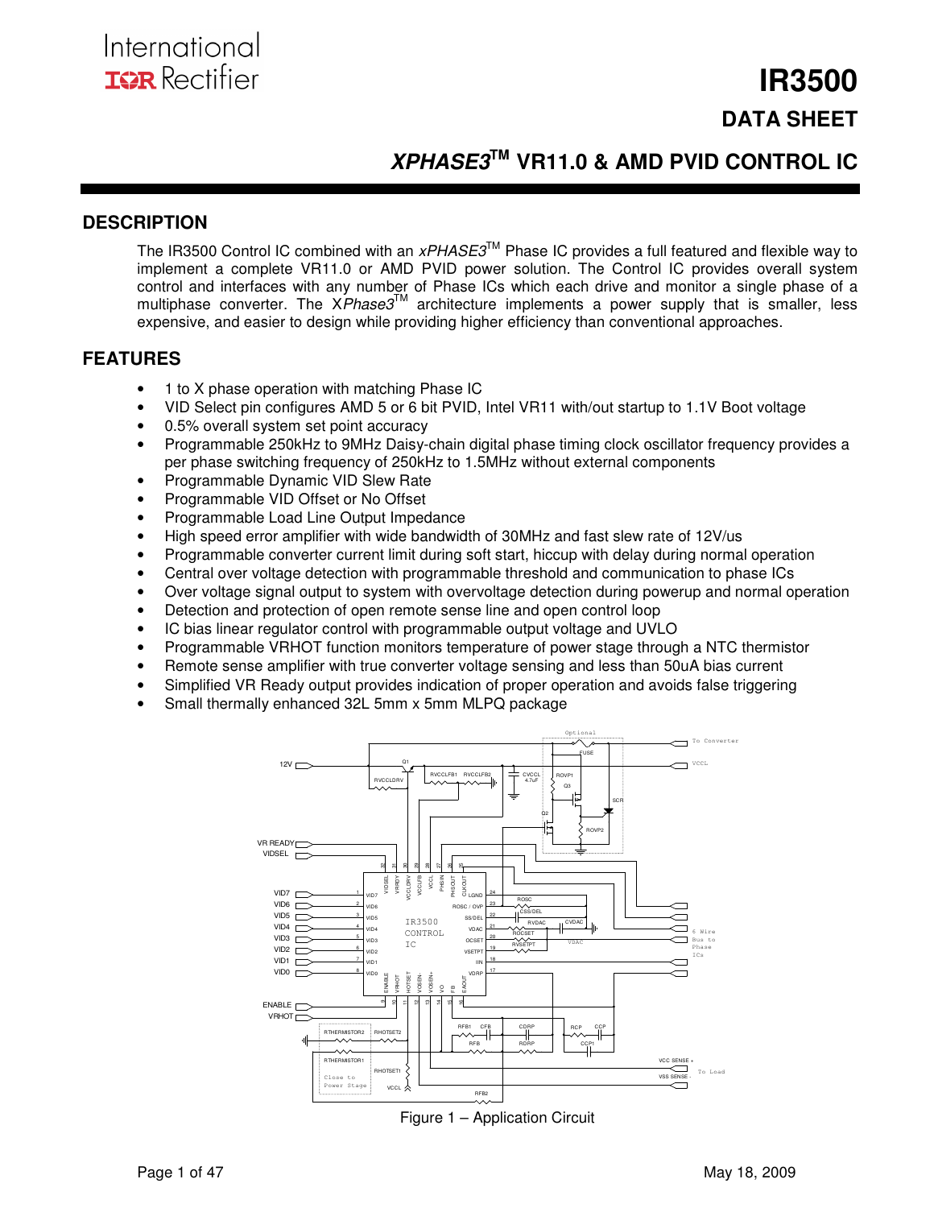International
IOR Rectifier

# IR3500

## DATA SHEET

## *XPHASE3*™ VR11.0 & AMD PVID CONTROL IC

## DESCRIPTION

The IR3500 Control IC combined with an *xPHASE3*™ Phase IC provides a full featured and flexible way to implement a complete VR11.0 or AMD PVID power solution. The Control IC provides overall system control and interfaces with any number of Phase ICs which each drive and monitor a single phase of a multiphase converter. The X*Phase3*™ architecture implements a power supply that is smaller, less expensive, and easier to design while providing higher efficiency than conventional approaches.

## FEATURES

- 1 to X phase operation with matching Phase IC
- VID Select pin configures AMD 5 or 6 bit PVID, Intel VR11 with/out startup to 1.1V Boot voltage
- 0.5% overall system set point accuracy
- Programmable 250kHz to 9MHz Daisy-chain digital phase timing clock oscillator frequency provides a per phase switching frequency of 250kHz to 1.5MHz without external components
- Programmable Dynamic VID Slew Rate
- Programmable VID Offset or No Offset
- Programmable Load Line Output Impedance
- High speed error amplifier with wide bandwidth of 30MHz and fast slew rate of 12V/us
- Programmable converter current limit during soft start, hiccup with delay during normal operation
- Central over voltage detection with programmable threshold and communication to phase ICs
- Over voltage signal output to system with overvoltage detection during powerup and normal operation
- Detection and protection of open remote sense line and open control loop
- IC bias linear regulator control with programmable output voltage and UVLO
- Programmable VRHOT function monitors temperature of power stage through a NTC thermistor
- Remote sense amplifier with true converter voltage sensing and less than 50uA bias current
- Simplified VR Ready output provides indication of proper operation and avoids false triggering
- Small thermally enhanced 32L 5mm x 5mm MLPQ package

Figure 1 – Application Circuit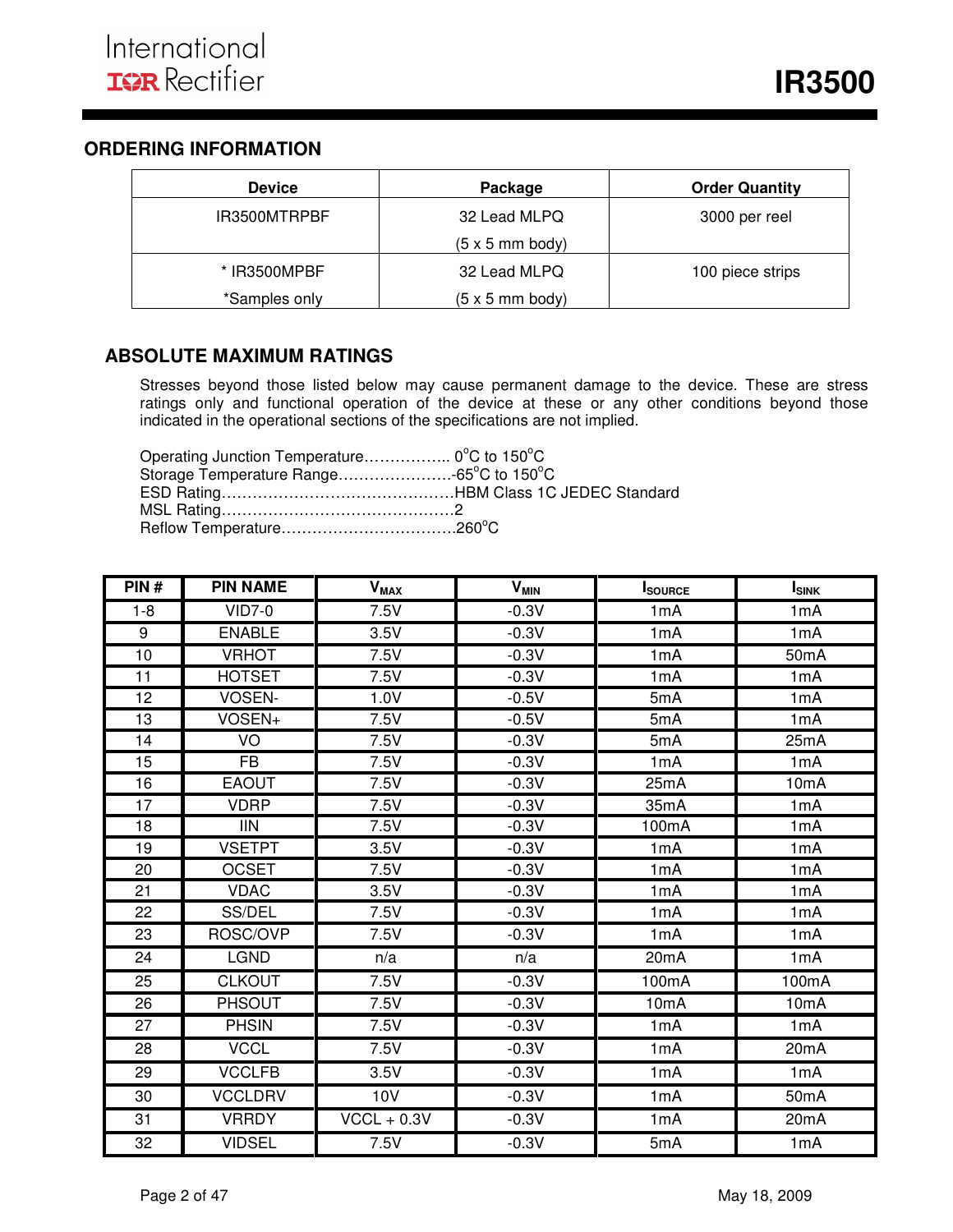## ORDERING INFORMATION

| Device | Package | Order Quantity |
|---|---|---|
| IR3500MTRPBF | 32 Lead MLPQ (5 x 5 mm body) | 3000 per reel |
| * IR3500MPBF *Samples only | 32 Lead MLPQ (5 x 5 mm body) | 100 piece strips |

## ABSOLUTE MAXIMUM RATINGS

Stresses beyond those listed below may cause permanent damage to the device. These are stress ratings only and functional operation of the device at these or any other conditions beyond those indicated in the operational sections of the specifications are not implied.

Operating Junction Temperature…………….. 0°C to 150°C
Storage Temperature Range………………….-65°C to 150°C
ESD Rating………………………………………HBM Class 1C JEDEC Standard
MSL Rating………………………………………2
Reflow Temperature…………………………….260°C

| PIN # | PIN NAME | $V_{MAX}$ | $V_{MIN}$ | $I_{SOURCE}$ | $I_{SINK}$ |
|---|---|---|---|---|---|
| 1-8 | VID7-0 | 7.5V | -0.3V | 1mA | 1mA |
| 9 | ENABLE | 3.5V | -0.3V | 1mA | 1mA |
| 10 | VRHOT | 7.5V | -0.3V | 1mA | 50mA |
| 11 | HOTSET | 7.5V | -0.3V | 1mA | 1mA |
| 12 | VOSEN- | 1.0V | -0.5V | 5mA | 1mA |
| 13 | VOSEN+ | 7.5V | -0.5V | 5mA | 1mA |
| 14 | VO | 7.5V | -0.3V | 5mA | 25mA |
| 15 | FB | 7.5V | -0.3V | 1mA | 1mA |
| 16 | EAOUT | 7.5V | -0.3V | 25mA | 10mA |
| 17 | VDRP | 7.5V | -0.3V | 35mA | 1mA |
| 18 | IIN | 7.5V | -0.3V | 100mA | 1mA |
| 19 | VSETPT | 3.5V | -0.3V | 1mA | 1mA |
| 20 | OCSET | 7.5V | -0.3V | 1mA | 1mA |
| 21 | VDAC | 3.5V | -0.3V | 1mA | 1mA |
| 22 | SS/DEL | 7.5V | -0.3V | 1mA | 1mA |
| 23 | ROSC/OVP | 7.5V | -0.3V | 1mA | 1mA |
| 24 | LGND | n/a | n/a | 20mA | 1mA |
| 25 | CLKOUT | 7.5V | -0.3V | 100mA | 100mA |
| 26 | PHSOUT | 7.5V | -0.3V | 10mA | 10mA |
| 27 | PHSIN | 7.5V | -0.3V | 1mA | 1mA |
| 28 | VCCL | 7.5V | -0.3V | 1mA | 20mA |
| 29 | VCCLFB | 3.5V | -0.3V | 1mA | 1mA |
| 30 | VCCLDRV | 10V | -0.3V | 1mA | 50mA |
| 31 | VRRDY | VCCL + 0.3V | -0.3V | 1mA | 20mA |
| 32 | VIDSEL | 7.5V | -0.3V | 5mA | 1mA |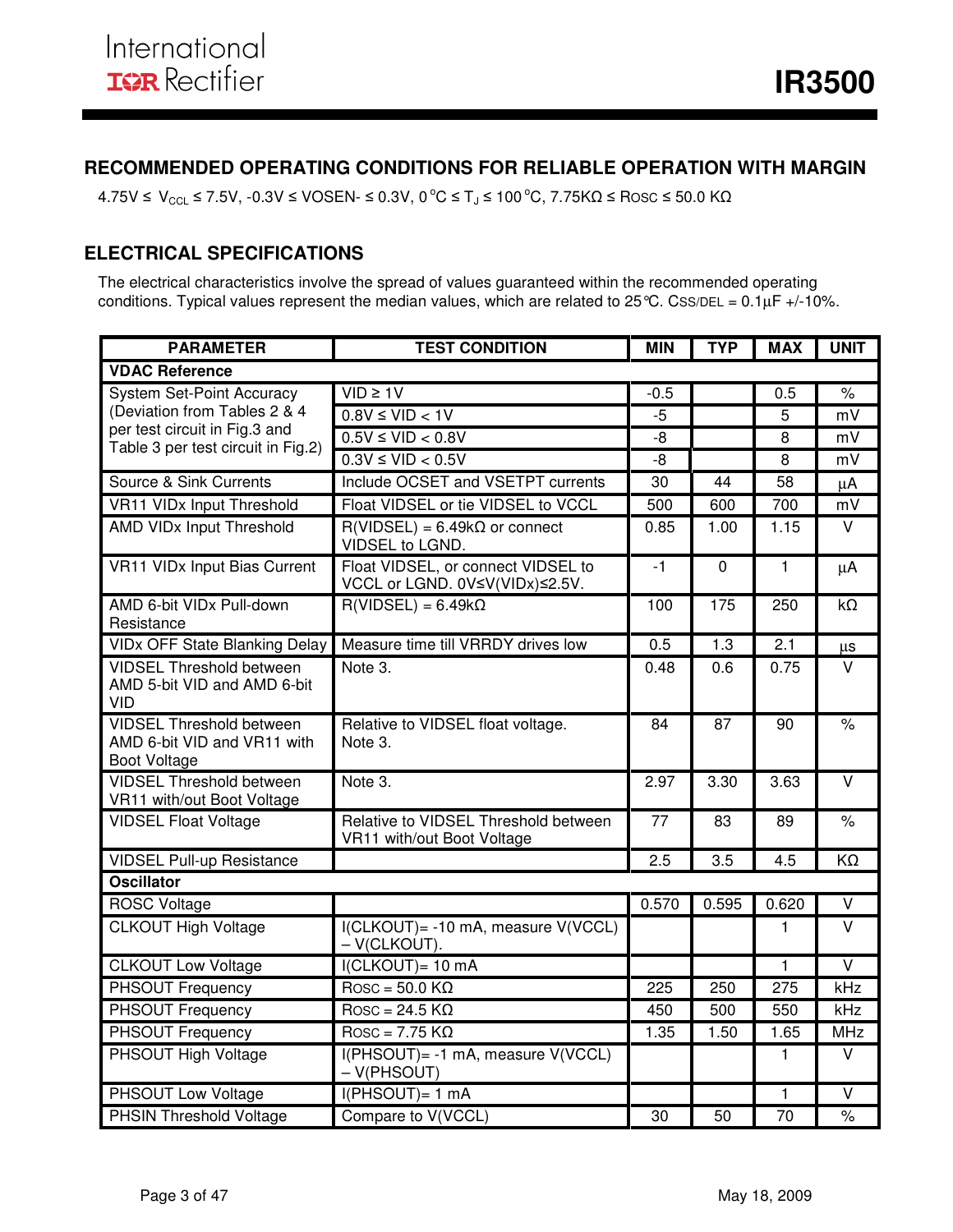## RECOMMENDED OPERATING CONDITIONS FOR RELIABLE OPERATION WITH MARGIN

4.75V ≤ $V_{CCL}$ ≤ 7.5V, -0.3V ≤ VOSEN- ≤ 0.3V, 0 °C ≤ $T_J$ ≤ 100 °C, 7.75KΩ ≤ ROSC ≤ 50.0 KΩ

## ELECTRICAL SPECIFICATIONS

The electrical characteristics involve the spread of values guaranteed within the recommended operating conditions. Typical values represent the median values, which are related to 25°C. CSS/DEL = 0.1µF +/-10%.

| PARAMETER | TEST CONDITION | MIN | TYP | MAX | UNIT |
|---|---|---|---|---|---|
| **VDAC Reference** | | | | | |
| System Set-Point Accuracy (Deviation from Tables 2 & 4 per test circuit in Fig.3 and Table 3 per test circuit in Fig.2) | VID ≥ 1V | -0.5 | | 0.5 | % |
| | 0.8V ≤ VID < 1V | -5 | | 5 | mV |
| | 0.5V ≤ VID < 0.8V | -8 | | 8 | mV |
| | 0.3V ≤ VID < 0.5V | -8 | | 8 | mV |
| Source & Sink Currents | Include OCSET and VSETPT currents | 30 | 44 | 58 | µA |
| VR11 VIDx Input Threshold | Float VIDSEL or tie VIDSEL to VCCL | 500 | 600 | 700 | mV |
| AMD VIDx Input Threshold | R(VIDSEL) = 6.49kΩ or connect VIDSEL to LGND. | 0.85 | 1.00 | 1.15 | V |
| VR11 VIDx Input Bias Current | Float VIDSEL, or connect VIDSEL to VCCL or LGND. 0V≤V(VIDx)≤2.5V. | -1 | 0 | 1 | µA |
| AMD 6-bit VIDx Pull-down Resistance | R(VIDSEL) = 6.49kΩ | 100 | 175 | 250 | kΩ |
| VIDx OFF State Blanking Delay | Measure time till VRRDY drives low | 0.5 | 1.3 | 2.1 | µs |
| VIDSEL Threshold between AMD 5-bit VID and AMD 6-bit VID | Note 3. | 0.48 | 0.6 | 0.75 | V |
| VIDSEL Threshold between AMD 6-bit VID and VR11 with Boot Voltage | Relative to VIDSEL float voltage. Note 3. | 84 | 87 | 90 | % |
| VIDSEL Threshold between VR11 with/out Boot Voltage | Note 3. | 2.97 | 3.30 | 3.63 | V |
| VIDSEL Float Voltage | Relative to VIDSEL Threshold between VR11 with/out Boot Voltage | 77 | 83 | 89 | % |
| VIDSEL Pull-up Resistance | | 2.5 | 3.5 | 4.5 | KΩ |
| **Oscillator** | | | | | |
| ROSC Voltage | | 0.570 | 0.595 | 0.620 | V |
| CLKOUT High Voltage | I(CLKOUT)= -10 mA, measure V(VCCL) – V(CLKOUT). | | | 1 | V |
| CLKOUT Low Voltage | I(CLKOUT)= 10 mA | | | 1 | V |
| PHSOUT Frequency | ROSC = 50.0 KΩ | 225 | 250 | 275 | kHz |
| PHSOUT Frequency | ROSC = 24.5 KΩ | 450 | 500 | 550 | kHz |
| PHSOUT Frequency | ROSC = 7.75 KΩ | 1.35 | 1.50 | 1.65 | MHz |
| PHSOUT High Voltage | I(PHSOUT)= -1 mA, measure V(VCCL) – V(PHSOUT) | | | 1 | V |
| PHSOUT Low Voltage | I(PHSOUT)= 1 mA | | | 1 | V |
| PHSIN Threshold Voltage | Compare to V(VCCL) | 30 | 50 | 70 | % |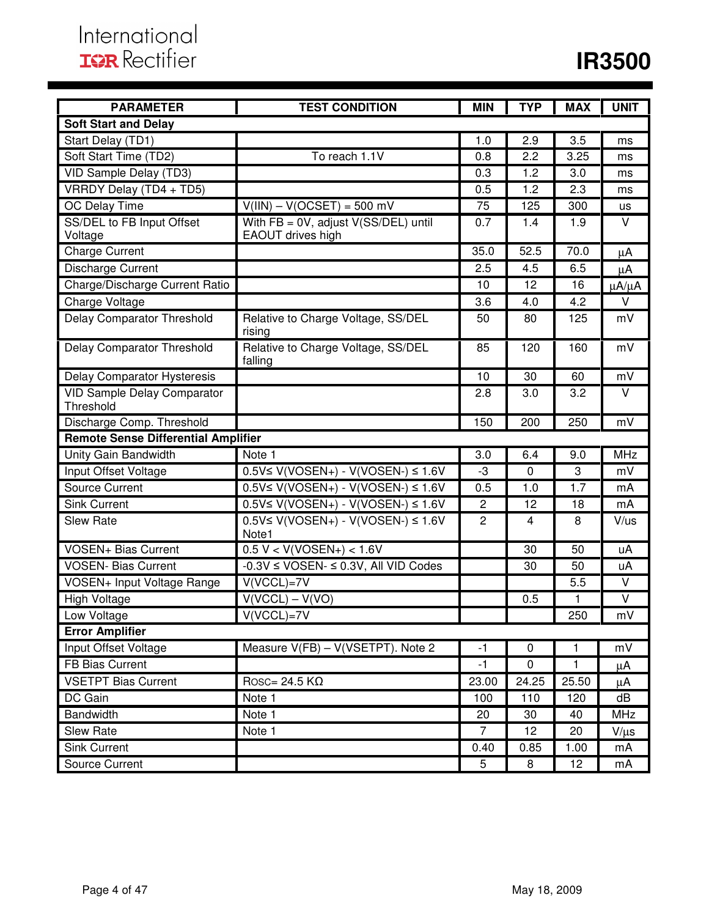| PARAMETER | TEST CONDITION | MIN | TYP | MAX | UNIT |
|---|---|---|---|---|---|
| **Soft Start and Delay** | | | | | |
| Start Delay (TD1) | | 1.0 | 2.9 | 3.5 | ms |
| Soft Start Time (TD2) | To reach 1.1V | 0.8 | 2.2 | 3.25 | ms |
| VID Sample Delay (TD3) | | 0.3 | 1.2 | 3.0 | ms |
| VRRDY Delay (TD4 + TD5) | | 0.5 | 1.2 | 2.3 | ms |
| OC Delay Time | V(IIN) – V(OCSET) = 500 mV | 75 | 125 | 300 | us |
| SS/DEL to FB Input Offset Voltage | With FB = 0V, adjust V(SS/DEL) until EAOUT drives high | 0.7 | 1.4 | 1.9 | V |
| Charge Current | | 35.0 | 52.5 | 70.0 | μA |
| Discharge Current | | 2.5 | 4.5 | 6.5 | μA |
| Charge/Discharge Current Ratio | | 10 | 12 | 16 | μA/μA |
| Charge Voltage | | 3.6 | 4.0 | 4.2 | V |
| Delay Comparator Threshold | Relative to Charge Voltage, SS/DEL rising | 50 | 80 | 125 | mV |
| Delay Comparator Threshold | Relative to Charge Voltage, SS/DEL falling | 85 | 120 | 160 | mV |
| Delay Comparator Hysteresis | | 10 | 30 | 60 | mV |
| VID Sample Delay Comparator Threshold | | 2.8 | 3.0 | 3.2 | V |
| Discharge Comp. Threshold | | 150 | 200 | 250 | mV |
| **Remote Sense Differential Amplifier** | | | | | |
| Unity Gain Bandwidth | Note 1 | 3.0 | 6.4 | 9.0 | MHz |
| Input Offset Voltage | 0.5V≤ V(VOSEN+) - V(VOSEN-) ≤ 1.6V | -3 | 0 | 3 | mV |
| Source Current | 0.5V≤ V(VOSEN+) - V(VOSEN-) ≤ 1.6V | 0.5 | 1.0 | 1.7 | mA |
| Sink Current | 0.5V≤ V(VOSEN+) - V(VOSEN-) ≤ 1.6V | 2 | 12 | 18 | mA |
| Slew Rate | 0.5V≤ V(VOSEN+) - V(VOSEN-) ≤ 1.6V Note1 | 2 | 4 | 8 | V/us |
| VOSEN+ Bias Current | 0.5 V < V(VOSEN+) < 1.6V | | 30 | 50 | uA |
| VOSEN- Bias Current | -0.3V ≤ VOSEN- ≤ 0.3V, All VID Codes | | 30 | 50 | uA |
| VOSEN+ Input Voltage Range | V(VCCL)=7V | | | 5.5 | V |
| High Voltage | V(VCCL) – V(VO) | | 0.5 | 1 | V |
| Low Voltage | V(VCCL)=7V | | | 250 | mV |
| **Error Amplifier** | | | | | |
| Input Offset Voltage | Measure V(FB) – V(VSETPT). Note 2 | -1 | 0 | 1 | mV |
| FB Bias Current | | -1 | 0 | 1 | μA |
| VSETPT Bias Current | ROSC= 24.5 KΩ | 23.00 | 24.25 | 25.50 | μA |
| DC Gain | Note 1 | 100 | 110 | 120 | dB |
| Bandwidth | Note 1 | 20 | 30 | 40 | MHz |
| Slew Rate | Note 1 | 7 | 12 | 20 | V/μs |
| Sink Current | | 0.40 | 0.85 | 1.00 | mA |
| Source Current | | 5 | 8 | 12 | mA |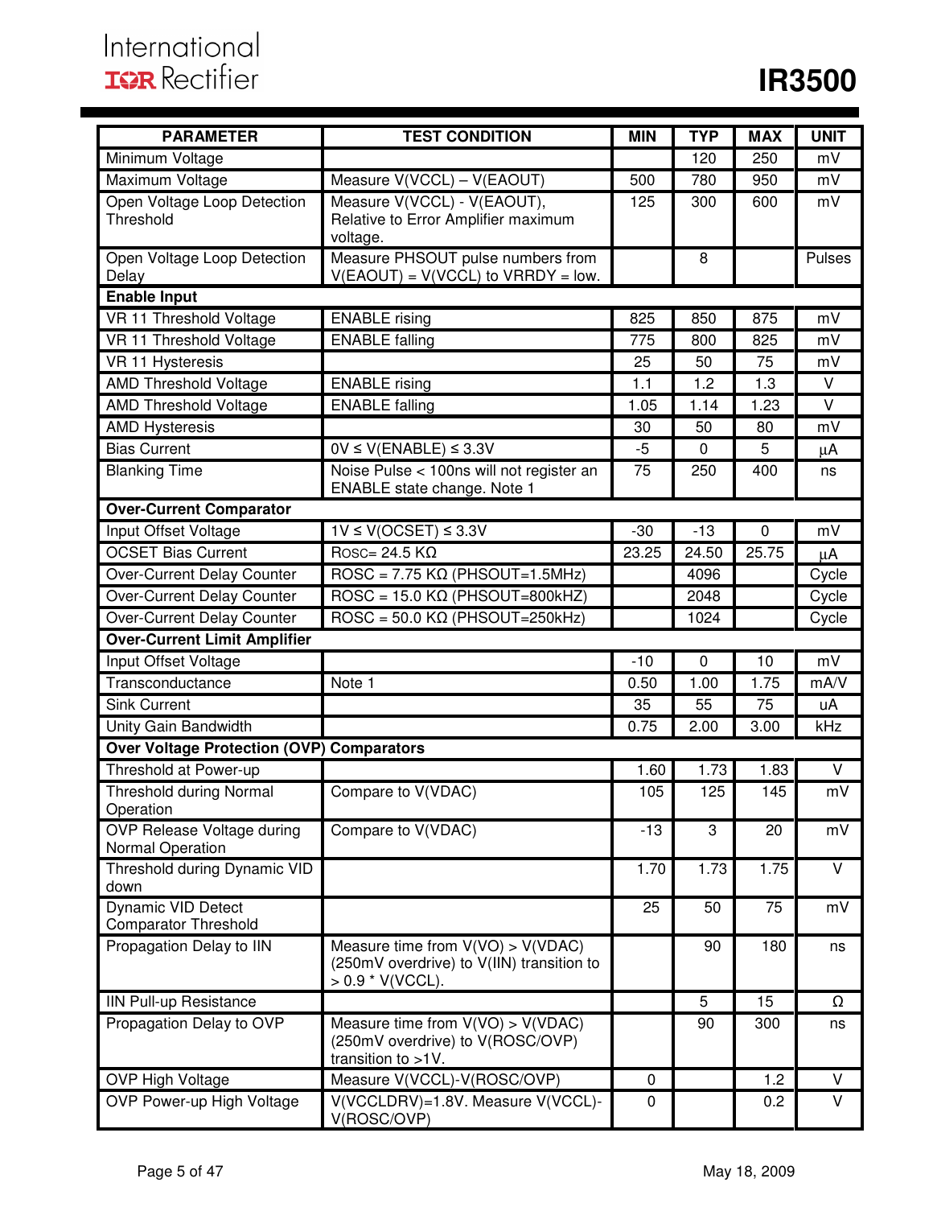| PARAMETER | TEST CONDITION | MIN | TYP | MAX | UNIT |
|---|---|---|---|---|---|
| Minimum Voltage | | | 120 | 250 | mV |
| Maximum Voltage | Measure V(VCCL) – V(EAOUT) | 500 | 780 | 950 | mV |
| Open Voltage Loop Detection Threshold | Measure V(VCCL) - V(EAOUT), Relative to Error Amplifier maximum voltage. | 125 | 300 | 600 | mV |
| Open Voltage Loop Detection Delay | Measure PHSOUT pulse numbers from V(EAOUT) = V(VCCL) to VRRDY = low. | | 8 | | Pulses |
| **Enable Input** | | | | | |
| VR 11 Threshold Voltage | ENABLE rising | 825 | 850 | 875 | mV |
| VR 11 Threshold Voltage | ENABLE falling | 775 | 800 | 825 | mV |
| VR 11 Hysteresis | | 25 | 50 | 75 | mV |
| AMD Threshold Voltage | ENABLE rising | 1.1 | 1.2 | 1.3 | V |
| AMD Threshold Voltage | ENABLE falling | 1.05 | 1.14 | 1.23 | V |
| AMD Hysteresis | | 30 | 50 | 80 | mV |
| Bias Current | 0V ≤ V(ENABLE) ≤ 3.3V | -5 | 0 | 5 | μA |
| Blanking Time | Noise Pulse < 100ns will not register an ENABLE state change. Note 1 | 75 | 250 | 400 | ns |
| **Over-Current Comparator** | | | | | |
| Input Offset Voltage | 1V ≤ V(OCSET) ≤ 3.3V | -30 | -13 | 0 | mV |
| OCSET Bias Current | ROSC= 24.5 KΩ | 23.25 | 24.50 | 25.75 | μA |
| Over-Current Delay Counter | ROSC = 7.75 KΩ (PHSOUT=1.5MHz) | | 4096 | | Cycle |
| Over-Current Delay Counter | ROSC = 15.0 KΩ (PHSOUT=800kHZ) | | 2048 | | Cycle |
| Over-Current Delay Counter | ROSC = 50.0 KΩ (PHSOUT=250kHz) | | 1024 | | Cycle |
| **Over-Current Limit Amplifier** | | | | | |
| Input Offset Voltage | | -10 | 0 | 10 | mV |
| Transconductance | Note 1 | 0.50 | 1.00 | 1.75 | mA/V |
| Sink Current | | 35 | 55 | 75 | uA |
| Unity Gain Bandwidth | | 0.75 | 2.00 | 3.00 | kHz |
| **Over Voltage Protection (OVP) Comparators** | | | | | |
| Threshold at Power-up | | 1.60 | 1.73 | 1.83 | V |
| Threshold during Normal Operation | Compare to V(VDAC) | 105 | 125 | 145 | mV |
| OVP Release Voltage during Normal Operation | Compare to V(VDAC) | -13 | 3 | 20 | mV |
| Threshold during Dynamic VID down | | 1.70 | 1.73 | 1.75 | V |
| Dynamic VID Detect Comparator Threshold | | 25 | 50 | 75 | mV |
| Propagation Delay to IIN | Measure time from V(VO) > V(VDAC) (250mV overdrive) to V(IIN) transition to > 0.9 * V(VCCL). | | 90 | 180 | ns |
| IIN Pull-up Resistance | | | 5 | 15 | Ω |
| Propagation Delay to OVP | Measure time from V(VO) > V(VDAC) (250mV overdrive) to V(ROSC/OVP) transition to >1V. | | 90 | 300 | ns |
| OVP High Voltage | Measure V(VCCL)-V(ROSC/OVP) | 0 | | 1.2 | V |
| OVP Power-up High Voltage | V(VCCLDRV)=1.8V. Measure V(VCCL)-V(ROSC/OVP) | 0 | | 0.2 | V |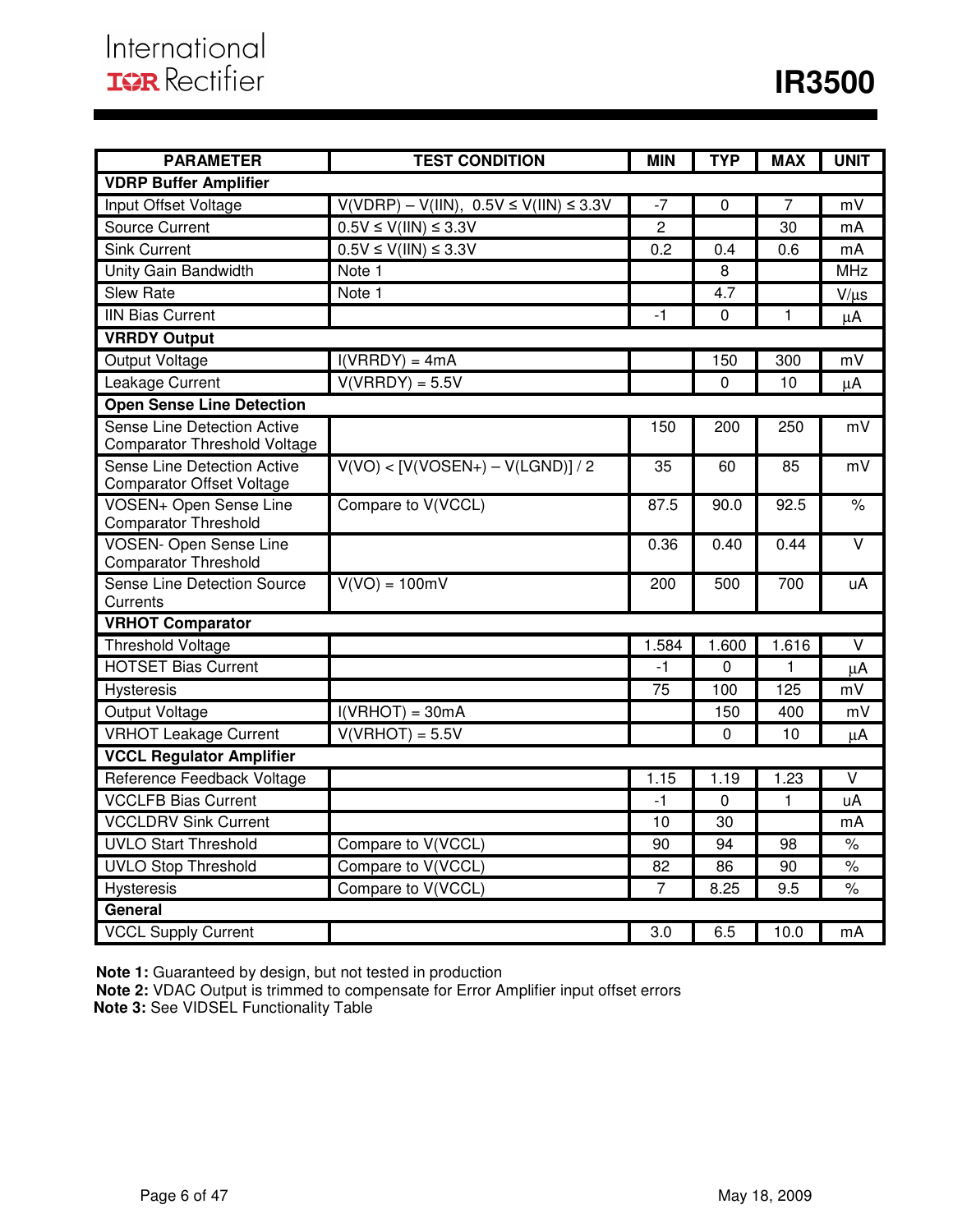| PARAMETER | TEST CONDITION | MIN | TYP | MAX | UNIT |
|---|---|---|---|---|---|
| **VDRP Buffer Amplifier** | | | | | |
| Input Offset Voltage | V(VDRP) – V(IIN), 0.5V ≤ V(IIN) ≤ 3.3V | -7 | 0 | 7 | mV |
| Source Current | 0.5V ≤ V(IIN) ≤ 3.3V | 2 | | 30 | mA |
| Sink Current | 0.5V ≤ V(IIN) ≤ 3.3V | 0.2 | 0.4 | 0.6 | mA |
| Unity Gain Bandwidth | Note 1 | | 8 | | MHz |
| Slew Rate | Note 1 | | 4.7 | | V/μs |
| IIN Bias Current | | -1 | 0 | 1 | μA |
| **VRRDY Output** | | | | | |
| Output Voltage | I(VRRDY) = 4mA | | 150 | 300 | mV |
| Leakage Current | V(VRRDY) = 5.5V | | 0 | 10 | μA |
| **Open Sense Line Detection** | | | | | |
| Sense Line Detection Active Comparator Threshold Voltage | | 150 | 200 | 250 | mV |
| Sense Line Detection Active Comparator Offset Voltage | V(VO) < [V(VOSEN+) – V(LGND)] / 2 | 35 | 60 | 85 | mV |
| VOSEN+ Open Sense Line Comparator Threshold | Compare to V(VCCL) | 87.5 | 90.0 | 92.5 | % |
| VOSEN- Open Sense Line Comparator Threshold | | 0.36 | 0.40 | 0.44 | V |
| Sense Line Detection Source Currents | V(VO) = 100mV | 200 | 500 | 700 | uA |
| **VRHOT Comparator** | | | | | |
| Threshold Voltage | | 1.584 | 1.600 | 1.616 | V |
| HOTSET Bias Current | | -1 | 0 | 1 | μA |
| Hysteresis | | 75 | 100 | 125 | mV |
| Output Voltage | I(VRHOT) = 30mA | | 150 | 400 | mV |
| VRHOT Leakage Current | V(VRHOT) = 5.5V | | 0 | 10 | μA |
| **VCCL Regulator Amplifier** | | | | | |
| Reference Feedback Voltage | | 1.15 | 1.19 | 1.23 | V |
| VCCLFB Bias Current | | -1 | 0 | 1 | uA |
| VCCLDRV Sink Current | | 10 | 30 | | mA |
| UVLO Start Threshold | Compare to V(VCCL) | 90 | 94 | 98 | % |
| UVLO Stop Threshold | Compare to V(VCCL) | 82 | 86 | 90 | % |
| Hysteresis | Compare to V(VCCL) | 7 | 8.25 | 9.5 | % |
| **General** | | | | | |
| VCCL Supply Current | | 3.0 | 6.5 | 10.0 | mA |

**Note 1:** Guaranteed by design, but not tested in production
**Note 2:** VDAC Output is trimmed to compensate for Error Amplifier input offset errors
**Note 3:** See VIDSEL Functionality Table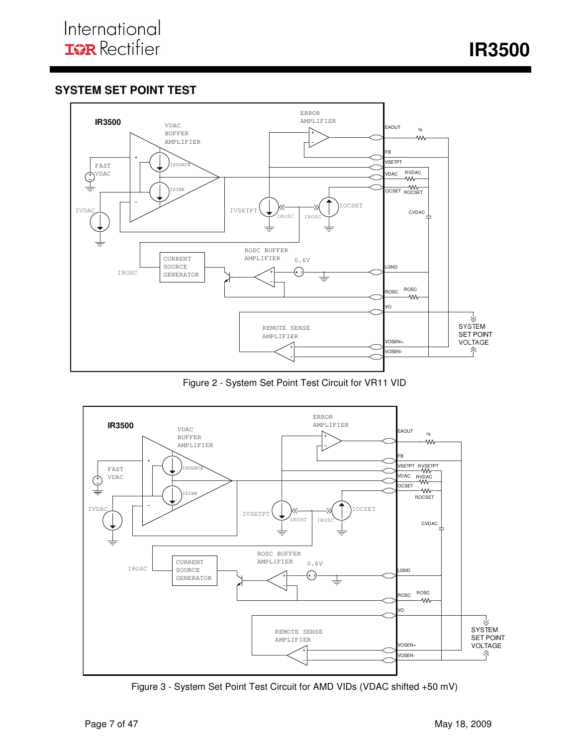## SYSTEM SET POINT TEST

Figure 2 - System Set Point Test Circuit for VR11 VID

Figure 3 - System Set Point Test Circuit for AMD VIDs (VDAC shifted +50 mV)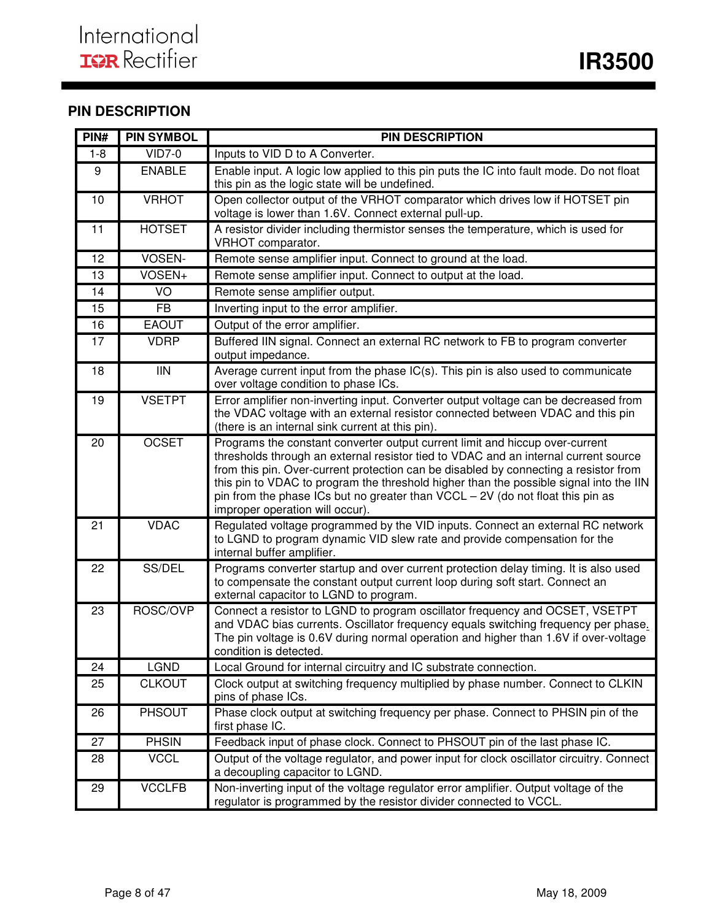## PIN DESCRIPTION

| PIN# | PIN SYMBOL | PIN DESCRIPTION |
|---|---|---|
| 1-8 | VID7-0 | Inputs to VID D to A Converter. |
| 9 | ENABLE | Enable input. A logic low applied to this pin puts the IC into fault mode. Do not float this pin as the logic state will be undefined. |
| 10 | VRHOT | Open collector output of the VRHOT comparator which drives low if HOTSET pin voltage is lower than 1.6V. Connect external pull-up. |
| 11 | HOTSET | A resistor divider including thermistor senses the temperature, which is used for VRHOT comparator. |
| 12 | VOSEN- | Remote sense amplifier input. Connect to ground at the load. |
| 13 | VOSEN+ | Remote sense amplifier input. Connect to output at the load. |
| 14 | VO | Remote sense amplifier output. |
| 15 | FB | Inverting input to the error amplifier. |
| 16 | EAOUT | Output of the error amplifier. |
| 17 | VDRP | Buffered IIN signal. Connect an external RC network to FB to program converter output impedance. |
| 18 | IIN | Average current input from the phase IC(s). This pin is also used to communicate over voltage condition to phase ICs. |
| 19 | VSETPT | Error amplifier non-inverting input. Converter output voltage can be decreased from the VDAC voltage with an external resistor connected between VDAC and this pin (there is an internal sink current at this pin). |
| 20 | OCSET | Programs the constant converter output current limit and hiccup over-current thresholds through an external resistor tied to VDAC and an internal current source from this pin. Over-current protection can be disabled by connecting a resistor from this pin to VDAC to program the threshold higher than the possible signal into the IIN pin from the phase ICs but no greater than VCCL – 2V (do not float this pin as improper operation will occur). |
| 21 | VDAC | Regulated voltage programmed by the VID inputs. Connect an external RC network to LGND to program dynamic VID slew rate and provide compensation for the internal buffer amplifier. |
| 22 | SS/DEL | Programs converter startup and over current protection delay timing. It is also used to compensate the constant output current loop during soft start. Connect an external capacitor to LGND to program. |
| 23 | ROSC/OVP | Connect a resistor to LGND to program oscillator frequency and OCSET, VSETPT and VDAC bias currents. Oscillator frequency equals switching frequency per phase. The pin voltage is 0.6V during normal operation and higher than 1.6V if over-voltage condition is detected. |
| 24 | LGND | Local Ground for internal circuitry and IC substrate connection. |
| 25 | CLKOUT | Clock output at switching frequency multiplied by phase number. Connect to CLKIN pins of phase ICs. |
| 26 | PHSOUT | Phase clock output at switching frequency per phase. Connect to PHSIN pin of the first phase IC. |
| 27 | PHSIN | Feedback input of phase clock. Connect to PHSOUT pin of the last phase IC. |
| 28 | VCCL | Output of the voltage regulator, and power input for clock oscillator circuitry. Connect a decoupling capacitor to LGND. |
| 29 | VCCLFB | Non-inverting input of the voltage regulator error amplifier. Output voltage of the regulator is programmed by the resistor divider connected to VCCL. |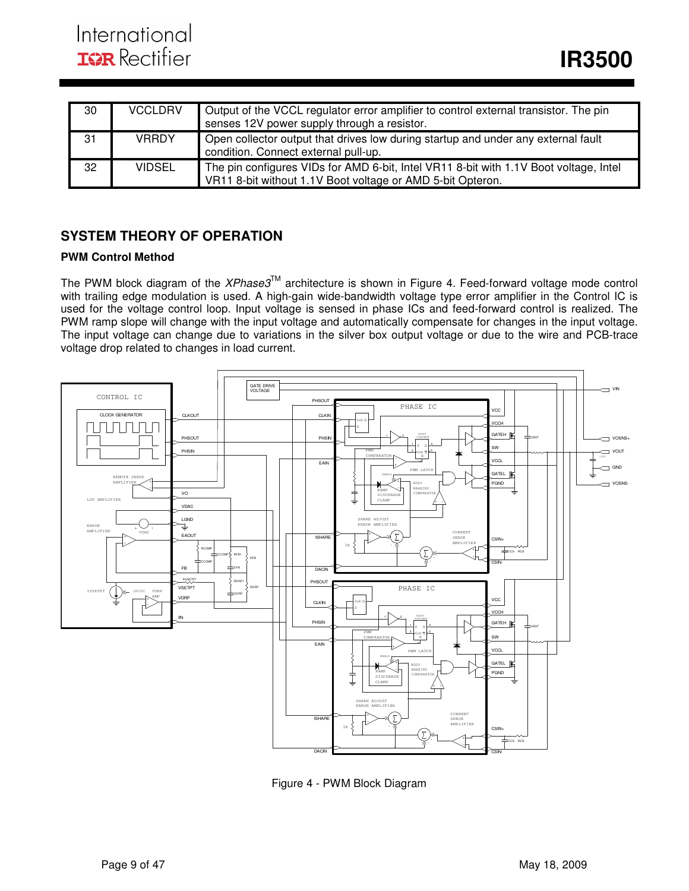| 30 | VCCLDRV | Output of the VCCL regulator error amplifier to control external transistor. The pin senses 12V power supply through a resistor. |
|---|---|---|
| 31 | VRRDY | Open collector output that drives low during startup and under any external fault condition. Connect external pull-up. |
| 32 | VIDSEL | The pin configures VIDs for AMD 6-bit, Intel VR11 8-bit with 1.1V Boot voltage, Intel VR11 8-bit without 1.1V Boot voltage or AMD 5-bit Opteron. |

## SYSTEM THEORY OF OPERATION

### PWM Control Method

The PWM block diagram of the *XPhase3*™ architecture is shown in Figure 4. Feed-forward voltage mode control with trailing edge modulation is used. A high-gain wide-bandwidth voltage type error amplifier in the Control IC is used for the voltage control loop. Input voltage is sensed in phase ICs and feed-forward control is realized. The PWM ramp slope will change with the input voltage and automatically compensate for changes in the input voltage. The input voltage can change due to variations in the silver box output voltage or due to the wire and PCB-trace voltage drop related to changes in load current.

Figure 4 - PWM Block Diagram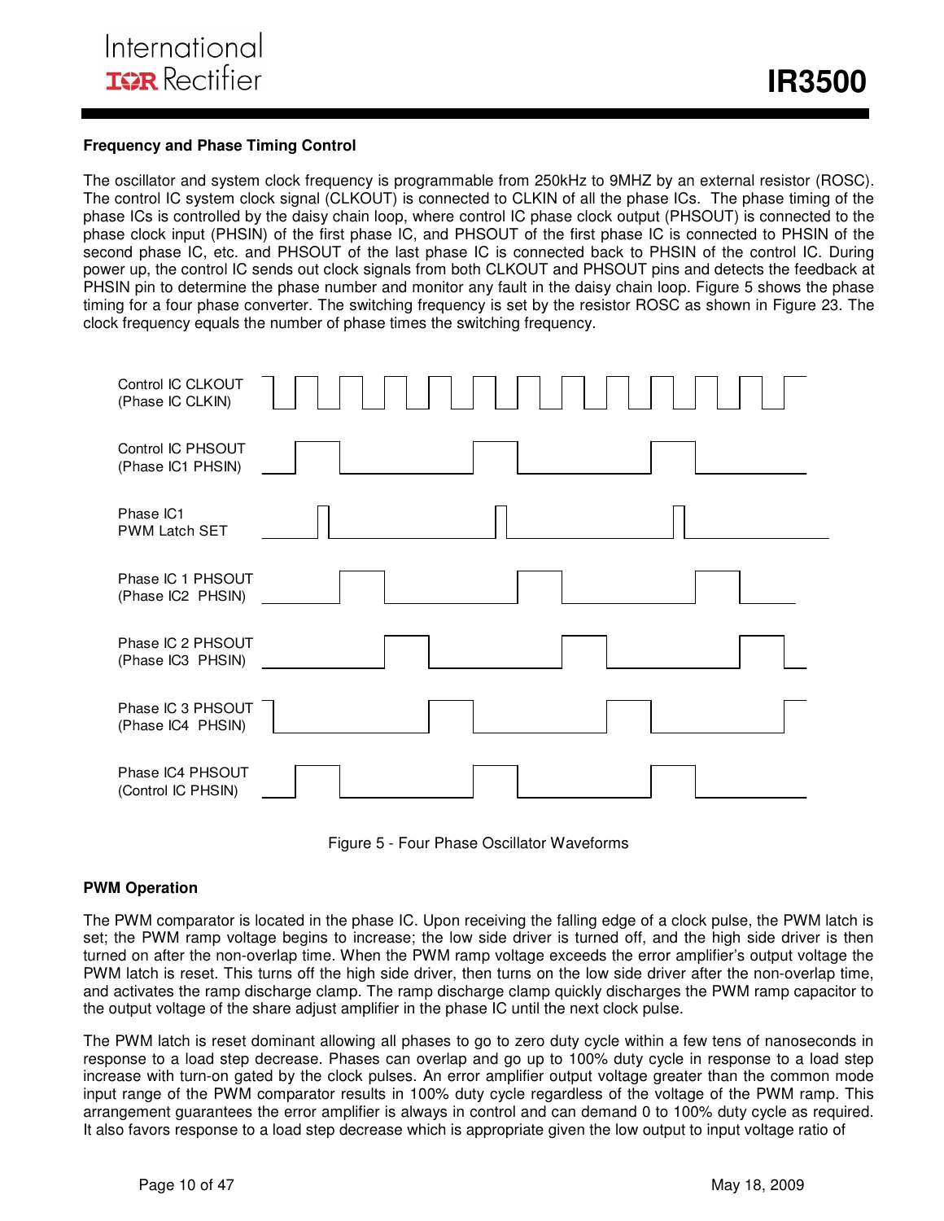### Frequency and Phase Timing Control

The oscillator and system clock frequency is programmable from 250kHz to 9MHZ by an external resistor (ROSC). The control IC system clock signal (CLKOUT) is connected to CLKIN of all the phase ICs. The phase timing of the phase ICs is controlled by the daisy chain loop, where control IC phase clock output (PHSOUT) is connected to the phase clock input (PHSIN) of the first phase IC, and PHSOUT of the first phase IC is connected to PHSIN of the second phase IC, etc. and PHSOUT of the last phase IC is connected back to PHSIN of the control IC. During power up, the control IC sends out clock signals from both CLKOUT and PHSOUT pins and detects the feedback at PHSIN pin to determine the phase number and monitor any fault in the daisy chain loop. Figure 5 shows the phase timing for a four phase converter. The switching frequency is set by the resistor ROSC as shown in Figure 23. The clock frequency equals the number of phase times the switching frequency.

Control IC CLKOUT (Phase IC CLKIN)

Control IC PHSOUT (Phase IC1 PHSIN)

Phase IC1 PWM Latch SET

Phase IC 1 PHSOUT (Phase IC2 PHSIN)

Phase IC 2 PHSOUT (Phase IC3 PHSIN)

Phase IC 3 PHSOUT (Phase IC4 PHSIN)

Phase IC4 PHSOUT (Control IC PHSIN)

Figure 5 - Four Phase Oscillator Waveforms

### PWM Operation

The PWM comparator is located in the phase IC. Upon receiving the falling edge of a clock pulse, the PWM latch is set; the PWM ramp voltage begins to increase; the low side driver is turned off, and the high side driver is then turned on after the non-overlap time. When the PWM ramp voltage exceeds the error amplifier's output voltage the PWM latch is reset. This turns off the high side driver, then turns on the low side driver after the non-overlap time, and activates the ramp discharge clamp. The ramp discharge clamp quickly discharges the PWM ramp capacitor to the output voltage of the share adjust amplifier in the phase IC until the next clock pulse.

The PWM latch is reset dominant allowing all phases to go to zero duty cycle within a few tens of nanoseconds in response to a load step decrease. Phases can overlap and go up to 100% duty cycle in response to a load step increase with turn-on gated by the clock pulses. An error amplifier output voltage greater than the common mode input range of the PWM comparator results in 100% duty cycle regardless of the voltage of the PWM ramp. This arrangement guarantees the error amplifier is always in control and can demand 0 to 100% duty cycle as required. It also favors response to a load step decrease which is appropriate given the low output to input voltage ratio of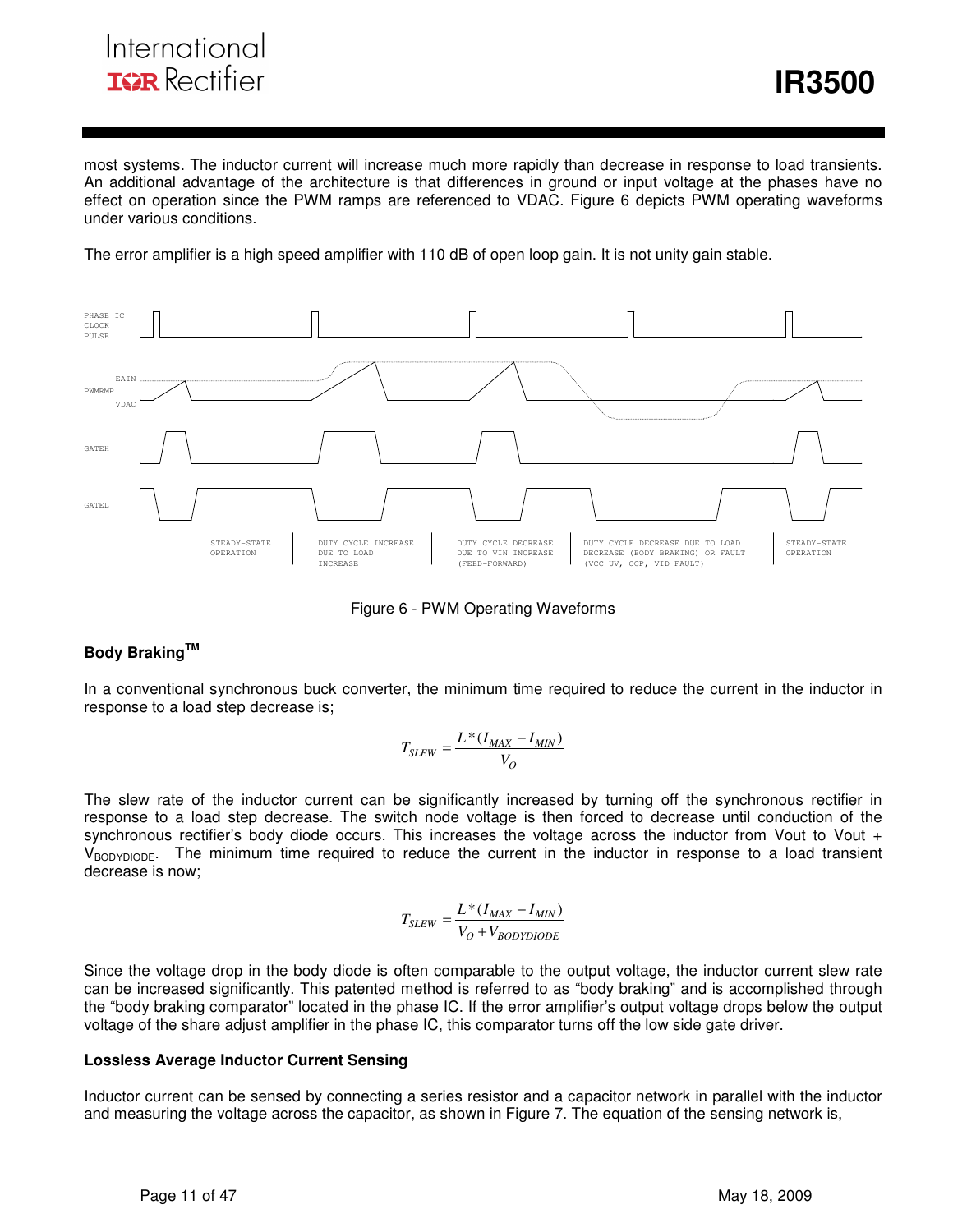most systems. The inductor current will increase much more rapidly than decrease in response to load transients. An additional advantage of the architecture is that differences in ground or input voltage at the phases have no effect on operation since the PWM ramps are referenced to VDAC. Figure 6 depicts PWM operating waveforms under various conditions.

The error amplifier is a high speed amplifier with 110 dB of open loop gain. It is not unity gain stable.

PHASE IC CLOCK PULSE

EAIN

PWMRMP

VDAC

GATEH

GATEL

STEADY-STATE OPERATION | DUTY CYCLE INCREASE DUE TO LOAD INCREASE | DUTY CYCLE DECREASE DUE TO VIN INCREASE (FEED-FORWARD) | DUTY CYCLE DECREASE DUE TO LOAD DECREASE (BODY BRAKING) OR FAULT (VCC UV, OCP, VID FAULT) | STEADY-STATE OPERATION

Figure 6 - PWM Operating Waveforms

### Body Braking[TM]

In a conventional synchronous buck converter, the minimum time required to reduce the current in the inductor in response to a load step decrease is;

$$T_{SLEW} = \frac{L*(I_{MAX} - I_{MIN})}{V_O}$$

The slew rate of the inductor current can be significantly increased by turning off the synchronous rectifier in response to a load step decrease. The switch node voltage is then forced to decrease until conduction of the synchronous rectifier's body diode occurs. This increases the voltage across the inductor from Vout to Vout + $V_{BODYDIODE}$. The minimum time required to reduce the current in the inductor in response to a load transient decrease is now;

$$T_{SLEW} = \frac{L*(I_{MAX} - I_{MIN})}{V_O + V_{BODYDIODE}}$$

Since the voltage drop in the body diode is often comparable to the output voltage, the inductor current slew rate can be increased significantly. This patented method is referred to as "body braking" and is accomplished through the "body braking comparator" located in the phase IC. If the error amplifier's output voltage drops below the output voltage of the share adjust amplifier in the phase IC, this comparator turns off the low side gate driver.

### Lossless Average Inductor Current Sensing

Inductor current can be sensed by connecting a series resistor and a capacitor network in parallel with the inductor and measuring the voltage across the capacitor, as shown in Figure 7. The equation of the sensing network is,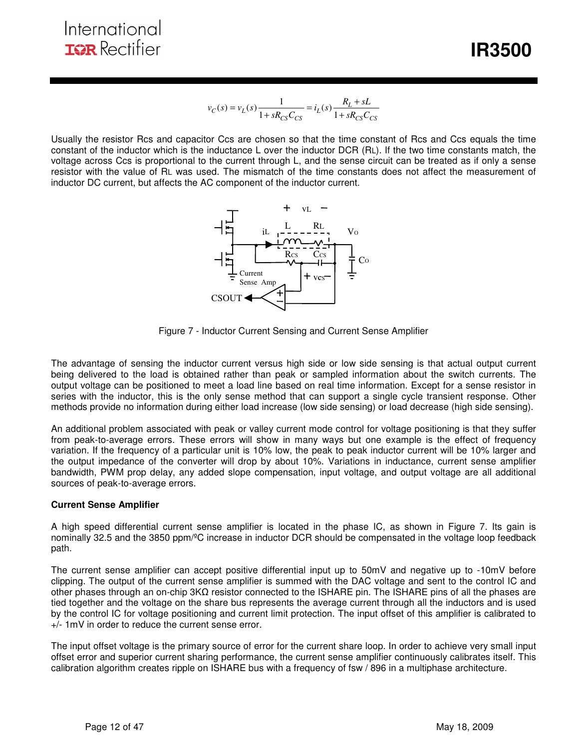$$v_C(s) = v_L(s)\frac{1}{1+sR_{CS}C_{CS}} = i_L(s)\frac{R_L + sL}{1+sR_{CS}C_{CS}}$$

Usually the resistor Rcs and capacitor Ccs are chosen so that the time constant of Rcs and Ccs equals the time constant of the inductor which is the inductance L over the inductor DCR ($R_L$). If the two time constants match, the voltage across Ccs is proportional to the current through L, and the sense circuit can be treated as if only a sense resistor with the value of $R_L$ was used. The mismatch of the time constants does not affect the measurement of inductor DC current, but affects the AC component of the inductor current.

Figure 7 - Inductor Current Sensing and Current Sense Amplifier

The advantage of sensing the inductor current versus high side or low side sensing is that actual output current being delivered to the load is obtained rather than peak or sampled information about the switch currents. The output voltage can be positioned to meet a load line based on real time information. Except for a sense resistor in series with the inductor, this is the only sense method that can support a single cycle transient response. Other methods provide no information during either load increase (low side sensing) or load decrease (high side sensing).

An additional problem associated with peak or valley current mode control for voltage positioning is that they suffer from peak-to-average errors. These errors will show in many ways but one example is the effect of frequency variation. If the frequency of a particular unit is 10% low, the peak to peak inductor current will be 10% larger and the output impedance of the converter will drop by about 10%. Variations in inductance, current sense amplifier bandwidth, PWM prop delay, any added slope compensation, input voltage, and output voltage are all additional sources of peak-to-average errors.

**Current Sense Amplifier**

A high speed differential current sense amplifier is located in the phase IC, as shown in Figure 7. Its gain is nominally 32.5 and the 3850 ppm/ºC increase in inductor DCR should be compensated in the voltage loop feedback path.

The current sense amplifier can accept positive differential input up to 50mV and negative up to -10mV before clipping. The output of the current sense amplifier is summed with the DAC voltage and sent to the control IC and other phases through an on-chip 3KΩ resistor connected to the ISHARE pin. The ISHARE pins of all the phases are tied together and the voltage on the share bus represents the average current through all the inductors and is used by the control IC for voltage positioning and current limit protection. The input offset of this amplifier is calibrated to +/- 1mV in order to reduce the current sense error.

The input offset voltage is the primary source of error for the current share loop. In order to achieve very small input offset error and superior current sharing performance, the current sense amplifier continuously calibrates itself. This calibration algorithm creates ripple on ISHARE bus with a frequency of fsw / 896 in a multiphase architecture.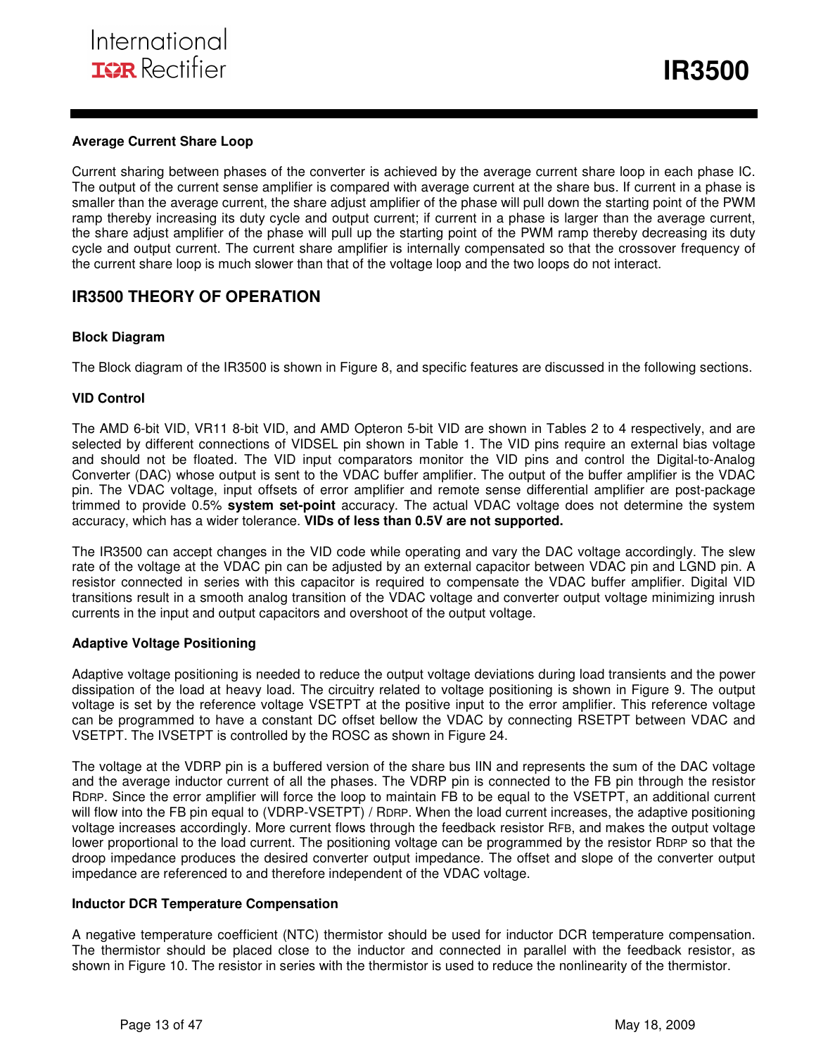### Average Current Share Loop

Current sharing between phases of the converter is achieved by the average current share loop in each phase IC. The output of the current sense amplifier is compared with average current at the share bus. If current in a phase is smaller than the average current, the share adjust amplifier of the phase will pull down the starting point of the PWM ramp thereby increasing its duty cycle and output current; if current in a phase is larger than the average current, the share adjust amplifier of the phase will pull up the starting point of the PWM ramp thereby decreasing its duty cycle and output current. The current share amplifier is internally compensated so that the crossover frequency of the current share loop is much slower than that of the voltage loop and the two loops do not interact.

## IR3500 THEORY OF OPERATION

### Block Diagram

The Block diagram of the IR3500 is shown in Figure 8, and specific features are discussed in the following sections.

### VID Control

The AMD 6-bit VID, VR11 8-bit VID, and AMD Opteron 5-bit VID are shown in Tables 2 to 4 respectively, and are selected by different connections of VIDSEL pin shown in Table 1. The VID pins require an external bias voltage and should not be floated. The VID input comparators monitor the VID pins and control the Digital-to-Analog Converter (DAC) whose output is sent to the VDAC buffer amplifier. The output of the buffer amplifier is the VDAC pin. The VDAC voltage, input offsets of error amplifier and remote sense differential amplifier are post-package trimmed to provide 0.5% **system set-point** accuracy. The actual VDAC voltage does not determine the system accuracy, which has a wider tolerance. **VIDs of less than 0.5V are not supported.**

The IR3500 can accept changes in the VID code while operating and vary the DAC voltage accordingly. The slew rate of the voltage at the VDAC pin can be adjusted by an external capacitor between VDAC pin and LGND pin. A resistor connected in series with this capacitor is required to compensate the VDAC buffer amplifier. Digital VID transitions result in a smooth analog transition of the VDAC voltage and converter output voltage minimizing inrush currents in the input and output capacitors and overshoot of the output voltage.

### Adaptive Voltage Positioning

Adaptive voltage positioning is needed to reduce the output voltage deviations during load transients and the power dissipation of the load at heavy load. The circuitry related to voltage positioning is shown in Figure 9. The output voltage is set by the reference voltage VSETPT at the positive input to the error amplifier. This reference voltage can be programmed to have a constant DC offset bellow the VDAC by connecting RSETPT between VDAC and VSETPT. The IVSETPT is controlled by the ROSC as shown in Figure 24.

The voltage at the VDRP pin is a buffered version of the share bus IIN and represents the sum of the DAC voltage and the average inductor current of all the phases. The VDRP pin is connected to the FB pin through the resistor $R_{DRP}$. Since the error amplifier will force the loop to maintain FB to be equal to the VSETPT, an additional current will flow into the FB pin equal to (VDRP-VSETPT) / $R_{DRP}$. When the load current increases, the adaptive positioning voltage increases accordingly. More current flows through the feedback resistor $R_{FB}$, and makes the output voltage lower proportional to the load current. The positioning voltage can be programmed by the resistor $R_{DRP}$ so that the droop impedance produces the desired converter output impedance. The offset and slope of the converter output impedance are referenced to and therefore independent of the VDAC voltage.

### Inductor DCR Temperature Compensation

A negative temperature coefficient (NTC) thermistor should be used for inductor DCR temperature compensation. The thermistor should be placed close to the inductor and connected in parallel with the feedback resistor, as shown in Figure 10. The resistor in series with the thermistor is used to reduce the nonlinearity of the thermistor.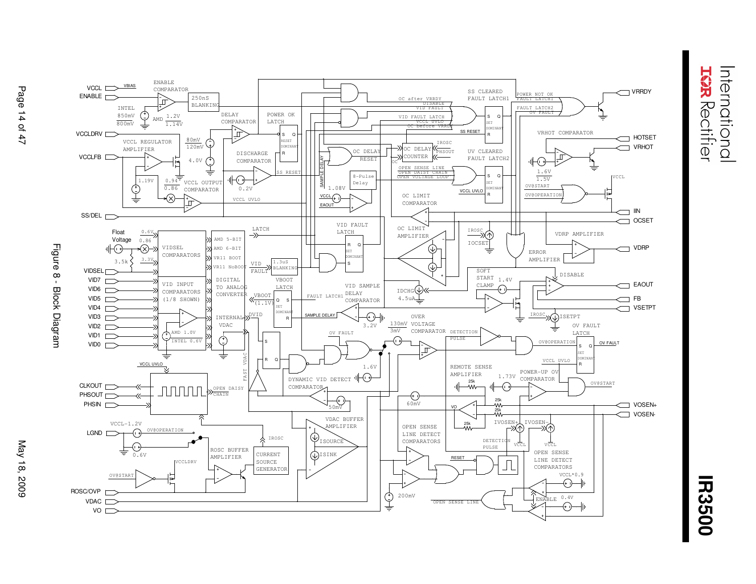Figure 8 - Block Diagram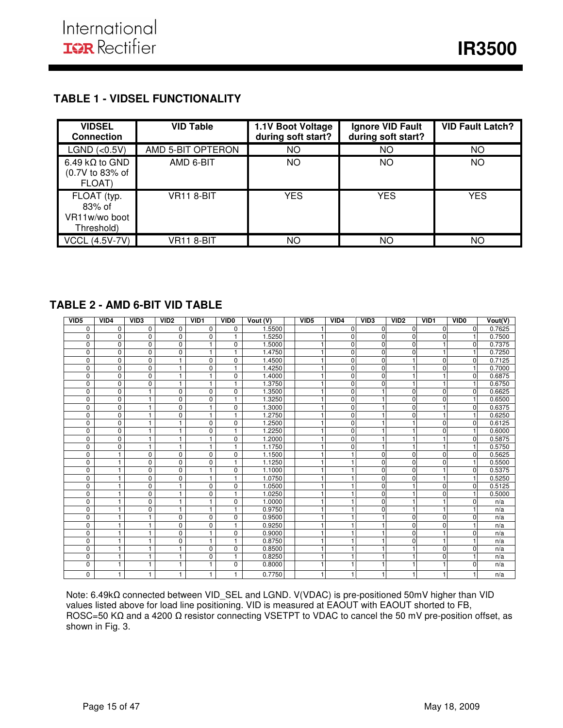## TABLE 1 - VIDSEL FUNCTIONALITY

| VIDSEL Connection | VID Table | 1.1V Boot Voltage during soft start? | Ignore VID Fault during soft start? | VID Fault Latch? |
|---|---|---|---|---|
| LGND (<0.5V) | AMD 5-BIT OPTERON | NO | NO | NO |
| 6.49 kΩ to GND (0.7V to 83% of FLOAT) | AMD 6-BIT | NO | NO | NO |
| FLOAT (typ. 83% of VR11w/wo boot Threshold) | VR11 8-BIT | YES | YES | YES |
| VCCL (4.5V-7V) | VR11 8-BIT | NO | NO | NO |

## TABLE 2 - AMD 6-BIT VID TABLE

| VID5 | VID4 | VID3 | VID2 | VID1 | VID0 | Vout (V) | VID5 | VID4 | VID3 | VID2 | VID1 | VID0 | Vout(V) |
|---|---|---|---|---|---|---|---|---|---|---|---|---|---|
| 0 | 0 | 0 | 0 | 0 | 0 | 1.5500 | 1 | 0 | 0 | 0 | 0 | 0 | 0.7625 |
| 0 | 0 | 0 | 0 | 0 | 1 | 1.5250 | 1 | 0 | 0 | 0 | 0 | 1 | 0.7500 |
| 0 | 0 | 0 | 0 | 1 | 0 | 1.5000 | 1 | 0 | 0 | 0 | 1 | 0 | 0.7375 |
| 0 | 0 | 0 | 0 | 1 | 1 | 1.4750 | 1 | 0 | 0 | 0 | 1 | 1 | 0.7250 |
| 0 | 0 | 0 | 1 | 0 | 0 | 1.4500 | 1 | 0 | 0 | 1 | 0 | 0 | 0.7125 |
| 0 | 0 | 0 | 1 | 0 | 1 | 1.4250 | 1 | 0 | 0 | 1 | 0 | 1 | 0.7000 |
| 0 | 0 | 0 | 1 | 1 | 0 | 1.4000 | 1 | 0 | 0 | 1 | 1 | 0 | 0.6875 |
| 0 | 0 | 0 | 1 | 1 | 1 | 1.3750 | 1 | 0 | 0 | 1 | 1 | 1 | 0.6750 |
| 0 | 0 | 1 | 0 | 0 | 0 | 1.3500 | 1 | 0 | 1 | 0 | 0 | 0 | 0.6625 |
| 0 | 0 | 1 | 0 | 0 | 1 | 1.3250 | 1 | 0 | 1 | 0 | 0 | 1 | 0.6500 |
| 0 | 0 | 1 | 0 | 1 | 0 | 1.3000 | 1 | 0 | 1 | 0 | 1 | 0 | 0.6375 |
| 0 | 0 | 1 | 0 | 1 | 1 | 1.2750 | 1 | 0 | 1 | 0 | 1 | 1 | 0.6250 |
| 0 | 0 | 1 | 1 | 0 | 0 | 1.2500 | 1 | 0 | 1 | 1 | 0 | 0 | 0.6125 |
| 0 | 0 | 1 | 1 | 0 | 1 | 1.2250 | 1 | 0 | 1 | 1 | 0 | 1 | 0.6000 |
| 0 | 0 | 1 | 1 | 1 | 0 | 1.2000 | 1 | 0 | 1 | 1 | 1 | 0 | 0.5875 |
| 0 | 0 | 1 | 1 | 1 | 1 | 1.1750 | 1 | 0 | 1 | 1 | 1 | 1 | 0.5750 |
| 0 | 1 | 0 | 0 | 0 | 0 | 1.1500 | 1 | 1 | 0 | 0 | 0 | 0 | 0.5625 |
| 0 | 1 | 0 | 0 | 0 | 1 | 1.1250 | 1 | 1 | 0 | 0 | 0 | 1 | 0.5500 |
| 0 | 1 | 0 | 0 | 1 | 0 | 1.1000 | 1 | 1 | 0 | 0 | 1 | 0 | 0.5375 |
| 0 | 1 | 0 | 0 | 1 | 1 | 1.0750 | 1 | 1 | 0 | 0 | 1 | 1 | 0.5250 |
| 0 | 1 | 0 | 1 | 0 | 0 | 1.0500 | 1 | 1 | 0 | 1 | 0 | 0 | 0.5125 |
| 0 | 1 | 0 | 1 | 0 | 1 | 1.0250 | 1 | 1 | 0 | 1 | 0 | 1 | 0.5000 |
| 0 | 1 | 0 | 1 | 1 | 0 | 1.0000 | 1 | 1 | 0 | 1 | 1 | 0 | n/a |
| 0 | 1 | 0 | 1 | 1 | 1 | 0.9750 | 1 | 1 | 0 | 1 | 1 | 1 | n/a |
| 0 | 1 | 1 | 0 | 0 | 0 | 0.9500 | 1 | 1 | 1 | 0 | 0 | 0 | n/a |
| 0 | 1 | 1 | 0 | 0 | 1 | 0.9250 | 1 | 1 | 1 | 0 | 0 | 1 | n/a |
| 0 | 1 | 1 | 0 | 1 | 0 | 0.9000 | 1 | 1 | 1 | 0 | 1 | 0 | n/a |
| 0 | 1 | 1 | 0 | 1 | 1 | 0.8750 | 1 | 1 | 1 | 0 | 1 | 1 | n/a |
| 0 | 1 | 1 | 1 | 0 | 0 | 0.8500 | 1 | 1 | 1 | 1 | 0 | 0 | n/a |
| 0 | 1 | 1 | 1 | 0 | 1 | 0.8250 | 1 | 1 | 1 | 1 | 0 | 1 | n/a |
| 0 | 1 | 1 | 1 | 1 | 0 | 0.8000 | 1 | 1 | 1 | 1 | 1 | 0 | n/a |
| 0 | 1 | 1 | 1 | 1 | 1 | 0.7750 | 1 | 1 | 1 | 1 | 1 | 1 | n/a |

Note: 6.49kΩ connected between VID_SEL and LGND. V(VDAC) is pre-positioned 50mV higher than VID values listed above for load line positioning. VID is measured at EAOUT with EAOUT shorted to FB, ROSC=50 KΩ and a 4200 Ω resistor connecting VSETPT to VDAC to cancel the 50 mV pre-position offset, as shown in Fig. 3.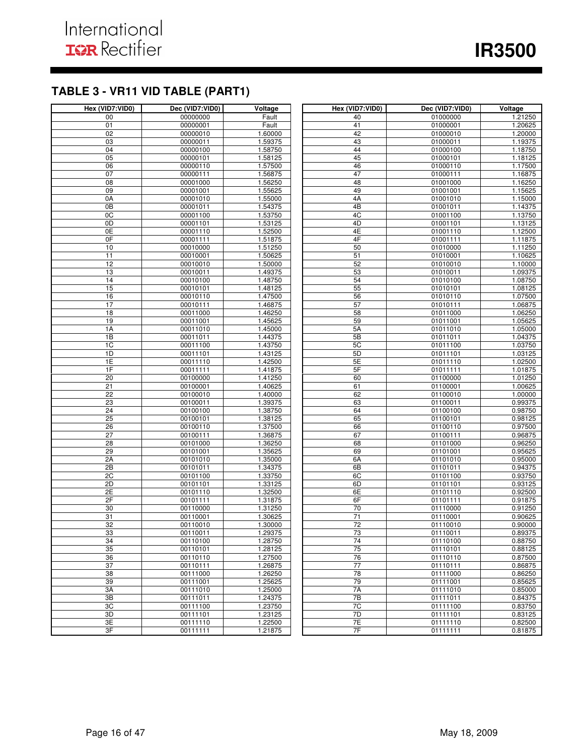## TABLE 3 - VR11 VID TABLE (PART1)

| Hex (VID7:VID0) | Dec (VID7:VID0) | Voltage |
|---|---|---|
| 00 | 00000000 | Fault |
| 01 | 00000001 | Fault |
| 02 | 00000010 | 1.60000 |
| 03 | 00000011 | 1.59375 |
| 04 | 00000100 | 1.58750 |
| 05 | 00000101 | 1.58125 |
| 06 | 00000110 | 1.57500 |
| 07 | 00000111 | 1.56875 |
| 08 | 00001000 | 1.56250 |
| 09 | 00001001 | 1.55625 |
| 0A | 00001010 | 1.55000 |
| 0B | 00001011 | 1.54375 |
| 0C | 00001100 | 1.53750 |
| 0D | 00001101 | 1.53125 |
| 0E | 00001110 | 1.52500 |
| 0F | 00001111 | 1.51875 |
| 10 | 00010000 | 1.51250 |
| 11 | 00010001 | 1.50625 |
| 12 | 00010010 | 1.50000 |
| 13 | 00010011 | 1.49375 |
| 14 | 00010100 | 1.48750 |
| 15 | 00010101 | 1.48125 |
| 16 | 00010110 | 1.47500 |
| 17 | 00010111 | 1.46875 |
| 18 | 00011000 | 1.46250 |
| 19 | 00011001 | 1.45625 |
| 1A | 00011010 | 1.45000 |
| 1B | 00011011 | 1.44375 |
| 1C | 00011100 | 1.43750 |
| 1D | 00011101 | 1.43125 |
| 1E | 00011110 | 1.42500 |
| 1F | 00011111 | 1.41875 |
| 20 | 00100000 | 1.41250 |
| 21 | 00100001 | 1.40625 |
| 22 | 00100010 | 1.40000 |
| 23 | 00100011 | 1.39375 |
| 24 | 00100100 | 1.38750 |
| 25 | 00100101 | 1.38125 |
| 26 | 00100110 | 1.37500 |
| 27 | 00100111 | 1.36875 |
| 28 | 00101000 | 1.36250 |
| 29 | 00101001 | 1.35625 |
| 2A | 00101010 | 1.35000 |
| 2B | 00101011 | 1.34375 |
| 2C | 00101100 | 1.33750 |
| 2D | 00101101 | 1.33125 |
| 2E | 00101110 | 1.32500 |
| 2F | 00101111 | 1.31875 |
| 30 | 00110000 | 1.31250 |
| 31 | 00110001 | 1.30625 |
| 32 | 00110010 | 1.30000 |
| 33 | 00110011 | 1.29375 |
| 34 | 00110100 | 1.28750 |
| 35 | 00110101 | 1.28125 |
| 36 | 00110110 | 1.27500 |
| 37 | 00110111 | 1.26875 |
| 38 | 00111000 | 1.26250 |
| 39 | 00111001 | 1.25625 |
| 3A | 00111010 | 1.25000 |
| 3B | 00111011 | 1.24375 |
| 3C | 00111100 | 1.23750 |
| 3D | 00111101 | 1.23125 |
| 3E | 00111110 | 1.22500 |
| 3F | 00111111 | 1.21875 |
| 40 | 01000000 | 1.21250 |
| 41 | 01000001 | 1.20625 |
| 42 | 01000010 | 1.20000 |
| 43 | 01000011 | 1.19375 |
| 44 | 01000100 | 1.18750 |
| 45 | 01000101 | 1.18125 |
| 46 | 01000110 | 1.17500 |
| 47 | 01000111 | 1.16875 |
| 48 | 01001000 | 1.16250 |
| 49 | 01001001 | 1.15625 |
| 4A | 01001010 | 1.15000 |
| 4B | 01001011 | 1.14375 |
| 4C | 01001100 | 1.13750 |
| 4D | 01001101 | 1.13125 |
| 4E | 01001110 | 1.12500 |
| 4F | 01001111 | 1.11875 |
| 50 | 01010000 | 1.11250 |
| 51 | 01010001 | 1.10625 |
| 52 | 01010010 | 1.10000 |
| 53 | 01010011 | 1.09375 |
| 54 | 01010100 | 1.08750 |
| 55 | 01010101 | 1.08125 |
| 56 | 01010110 | 1.07500 |
| 57 | 01010111 | 1.06875 |
| 58 | 01011000 | 1.06250 |
| 59 | 01011001 | 1.05625 |
| 5A | 01011010 | 1.05000 |
| 5B | 01011011 | 1.04375 |
| 5C | 01011100 | 1.03750 |
| 5D | 01011101 | 1.03125 |
| 5E | 01011110 | 1.02500 |
| 5F | 01011111 | 1.01875 |
| 60 | 01100000 | 1.01250 |
| 61 | 01100001 | 1.00625 |
| 62 | 01100010 | 1.00000 |
| 63 | 01100011 | 0.99375 |
| 64 | 01100100 | 0.98750 |
| 65 | 01100101 | 0.98125 |
| 66 | 01100110 | 0.97500 |
| 67 | 01100111 | 0.96875 |
| 68 | 01101000 | 0.96250 |
| 69 | 01101001 | 0.95625 |
| 6A | 01101010 | 0.95000 |
| 6B | 01101011 | 0.94375 |
| 6C | 01101100 | 0.93750 |
| 6D | 01101101 | 0.93125 |
| 6E | 01101110 | 0.92500 |
| 6F | 01101111 | 0.91875 |
| 70 | 01110000 | 0.91250 |
| 71 | 01110001 | 0.90625 |
| 72 | 01110010 | 0.90000 |
| 73 | 01110011 | 0.89375 |
| 74 | 01110100 | 0.88750 |
| 75 | 01110101 | 0.88125 |
| 76 | 01110110 | 0.87500 |
| 77 | 01110111 | 0.86875 |
| 78 | 01111000 | 0.86250 |
| 79 | 01111001 | 0.85625 |
| 7A | 01111010 | 0.85000 |
| 7B | 01111011 | 0.84375 |
| 7C | 01111100 | 0.83750 |
| 7D | 01111101 | 0.83125 |
| 7E | 01111110 | 0.82500 |
| 7F | 01111111 | 0.81875 |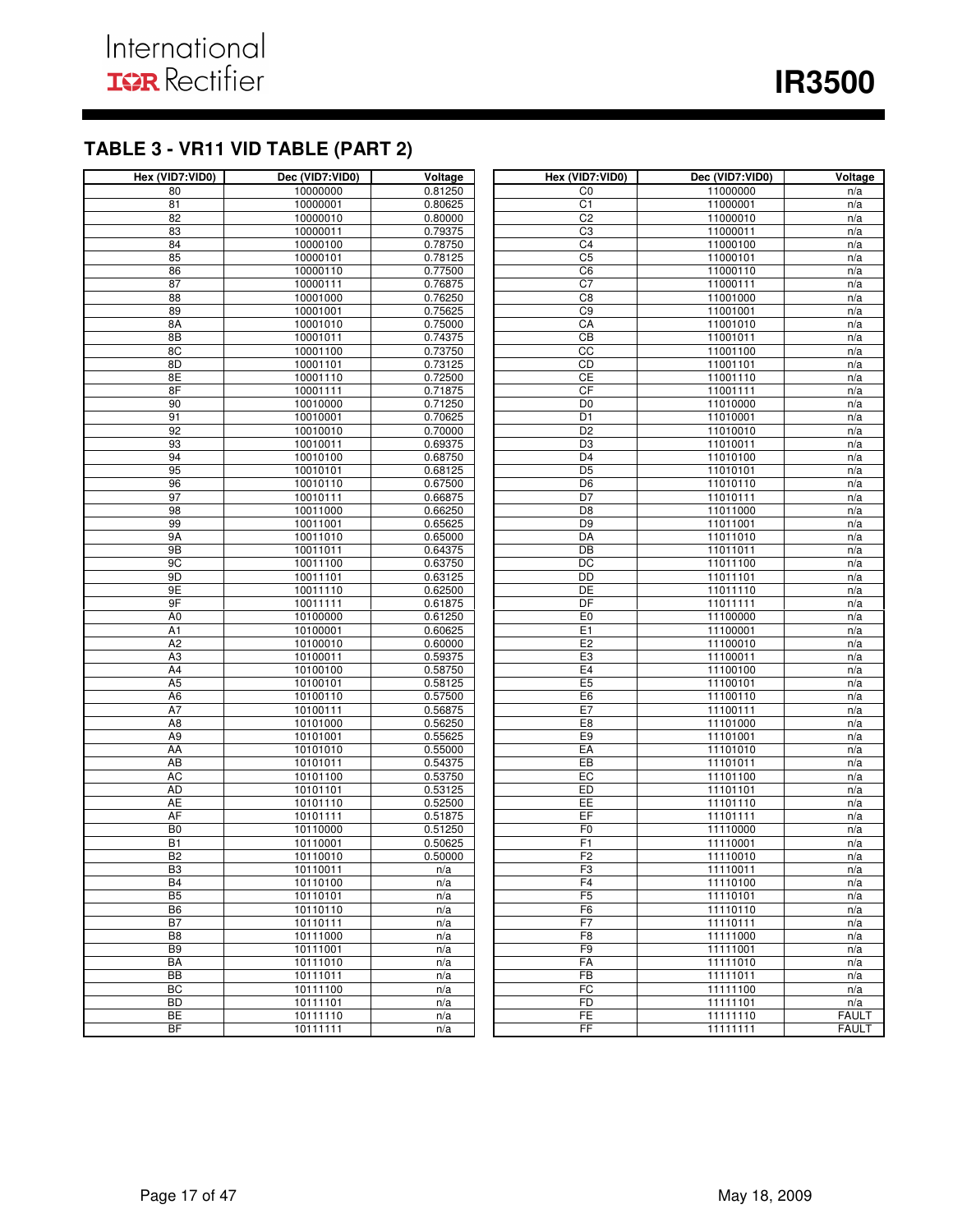## TABLE 3 - VR11 VID TABLE (PART 2)

| Hex (VID7:VID0) | Dec (VID7:VID0) | Voltage |
|---|---|---|
| 80 | 10000000 | 0.81250 |
| 81 | 10000001 | 0.80625 |
| 82 | 10000010 | 0.80000 |
| 83 | 10000011 | 0.79375 |
| 84 | 10000100 | 0.78750 |
| 85 | 10000101 | 0.78125 |
| 86 | 10000110 | 0.77500 |
| 87 | 10000111 | 0.76875 |
| 88 | 10001000 | 0.76250 |
| 89 | 10001001 | 0.75625 |
| 8A | 10001010 | 0.75000 |
| 8B | 10001011 | 0.74375 |
| 8C | 10001100 | 0.73750 |
| 8D | 10001101 | 0.73125 |
| 8E | 10001110 | 0.72500 |
| 8F | 10001111 | 0.71875 |
| 90 | 10010000 | 0.71250 |
| 91 | 10010001 | 0.70625 |
| 92 | 10010010 | 0.70000 |
| 93 | 10010011 | 0.69375 |
| 94 | 10010100 | 0.68750 |
| 95 | 10010101 | 0.68125 |
| 96 | 10010110 | 0.67500 |
| 97 | 10010111 | 0.66875 |
| 98 | 10011000 | 0.66250 |
| 99 | 10011001 | 0.65625 |
| 9A | 10011010 | 0.65000 |
| 9B | 10011011 | 0.64375 |
| 9C | 10011100 | 0.63750 |
| 9D | 10011101 | 0.63125 |
| 9E | 10011110 | 0.62500 |
| 9F | 10011111 | 0.61875 |
| A0 | 10100000 | 0.61250 |
| A1 | 10100001 | 0.60625 |
| A2 | 10100010 | 0.60000 |
| A3 | 10100011 | 0.59375 |
| A4 | 10100100 | 0.58750 |
| A5 | 10100101 | 0.58125 |
| A6 | 10100110 | 0.57500 |
| A7 | 10100111 | 0.56875 |
| A8 | 10101000 | 0.56250 |
| A9 | 10101001 | 0.55625 |
| AA | 10101010 | 0.55000 |
| AB | 10101011 | 0.54375 |
| AC | 10101100 | 0.53750 |
| AD | 10101101 | 0.53125 |
| AE | 10101110 | 0.52500 |
| AF | 10101111 | 0.51875 |
| B0 | 10110000 | 0.51250 |
| B1 | 10110001 | 0.50625 |
| B2 | 10110010 | 0.50000 |
| B3 | 10110011 | n/a |
| B4 | 10110100 | n/a |
| B5 | 10110101 | n/a |
| B6 | 10110110 | n/a |
| B7 | 10110111 | n/a |
| B8 | 10111000 | n/a |
| B9 | 10111001 | n/a |
| BA | 10111010 | n/a |
| BB | 10111011 | n/a |
| BC | 10111100 | n/a |
| BD | 10111101 | n/a |
| BE | 10111110 | n/a |
| BF | 10111111 | n/a |

| Hex (VID7:VID0) | Dec (VID7:VID0) | Voltage |
|---|---|---|
| C0 | 11000000 | n/a |
| C1 | 11000001 | n/a |
| C2 | 11000010 | n/a |
| C3 | 11000011 | n/a |
| C4 | 11000100 | n/a |
| C5 | 11000101 | n/a |
| C6 | 11000110 | n/a |
| C7 | 11000111 | n/a |
| C8 | 11001000 | n/a |
| C9 | 11001001 | n/a |
| CA | 11001010 | n/a |
| CB | 11001011 | n/a |
| CC | 11001100 | n/a |
| CD | 11001101 | n/a |
| CE | 11001110 | n/a |
| CF | 11001111 | n/a |
| D0 | 11010000 | n/a |
| D1 | 11010001 | n/a |
| D2 | 11010010 | n/a |
| D3 | 11010011 | n/a |
| D4 | 11010100 | n/a |
| D5 | 11010101 | n/a |
| D6 | 11010110 | n/a |
| D7 | 11010111 | n/a |
| D8 | 11011000 | n/a |
| D9 | 11011001 | n/a |
| DA | 11011010 | n/a |
| DB | 11011011 | n/a |
| DC | 11011100 | n/a |
| DD | 11011101 | n/a |
| DE | 11011110 | n/a |
| DF | 11011111 | n/a |
| E0 | 11100000 | n/a |
| E1 | 11100001 | n/a |
| E2 | 11100010 | n/a |
| E3 | 11100011 | n/a |
| E4 | 11100100 | n/a |
| E5 | 11100101 | n/a |
| E6 | 11100110 | n/a |
| E7 | 11100111 | n/a |
| E8 | 11101000 | n/a |
| E9 | 11101001 | n/a |
| EA | 11101010 | n/a |
| EB | 11101011 | n/a |
| EC | 11101100 | n/a |
| ED | 11101101 | n/a |
| EE | 11101110 | n/a |
| EF | 11101111 | n/a |
| F0 | 11110000 | n/a |
| F1 | 11110001 | n/a |
| F2 | 11110010 | n/a |
| F3 | 11110011 | n/a |
| F4 | 11110100 | n/a |
| F5 | 11110101 | n/a |
| F6 | 11110110 | n/a |
| F7 | 11110111 | n/a |
| F8 | 11111000 | n/a |
| F9 | 11111001 | n/a |
| FA | 11111010 | n/a |
| FB | 11111011 | n/a |
| FC | 11111100 | n/a |
| FD | 11111101 | n/a |
| FE | 11111110 | FAULT |
| FF | 11111111 | FAULT |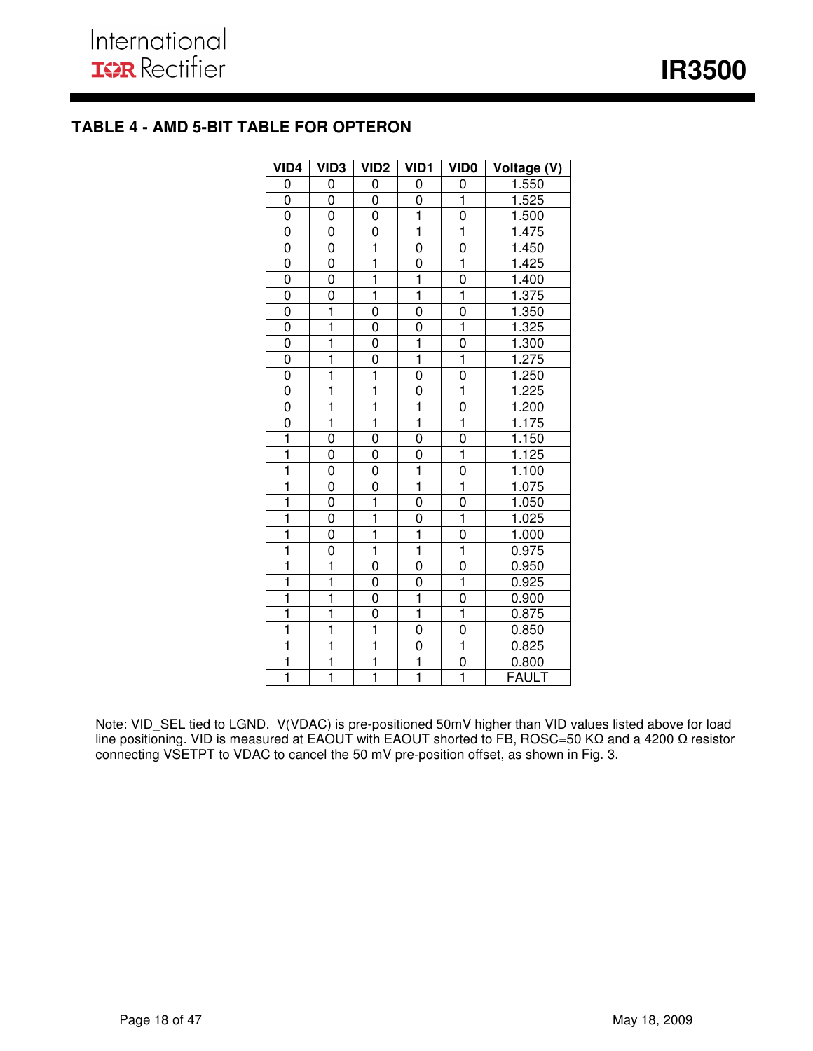## TABLE 4 - AMD 5-BIT TABLE FOR OPTERON

| VID4 | VID3 | VID2 | VID1 | VID0 | Voltage (V) |
|---|---|---|---|---|---|
| 0 | 0 | 0 | 0 | 0 | 1.550 |
| 0 | 0 | 0 | 0 | 1 | 1.525 |
| 0 | 0 | 0 | 1 | 0 | 1.500 |
| 0 | 0 | 0 | 1 | 1 | 1.475 |
| 0 | 0 | 1 | 0 | 0 | 1.450 |
| 0 | 0 | 1 | 0 | 1 | 1.425 |
| 0 | 0 | 1 | 1 | 0 | 1.400 |
| 0 | 0 | 1 | 1 | 1 | 1.375 |
| 0 | 1 | 0 | 0 | 0 | 1.350 |
| 0 | 1 | 0 | 0 | 1 | 1.325 |
| 0 | 1 | 0 | 1 | 0 | 1.300 |
| 0 | 1 | 0 | 1 | 1 | 1.275 |
| 0 | 1 | 1 | 0 | 0 | 1.250 |
| 0 | 1 | 1 | 0 | 1 | 1.225 |
| 0 | 1 | 1 | 1 | 0 | 1.200 |
| 0 | 1 | 1 | 1 | 1 | 1.175 |
| 1 | 0 | 0 | 0 | 0 | 1.150 |
| 1 | 0 | 0 | 0 | 1 | 1.125 |
| 1 | 0 | 0 | 1 | 0 | 1.100 |
| 1 | 0 | 0 | 1 | 1 | 1.075 |
| 1 | 0 | 1 | 0 | 0 | 1.050 |
| 1 | 0 | 1 | 0 | 1 | 1.025 |
| 1 | 0 | 1 | 1 | 0 | 1.000 |
| 1 | 0 | 1 | 1 | 1 | 0.975 |
| 1 | 1 | 0 | 0 | 0 | 0.950 |
| 1 | 1 | 0 | 0 | 1 | 0.925 |
| 1 | 1 | 0 | 1 | 0 | 0.900 |
| 1 | 1 | 0 | 1 | 1 | 0.875 |
| 1 | 1 | 1 | 0 | 0 | 0.850 |
| 1 | 1 | 1 | 0 | 1 | 0.825 |
| 1 | 1 | 1 | 1 | 0 | 0.800 |
| 1 | 1 | 1 | 1 | 1 | FAULT |

Note: VID_SEL tied to LGND. V(VDAC) is pre-positioned 50mV higher than VID values listed above for load line positioning. VID is measured at EAOUT with EAOUT shorted to FB, ROSC=50 KΩ and a 4200 Ω resistor connecting VSETPT to VDAC to cancel the 50 mV pre-position offset, as shown in Fig. 3.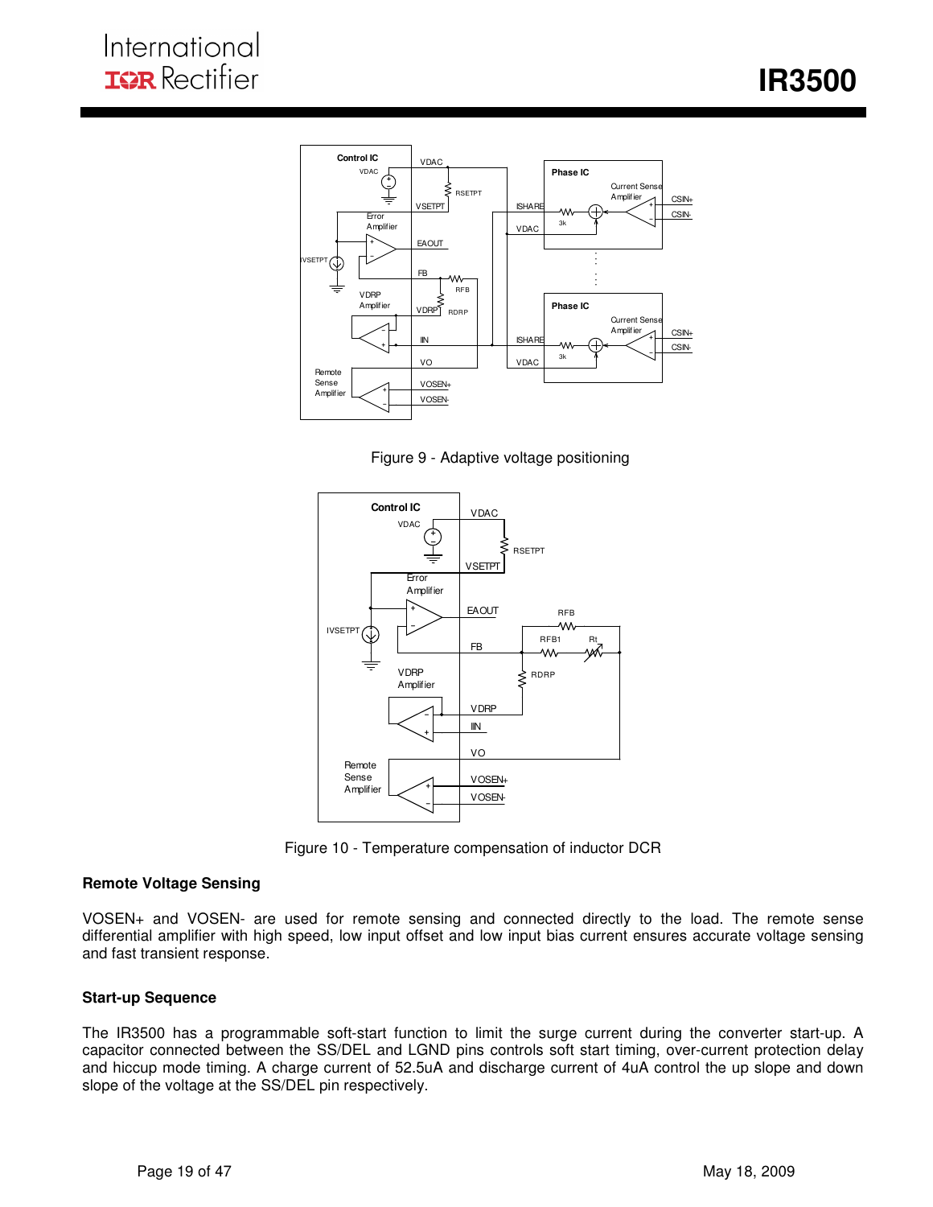Figure 9 - Adaptive voltage positioning

Figure 10 - Temperature compensation of inductor DCR

### Remote Voltage Sensing

VOSEN+ and VOSEN- are used for remote sensing and connected directly to the load. The remote sense differential amplifier with high speed, low input offset and low input bias current ensures accurate voltage sensing and fast transient response.

### Start-up Sequence

The IR3500 has a programmable soft-start function to limit the surge current during the converter start-up. A capacitor connected between the SS/DEL and LGND pins controls soft start timing, over-current protection delay and hiccup mode timing. A charge current of 52.5uA and discharge current of 4uA control the up slope and down slope of the voltage at the SS/DEL pin respectively.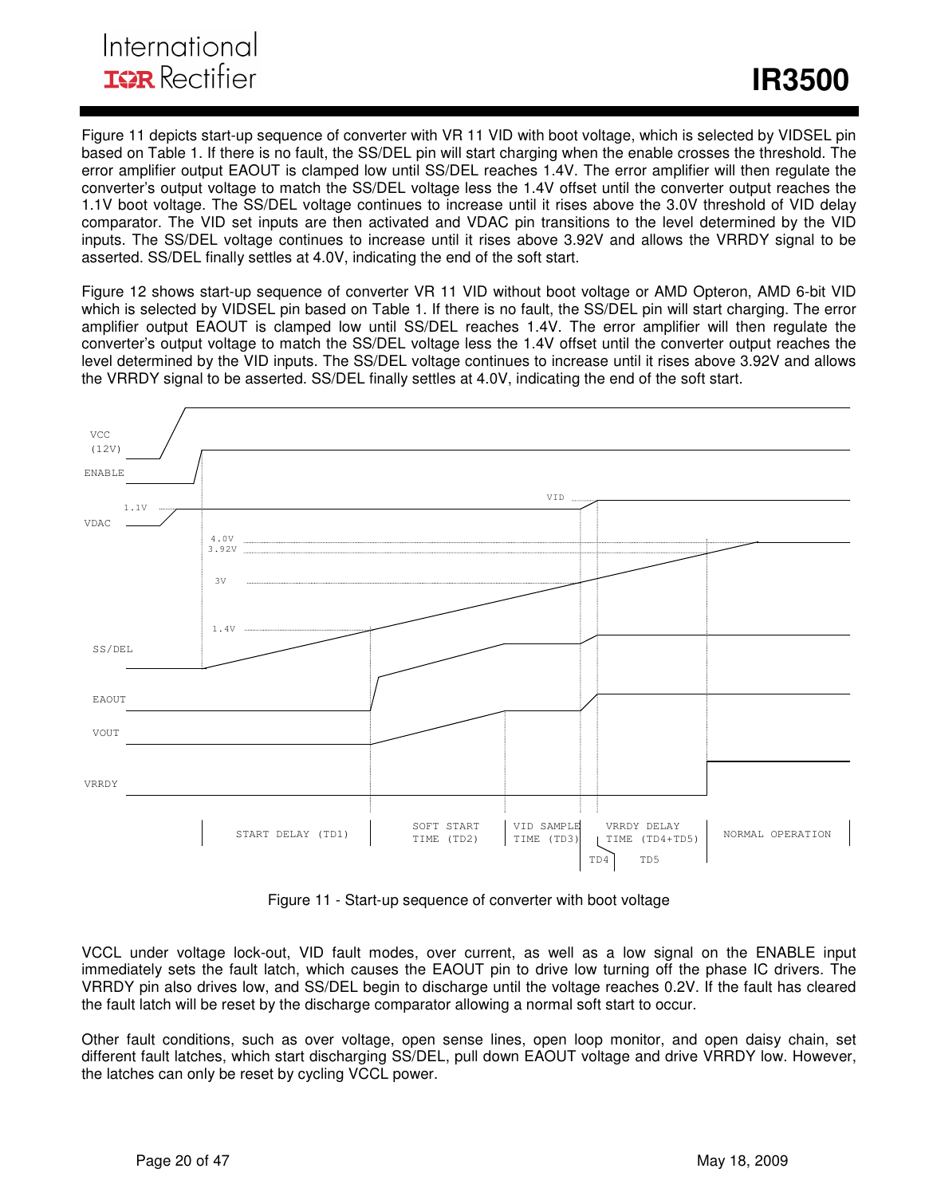Figure 11 depicts start-up sequence of converter with VR 11 VID with boot voltage, which is selected by VIDSEL pin based on Table 1. If there is no fault, the SS/DEL pin will start charging when the enable crosses the threshold. The error amplifier output EAOUT is clamped low until SS/DEL reaches 1.4V. The error amplifier will then regulate the converter's output voltage to match the SS/DEL voltage less the 1.4V offset until the converter output reaches the 1.1V boot voltage. The SS/DEL voltage continues to increase until it rises above the 3.0V threshold of VID delay comparator. The VID set inputs are then activated and VDAC pin transitions to the level determined by the VID inputs. The SS/DEL voltage continues to increase until it rises above 3.92V and allows the VRRDY signal to be asserted. SS/DEL finally settles at 4.0V, indicating the end of the soft start.

Figure 12 shows start-up sequence of converter VR 11 VID without boot voltage or AMD Opteron, AMD 6-bit VID which is selected by VIDSEL pin based on Table 1. If there is no fault, the SS/DEL pin will start charging. The error amplifier output EAOUT is clamped low until SS/DEL reaches 1.4V. The error amplifier will then regulate the converter's output voltage to match the SS/DEL voltage less the 1.4V offset until the converter output reaches the level determined by the VID inputs. The SS/DEL voltage continues to increase until it rises above 3.92V and allows the VRRDY signal to be asserted. SS/DEL finally settles at 4.0V, indicating the end of the soft start.

Figure 11 - Start-up sequence of converter with boot voltage

VCCL under voltage lock-out, VID fault modes, over current, as well as a low signal on the ENABLE input immediately sets the fault latch, which causes the EAOUT pin to drive low turning off the phase IC drivers. The VRRDY pin also drives low, and SS/DEL begin to discharge until the voltage reaches 0.2V. If the fault has cleared the fault latch will be reset by the discharge comparator allowing a normal soft start to occur.

Other fault conditions, such as over voltage, open sense lines, open loop monitor, and open daisy chain, set different fault latches, which start discharging SS/DEL, pull down EAOUT voltage and drive VRRDY low. However, the latches can only be reset by cycling VCCL power.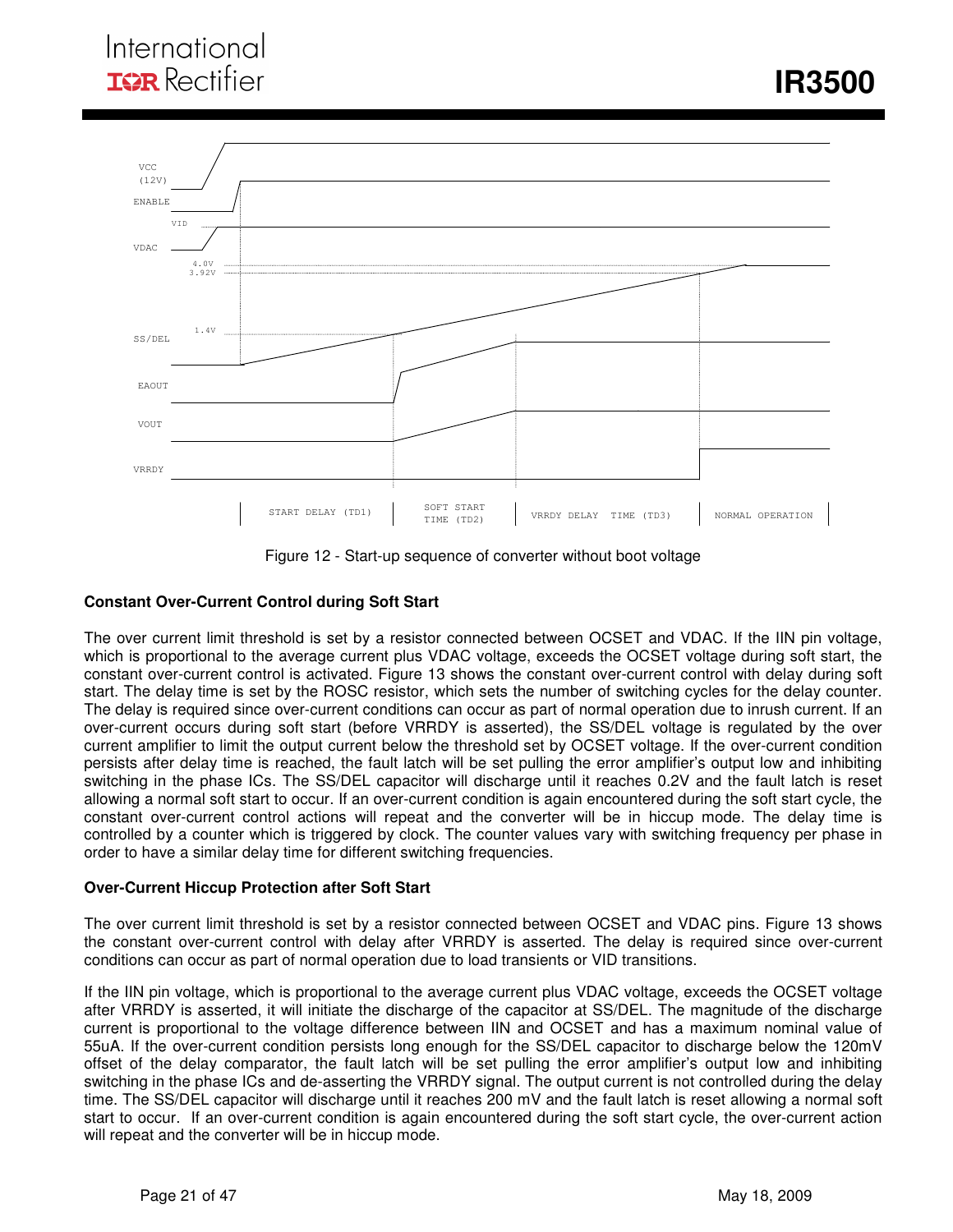Figure 12 - Start-up sequence of converter without boot voltage

**Constant Over-Current Control during Soft Start**

The over current limit threshold is set by a resistor connected between OCSET and VDAC. If the IIN pin voltage, which is proportional to the average current plus VDAC voltage, exceeds the OCSET voltage during soft start, the constant over-current control is activated. Figure 13 shows the constant over-current control with delay during soft start. The delay time is set by the ROSC resistor, which sets the number of switching cycles for the delay counter. The delay is required since over-current conditions can occur as part of normal operation due to inrush current. If an over-current occurs during soft start (before VRRDY is asserted), the SS/DEL voltage is regulated by the over current amplifier to limit the output current below the threshold set by OCSET voltage. If the over-current condition persists after delay time is reached, the fault latch will be set pulling the error amplifier's output low and inhibiting switching in the phase ICs. The SS/DEL capacitor will discharge until it reaches 0.2V and the fault latch is reset allowing a normal soft start to occur. If an over-current condition is again encountered during the soft start cycle, the constant over-current control actions will repeat and the converter will be in hiccup mode. The delay time is controlled by a counter which is triggered by clock. The counter values vary with switching frequency per phase in order to have a similar delay time for different switching frequencies.

**Over-Current Hiccup Protection after Soft Start**

The over current limit threshold is set by a resistor connected between OCSET and VDAC pins. Figure 13 shows the constant over-current control with delay after VRRDY is asserted. The delay is required since over-current conditions can occur as part of normal operation due to load transients or VID transitions.

If the IIN pin voltage, which is proportional to the average current plus VDAC voltage, exceeds the OCSET voltage after VRRDY is asserted, it will initiate the discharge of the capacitor at SS/DEL. The magnitude of the discharge current is proportional to the voltage difference between IIN and OCSET and has a maximum nominal value of 55uA. If the over-current condition persists long enough for the SS/DEL capacitor to discharge below the 120mV offset of the delay comparator, the fault latch will be set pulling the error amplifier's output low and inhibiting switching in the phase ICs and de-asserting the VRRDY signal. The output current is not controlled during the delay time. The SS/DEL capacitor will discharge until it reaches 200 mV and the fault latch is reset allowing a normal soft start to occur. If an over-current condition is again encountered during the soft start cycle, the over-current action will repeat and the converter will be in hiccup mode.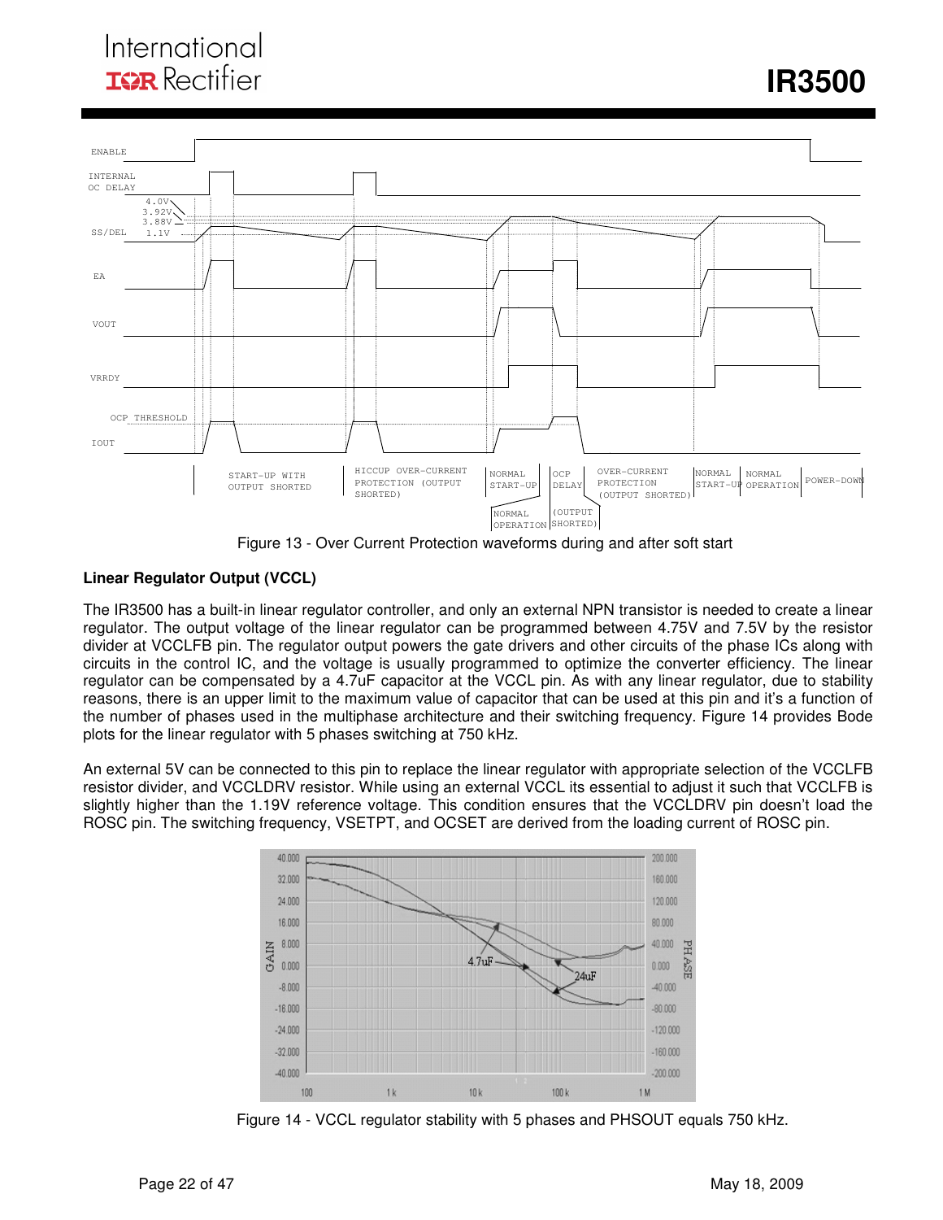Figure 13 - Over Current Protection waveforms during and after soft start

### Linear Regulator Output (VCCL)

The IR3500 has a built-in linear regulator controller, and only an external NPN transistor is needed to create a linear regulator. The output voltage of the linear regulator can be programmed between 4.75V and 7.5V by the resistor divider at VCCLFB pin. The regulator output powers the gate drivers and other circuits of the phase ICs along with circuits in the control IC, and the voltage is usually programmed to optimize the converter efficiency. The linear regulator can be compensated by a 4.7uF capacitor at the VCCL pin. As with any linear regulator, due to stability reasons, there is an upper limit to the maximum value of capacitor that can be used at this pin and it's a function of the number of phases used in the multiphase architecture and their switching frequency. Figure 14 provides Bode plots for the linear regulator with 5 phases switching at 750 kHz.

An external 5V can be connected to this pin to replace the linear regulator with appropriate selection of the VCCLFB resistor divider, and VCCLDRV resistor. While using an external VCCL its essential to adjust it such that VCCLFB is slightly higher than the 1.19V reference voltage. This condition ensures that the VCCLDRV pin doesn't load the ROSC pin. The switching frequency, VSETPT, and OCSET are derived from the loading current of ROSC pin.

Figure 14 - VCCL regulator stability with 5 phases and PHSOUT equals 750 kHz.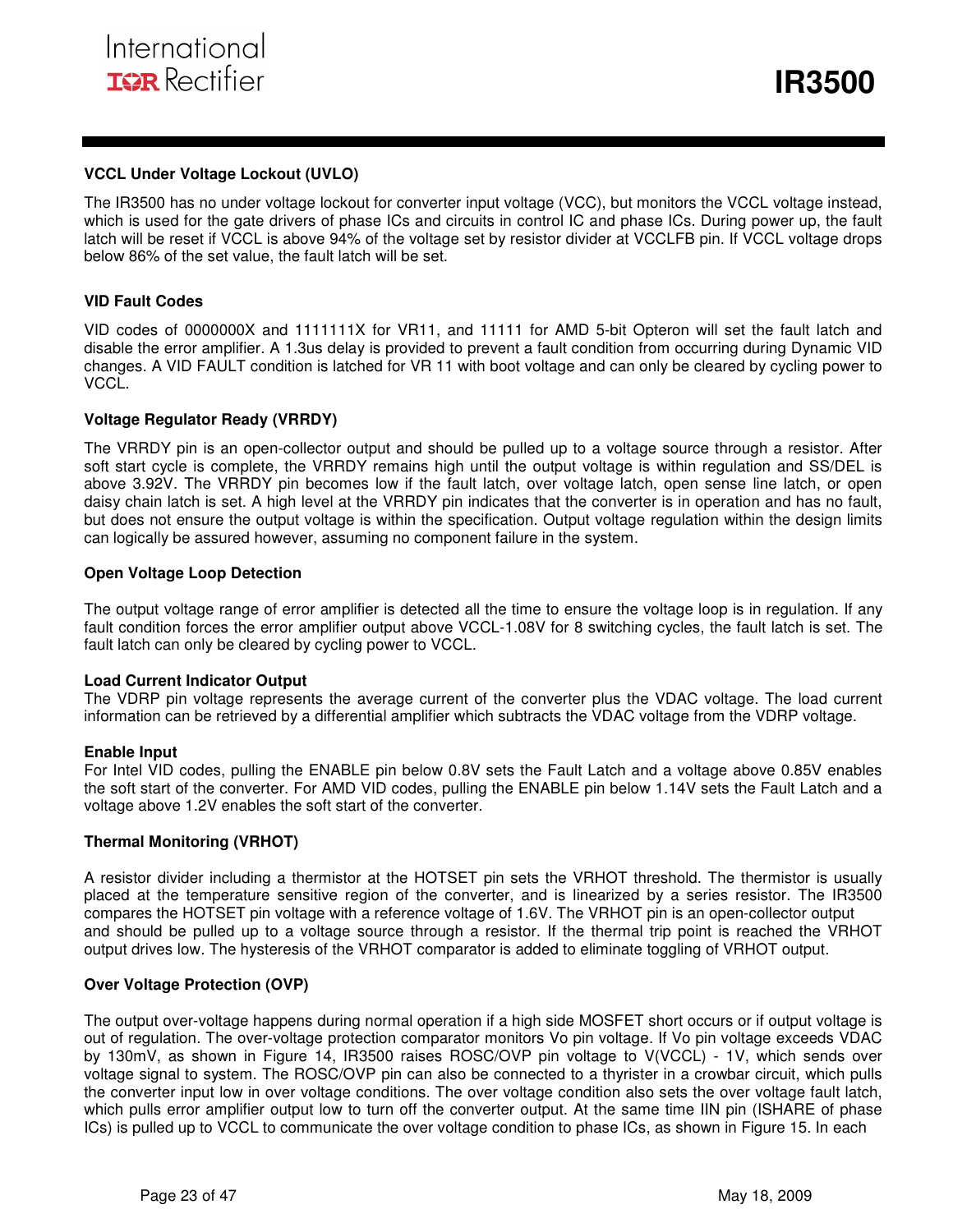### VCCL Under Voltage Lockout (UVLO)

The IR3500 has no under voltage lockout for converter input voltage (VCC), but monitors the VCCL voltage instead, which is used for the gate drivers of phase ICs and circuits in control IC and phase ICs. During power up, the fault latch will be reset if VCCL is above 94% of the voltage set by resistor divider at VCCLFB pin. If VCCL voltage drops below 86% of the set value, the fault latch will be set.

### VID Fault Codes

VID codes of 0000000X and 1111111X for VR11, and 11111 for AMD 5-bit Opteron will set the fault latch and disable the error amplifier. A 1.3us delay is provided to prevent a fault condition from occurring during Dynamic VID changes. A VID FAULT condition is latched for VR 11 with boot voltage and can only be cleared by cycling power to VCCL.

### Voltage Regulator Ready (VRRDY)

The VRRDY pin is an open-collector output and should be pulled up to a voltage source through a resistor. After soft start cycle is complete, the VRRDY remains high until the output voltage is within regulation and SS/DEL is above 3.92V. The VRRDY pin becomes low if the fault latch, over voltage latch, open sense line latch, or open daisy chain latch is set. A high level at the VRRDY pin indicates that the converter is in operation and has no fault, but does not ensure the output voltage is within the specification. Output voltage regulation within the design limits can logically be assured however, assuming no component failure in the system.

### Open Voltage Loop Detection

The output voltage range of error amplifier is detected all the time to ensure the voltage loop is in regulation. If any fault condition forces the error amplifier output above VCCL-1.08V for 8 switching cycles, the fault latch is set. The fault latch can only be cleared by cycling power to VCCL.

### Load Current Indicator Output

The VDRP pin voltage represents the average current of the converter plus the VDAC voltage. The load current information can be retrieved by a differential amplifier which subtracts the VDAC voltage from the VDRP voltage.

### Enable Input

For Intel VID codes, pulling the ENABLE pin below 0.8V sets the Fault Latch and a voltage above 0.85V enables the soft start of the converter. For AMD VID codes, pulling the ENABLE pin below 1.14V sets the Fault Latch and a voltage above 1.2V enables the soft start of the converter.

### Thermal Monitoring (VRHOT)

A resistor divider including a thermistor at the HOTSET pin sets the VRHOT threshold. The thermistor is usually placed at the temperature sensitive region of the converter, and is linearized by a series resistor. The IR3500 compares the HOTSET pin voltage with a reference voltage of 1.6V. The VRHOT pin is an open-collector output and should be pulled up to a voltage source through a resistor. If the thermal trip point is reached the VRHOT output drives low. The hysteresis of the VRHOT comparator is added to eliminate toggling of VRHOT output.

### Over Voltage Protection (OVP)

The output over-voltage happens during normal operation if a high side MOSFET short occurs or if output voltage is out of regulation. The over-voltage protection comparator monitors Vo pin voltage. If Vo pin voltage exceeds VDAC by 130mV, as shown in Figure 14, IR3500 raises ROSC/OVP pin voltage to V(VCCL) - 1V, which sends over voltage signal to system. The ROSC/OVP pin can also be connected to a thyrister in a crowbar circuit, which pulls the converter input low in over voltage conditions. The over voltage condition also sets the over voltage fault latch, which pulls error amplifier output low to turn off the converter output. At the same time IIN pin (ISHARE of phase ICs) is pulled up to VCCL to communicate the over voltage condition to phase ICs, as shown in Figure 15. In each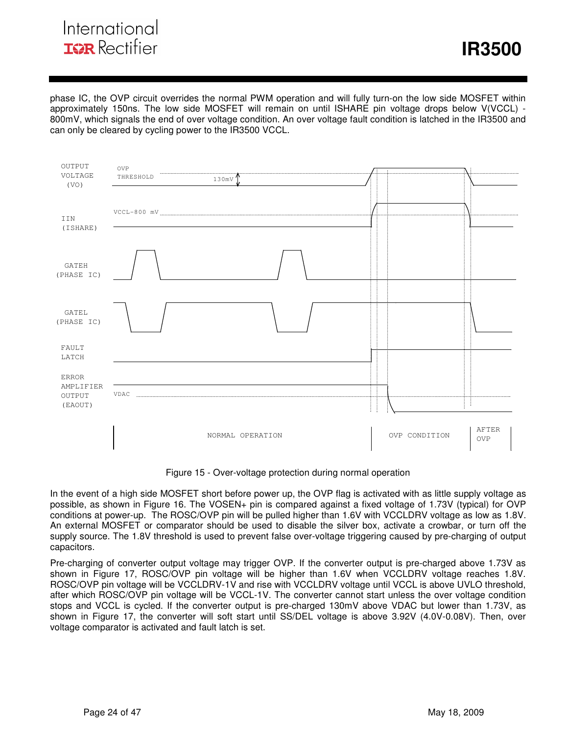phase IC, the OVP circuit overrides the normal PWM operation and will fully turn-on the low side MOSFET within approximately 150ns. The low side MOSFET will remain on until ISHARE pin voltage drops below V(VCCL) - 800mV, which signals the end of over voltage condition. An over voltage fault condition is latched in the IR3500 and can only be cleared by cycling power to the IR3500 VCCL.

Figure 15 - Over-voltage protection during normal operation

In the event of a high side MOSFET short before power up, the OVP flag is activated with as little supply voltage as possible, as shown in Figure 16. The VOSEN+ pin is compared against a fixed voltage of 1.73V (typical) for OVP conditions at power-up. The ROSC/OVP pin will be pulled higher than 1.6V with VCCLDRV voltage as low as 1.8V. An external MOSFET or comparator should be used to disable the silver box, activate a crowbar, or turn off the supply source. The 1.8V threshold is used to prevent false over-voltage triggering caused by pre-charging of output capacitors.

Pre-charging of converter output voltage may trigger OVP. If the converter output is pre-charged above 1.73V as shown in Figure 17, ROSC/OVP pin voltage will be higher than 1.6V when VCCLDRV voltage reaches 1.8V. ROSC/OVP pin voltage will be VCCLDRV-1V and rise with VCCLDRV voltage until VCCL is above UVLO threshold, after which ROSC/OVP pin voltage will be VCCL-1V. The converter cannot start unless the over voltage condition stops and VCCL is cycled. If the converter output is pre-charged 130mV above VDAC but lower than 1.73V, as shown in Figure 17, the converter will soft start until SS/DEL voltage is above 3.92V (4.0V-0.08V). Then, over voltage comparator is activated and fault latch is set.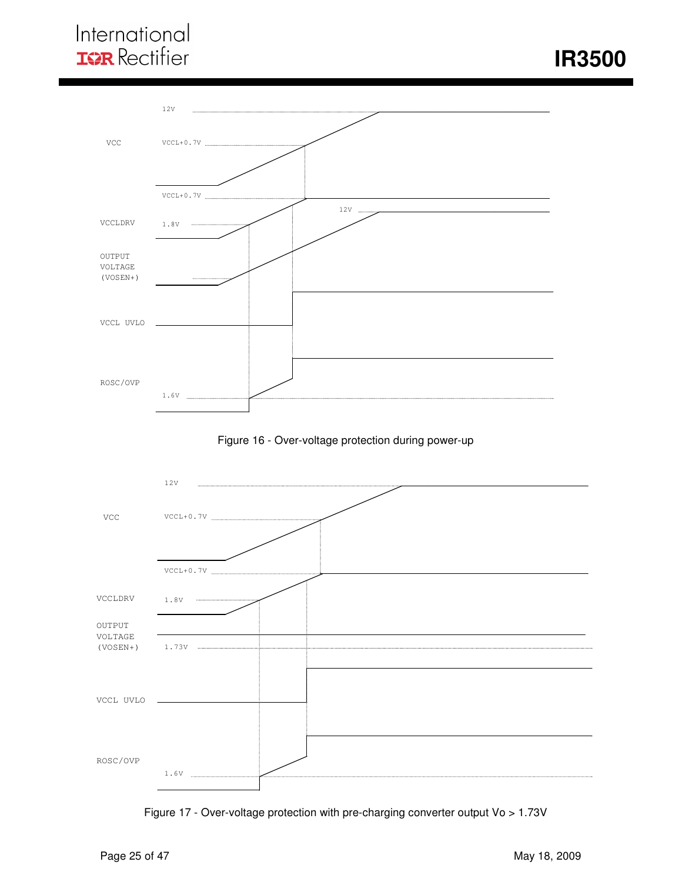12V

VCC

VCCL+0.7V

VCCL+0.7V

12V

VCCLDRV

1.8V

OUTPUT VOLTAGE (VOSEN+)

VCCL UVLO

ROSC/OVP

1.6V

Figure 16 - Over-voltage protection during power-up

12V

VCC

VCCL+0.7V

VCCL+0.7V

VCCLDRV

1.8V

OUTPUT VOLTAGE (VOSEN+)

1.73V

VCCL UVLO

ROSC/OVP

1.6V

Figure 17 - Over-voltage protection with pre-charging converter output Vo > 1.73V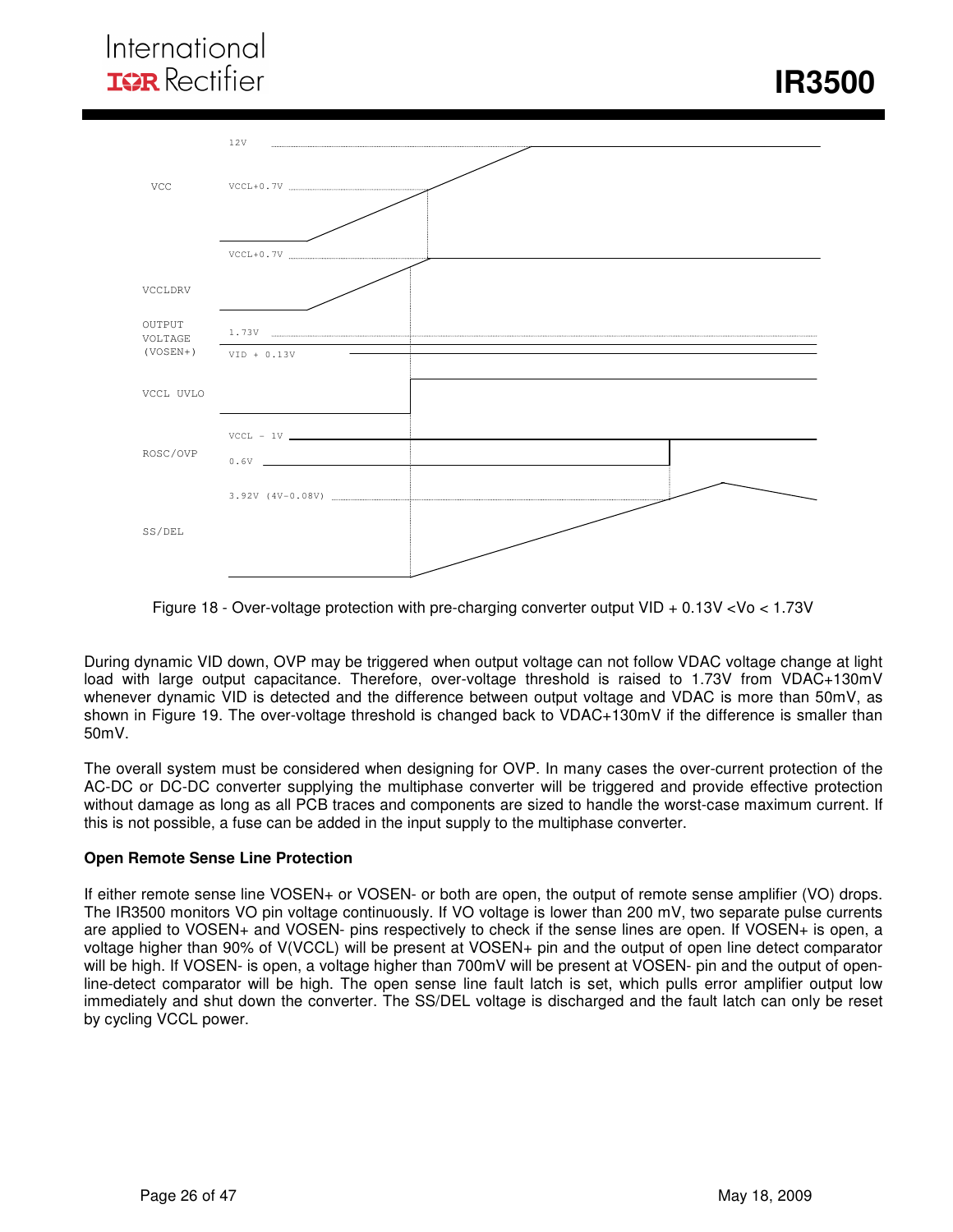12V

VCC　VCCL+0.7V

VCCL+0.7V

VCCLDRV

OUTPUT VOLTAGE (VOSEN+)　1.73V

VID + 0.13V

VCCL UVLO

VCCL - 1V

ROSC/OVP　0.6V

3.92V (4V-0.08V)

SS/DEL

Figure 18 - Over-voltage protection with pre-charging converter output VID + 0.13V <Vo < 1.73V

During dynamic VID down, OVP may be triggered when output voltage can not follow VDAC voltage change at light load with large output capacitance. Therefore, over-voltage threshold is raised to 1.73V from VDAC+130mV whenever dynamic VID is detected and the difference between output voltage and VDAC is more than 50mV, as shown in Figure 19. The over-voltage threshold is changed back to VDAC+130mV if the difference is smaller than 50mV.

The overall system must be considered when designing for OVP. In many cases the over-current protection of the AC-DC or DC-DC converter supplying the multiphase converter will be triggered and provide effective protection without damage as long as all PCB traces and components are sized to handle the worst-case maximum current. If this is not possible, a fuse can be added in the input supply to the multiphase converter.

**Open Remote Sense Line Protection**

If either remote sense line VOSEN+ or VOSEN- or both are open, the output of remote sense amplifier (VO) drops. The IR3500 monitors VO pin voltage continuously. If VO voltage is lower than 200 mV, two separate pulse currents are applied to VOSEN+ and VOSEN- pins respectively to check if the sense lines are open. If VOSEN+ is open, a voltage higher than 90% of V(VCCL) will be present at VOSEN+ pin and the output of open line detect comparator will be high. If VOSEN- is open, a voltage higher than 700mV will be present at VOSEN- pin and the output of open-line-detect comparator will be high. The open sense line fault latch is set, which pulls error amplifier output low immediately and shut down the converter. The SS/DEL voltage is discharged and the fault latch can only be reset by cycling VCCL power.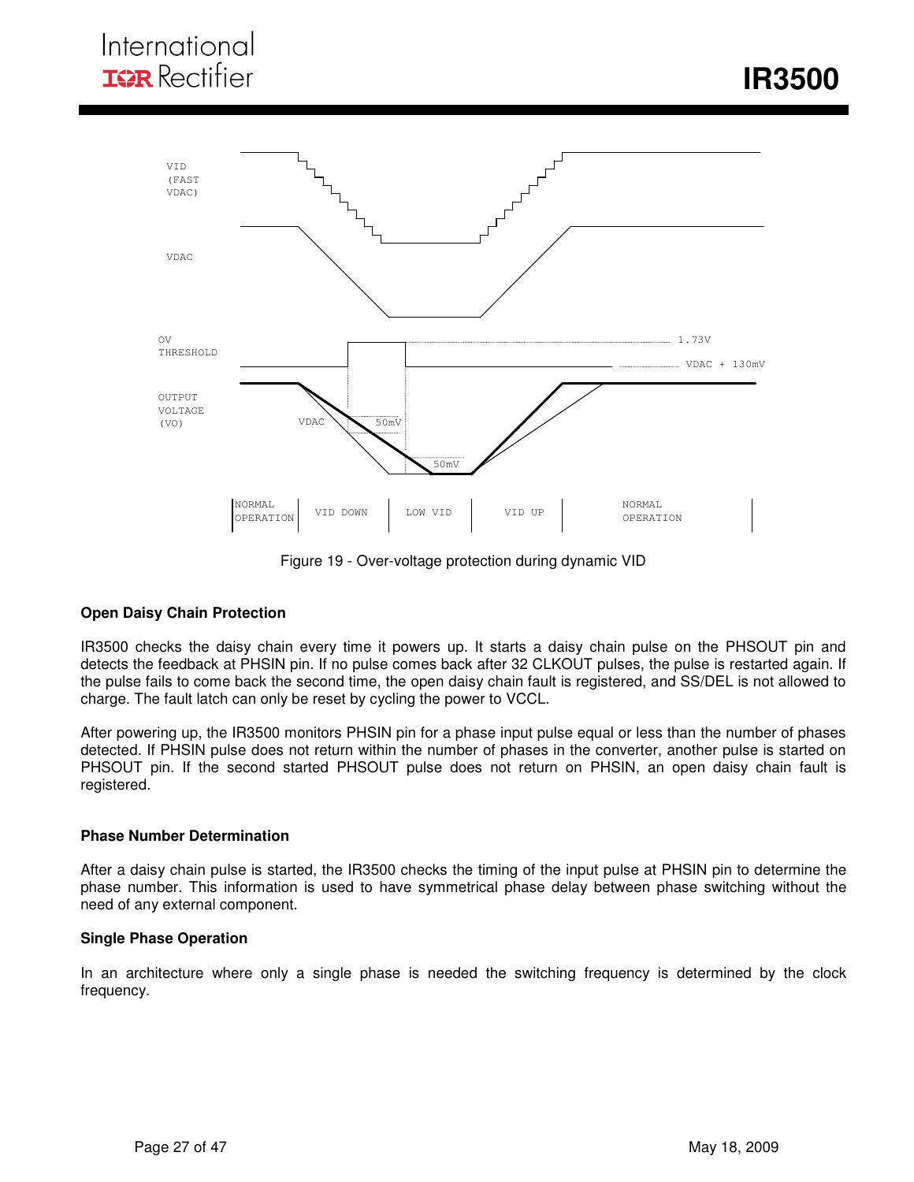Figure 19 - Over-voltage protection during dynamic VID

**Open Daisy Chain Protection**

IR3500 checks the daisy chain every time it powers up. It starts a daisy chain pulse on the PHSOUT pin and detects the feedback at PHSIN pin. If no pulse comes back after 32 CLKOUT pulses, the pulse is restarted again. If the pulse fails to come back the second time, the open daisy chain fault is registered, and SS/DEL is not allowed to charge. The fault latch can only be reset by cycling the power to VCCL.

After powering up, the IR3500 monitors PHSIN pin for a phase input pulse equal or less than the number of phases detected. If PHSIN pulse does not return within the number of phases in the converter, another pulse is started on PHSOUT pin. If the second started PHSOUT pulse does not return on PHSIN, an open daisy chain fault is registered.

**Phase Number Determination**

After a daisy chain pulse is started, the IR3500 checks the timing of the input pulse at PHSIN pin to determine the phase number. This information is used to have symmetrical phase delay between phase switching without the need of any external component.

**Single Phase Operation**

In an architecture where only a single phase is needed the switching frequency is determined by the clock frequency.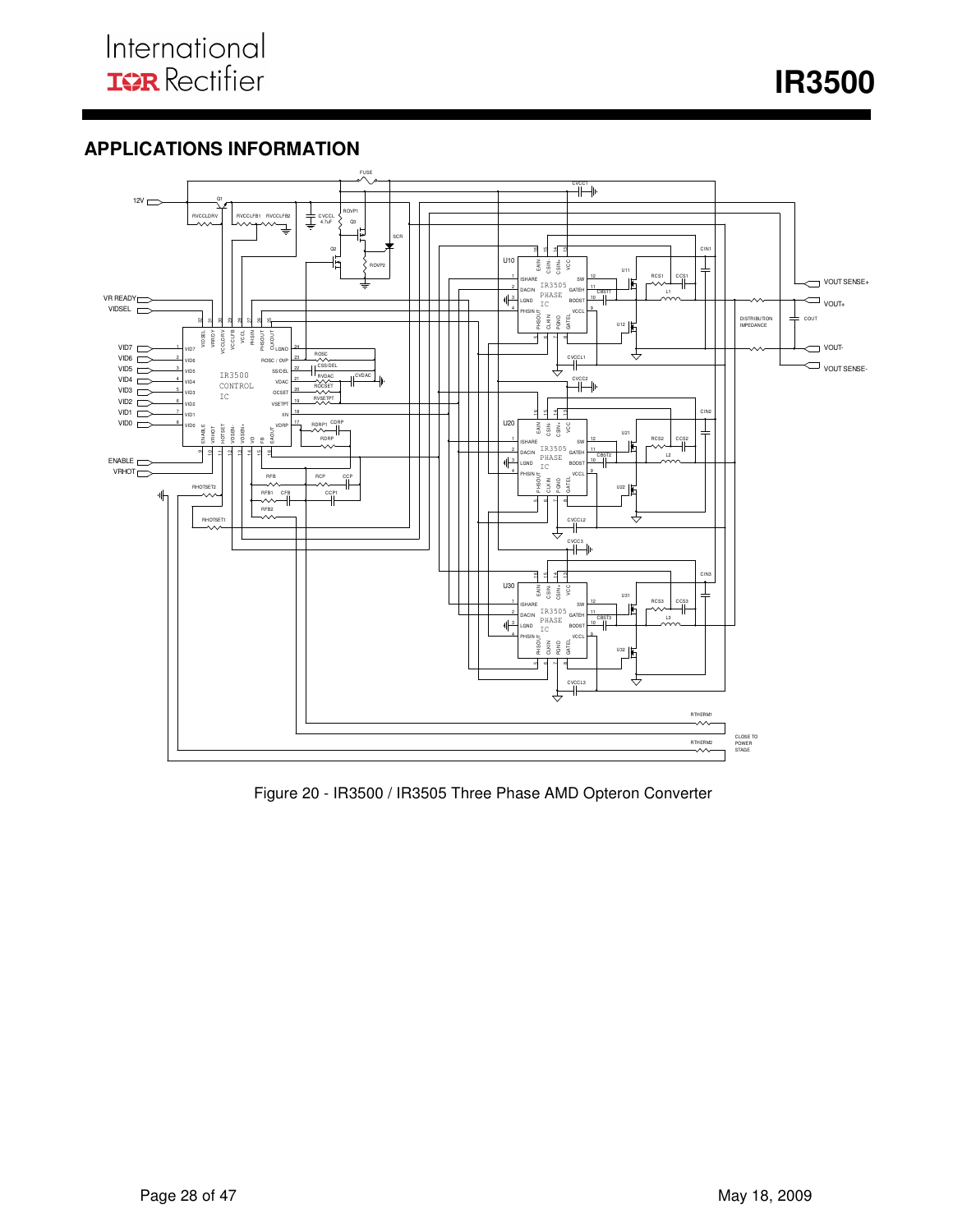## APPLICATIONS INFORMATION

Figure 20 - IR3500 / IR3505 Three Phase AMD Opteron Converter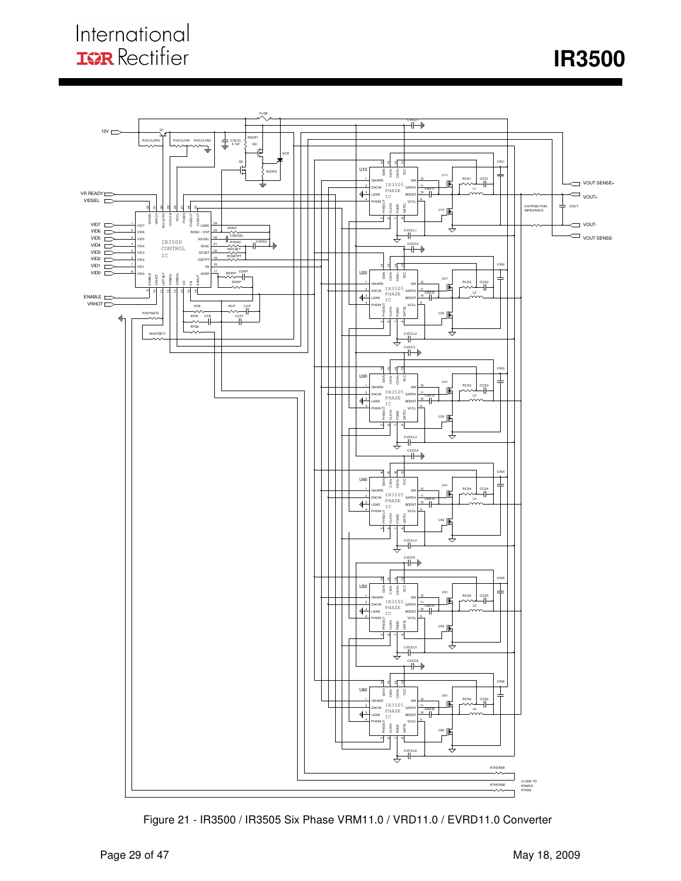Figure 21 - IR3500 / IR3505 Six Phase VRM11.0 / VRD11.0 / EVRD11.0 Converter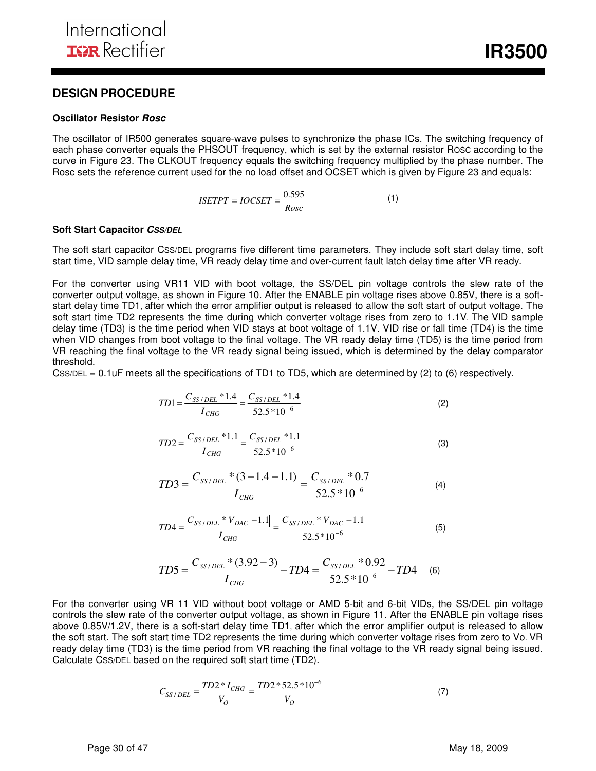## DESIGN PROCEDURE

### Oscillator Resistor *Rosc*

The oscillator of IR500 generates square-wave pulses to synchronize the phase ICs. The switching frequency of each phase converter equals the PHSOUT frequency, which is set by the external resistor ROSC according to the curve in Figure 23. The CLKOUT frequency equals the switching frequency multiplied by the phase number. The Rosc sets the reference current used for the no load offset and OCSET which is given by Figure 23 and equals:

$$ISETPT = IOCSET = \frac{0.595}{Rosc} \qquad (1)$$

### Soft Start Capacitor *CSS/DEL*

The soft start capacitor $C_{SS/DEL}$ programs five different time parameters. They include soft start delay time, soft start time, VID sample delay time, VR ready delay time and over-current fault latch delay time after VR ready.

For the converter using VR11 VID with boot voltage, the SS/DEL pin voltage controls the slew rate of the converter output voltage, as shown in Figure 10. After the ENABLE pin voltage rises above 0.85V, there is a soft-start delay time TD1, after which the error amplifier output is released to allow the soft start of output voltage. The soft start time TD2 represents the time during which converter voltage rises from zero to 1.1V. The VID sample delay time (TD3) is the time period when VID stays at boot voltage of 1.1V. VID rise or fall time (TD4) is the time when VID changes from boot voltage to the final voltage. The VR ready delay time (TD5) is the time period from VR reaching the final voltage to the VR ready signal being issued, which is determined by the delay comparator threshold.

$C_{SS/DEL}$ = 0.1uF meets all the specifications of TD1 to TD5, which are determined by (2) to (6) respectively.

$$TD1 = \frac{C_{SS/DEL} * 1.4}{I_{CHG}} = \frac{C_{SS/DEL} * 1.4}{52.5 * 10^{-6}} \qquad (2)$$

$$TD2 = \frac{C_{SS/DEL} * 1.1}{I_{CHG}} = \frac{C_{SS/DEL} * 1.1}{52.5 * 10^{-6}} \qquad (3)$$

$$TD3 = \frac{C_{SS/DEL} * (3 - 1.4 - 1.1)}{I_{CHG}} = \frac{C_{SS/DEL} * 0.7}{52.5 * 10^{-6}} \qquad (4)$$

$$TD4 = \frac{C_{SS/DEL} * \left|V_{DAC} - 1.1\right|}{I_{CHG}} = \frac{C_{SS/DEL} * \left|V_{DAC} - 1.1\right|}{52.5 * 10^{-6}} \qquad (5)$$

$$TD5 = \frac{C_{SS/DEL} * (3.92 - 3)}{I_{CHG}} - TD4 = \frac{C_{SS/DEL} * 0.92}{52.5 * 10^{-6}} - TD4 \qquad (6)$$

For the converter using VR 11 VID without boot voltage or AMD 5-bit and 6-bit VIDs, the SS/DEL pin voltage controls the slew rate of the converter output voltage, as shown in Figure 11. After the ENABLE pin voltage rises above 0.85V/1.2V, there is a soft-start delay time TD1, after which the error amplifier output is released to allow the soft start. The soft start time TD2 represents the time during which converter voltage rises from zero to Vo. VR ready delay time (TD3) is the time period from VR reaching the final voltage to the VR ready signal being issued. Calculate $C_{SS/DEL}$ based on the required soft start time (TD2).

$$C_{SS/DEL} = \frac{TD2 * I_{CHG}}{V_O} = \frac{TD2 * 52.5 * 10^{-6}}{V_O} \qquad (7)$$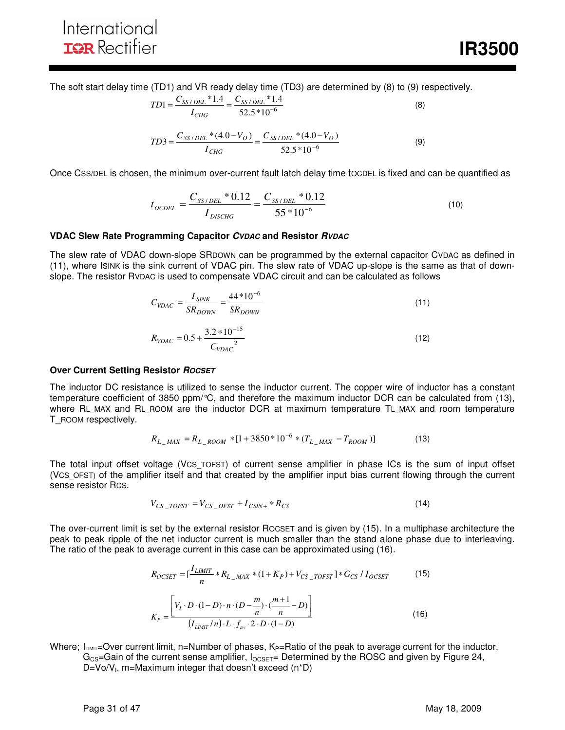The soft start delay time (TD1) and VR ready delay time (TD3) are determined by (8) to (9) respectively.

$$TD1 = \frac{C_{SS/DEL} * 1.4}{I_{CHG}} = \frac{C_{SS/DEL} * 1.4}{52.5 * 10^{-6}} \quad (8)$$

$$TD3 = \frac{C_{SS/DEL} * (4.0 - V_O)}{I_{CHG}} = \frac{C_{SS/DEL} * (4.0 - V_O)}{52.5 * 10^{-6}} \quad (9)$$

Once $C_{SS/DEL}$ is chosen, the minimum over-current fault latch delay time $t_{OCDEL}$ is fixed and can be quantified as

$$t_{OCDEL} = \frac{C_{SS/DEL} * 0.12}{I_{DISCHG}} = \frac{C_{SS/DEL} * 0.12}{55 * 10^{-6}} \quad (10)$$

### VDAC Slew Rate Programming Capacitor *$C_{VDAC}$* and Resistor *$R_{VDAC}$*

The slew rate of VDAC down-slope $SR_{DOWN}$ can be programmed by the external capacitor $C_{VDAC}$ as defined in (11), where $I_{SINK}$ is the sink current of VDAC pin. The slew rate of VDAC up-slope is the same as that of down-slope. The resistor $R_{VDAC}$ is used to compensate VDAC circuit and can be calculated as follows

$$C_{VDAC} = \frac{I_{SINK}}{SR_{DOWN}} = \frac{44 * 10^{-6}}{SR_{DOWN}} \quad (11)$$

$$R_{VDAC} = 0.5 + \frac{3.2 * 10^{-15}}{C_{VDAC}^{\;2}} \quad (12)$$

### Over Current Setting Resistor *$R_{OCSET}$*

The inductor DC resistance is utilized to sense the inductor current. The copper wire of inductor has a constant temperature coefficient of 3850 ppm/°C, and therefore the maximum inductor DCR can be calculated from (13), where $R_{L\_MAX}$ and $R_{L\_ROOM}$ are the inductor DCR at maximum temperature $T_{L\_MAX}$ and room temperature $T_{\_ROOM}$ respectively.

$$R_{L\_MAX} = R_{L\_ROOM} * [1 + 3850 * 10^{-6} * (T_{L\_MAX} - T_{ROOM})] \quad (13)$$

The total input offset voltage ($V_{CS\_TOFST}$) of current sense amplifier in phase ICs is the sum of input offset ($V_{CS\_OFST}$) of the amplifier itself and that created by the amplifier input bias current flowing through the current sense resistor $R_{CS}$.

$$V_{CS\_TOFST} = V_{CS\_OFST} + I_{CSIN+} * R_{CS} \quad (14)$$

The over-current limit is set by the external resistor $R_{OCSET}$ and is given by (15). In a multiphase architecture the peak to peak ripple of the net inductor current is much smaller than the stand alone phase due to interleaving. The ratio of the peak to average current in this case can be approximated using (16).

$$R_{OCSET} = [\frac{I_{LIMIT}}{n} * R_{L\_MAX} * (1 + K_P) + V_{CS\_TOFST}] * G_{CS} / I_{OCSET} \quad (15)$$

$$K_P = \frac{\left[V_I \cdot D \cdot (1 - D) \cdot n \cdot (D - \frac{m}{n}) \cdot (\frac{m+1}{n} - D)\right]}{(I_{LIMIT}/n) \cdot L \cdot f_{sw} \cdot 2 \cdot D \cdot (1 - D)} \quad (16)$$

Where; $I_{LIMIT}$=Over current limit, n=Number of phases, $K_P$=Ratio of the peak to average current for the inductor, $G_{CS}$=Gain of the current sense amplifier, $I_{OCSET}$= Determined by the ROSC and given by Figure 24, $D=V_O/V_I$, m=Maximum integer that doesn't exceed (n*D)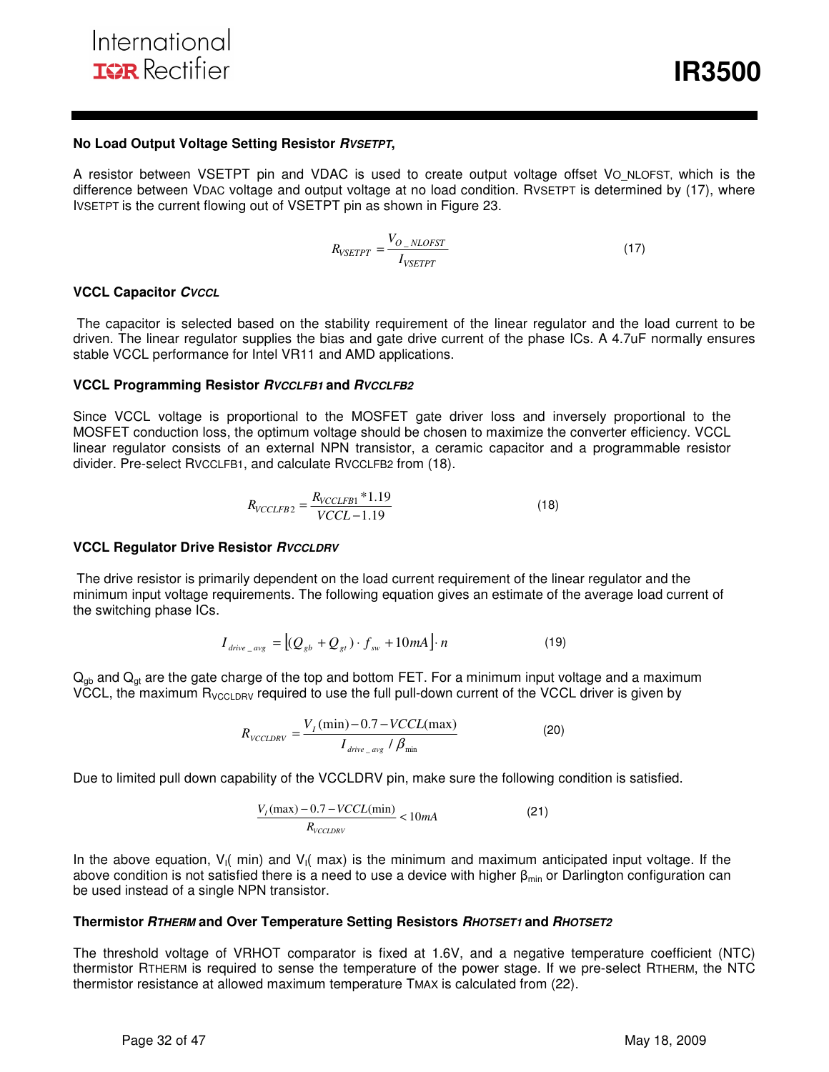### No Load Output Voltage Setting Resistor $R_{VSETPT}$,

A resistor between VSETPT pin and VDAC is used to create output voltage offset $V_{O\_NLOFST}$, which is the difference between $V_{DAC}$ voltage and output voltage at no load condition. $R_{VSETPT}$ is determined by (17), where $I_{VSETPT}$ is the current flowing out of VSETPT pin as shown in Figure 23.

$$R_{VSETPT} = \frac{V_{O\_NLOFST}}{I_{VSETPT}} \tag{17}$$

### VCCL Capacitor $C_{VCCL}$

The capacitor is selected based on the stability requirement of the linear regulator and the load current to be driven. The linear regulator supplies the bias and gate drive current of the phase ICs. A 4.7uF normally ensures stable VCCL performance for Intel VR11 and AMD applications.

### VCCL Programming Resistor $R_{VCCLFB1}$ and $R_{VCCLFB2}$

Since VCCL voltage is proportional to the MOSFET gate driver loss and inversely proportional to the MOSFET conduction loss, the optimum voltage should be chosen to maximize the converter efficiency. VCCL linear regulator consists of an external NPN transistor, a ceramic capacitor and a programmable resistor divider. Pre-select $R_{VCCLFB1}$, and calculate $R_{VCCLFB2}$ from (18).

$$R_{VCCLFB2} = \frac{R_{VCCLFB1} * 1.19}{VCCL - 1.19} \tag{18}$$

### VCCL Regulator Drive Resistor $R_{VCCLDRV}$

The drive resistor is primarily dependent on the load current requirement of the linear regulator and the minimum input voltage requirements. The following equation gives an estimate of the average load current of the switching phase ICs.

$$I_{drive\_avg} = \left[ (Q_{gb} + Q_{gt}) \cdot f_{sw} + 10mA \right] \cdot n \tag{19}$$

$Q_{gb}$ and $Q_{gt}$ are the gate charge of the top and bottom FET. For a minimum input voltage and a maximum VCCL, the maximum $R_{VCCLDRV}$ required to use the full pull-down current of the VCCL driver is given by

$$R_{VCCLDRV} = \frac{V_I(\min) - 0.7 - VCCL(\max)}{I_{drive\_avg} / \beta_{\min}} \tag{20}$$

Due to limited pull down capability of the VCCLDRV pin, make sure the following condition is satisfied.

$$\frac{V_I(\max) - 0.7 - VCCL(\min)}{R_{VCCLDRV}} < 10mA \tag{21}$$

In the above equation, $V_I$( min) and $V_I$( max) is the minimum and maximum anticipated input voltage. If the above condition is not satisfied there is a need to use a device with higher $\beta_{min}$ or Darlington configuration can be used instead of a single NPN transistor.

### Thermistor $R_{THERM}$ and Over Temperature Setting Resistors $R_{HOTSET1}$ and $R_{HOTSET2}$

The threshold voltage of VRHOT comparator is fixed at 1.6V, and a negative temperature coefficient (NTC) thermistor $R_{THERM}$ is required to sense the temperature of the power stage. If we pre-select $R_{THERM}$, the NTC thermistor resistance at allowed maximum temperature $T_{MAX}$ is calculated from (22).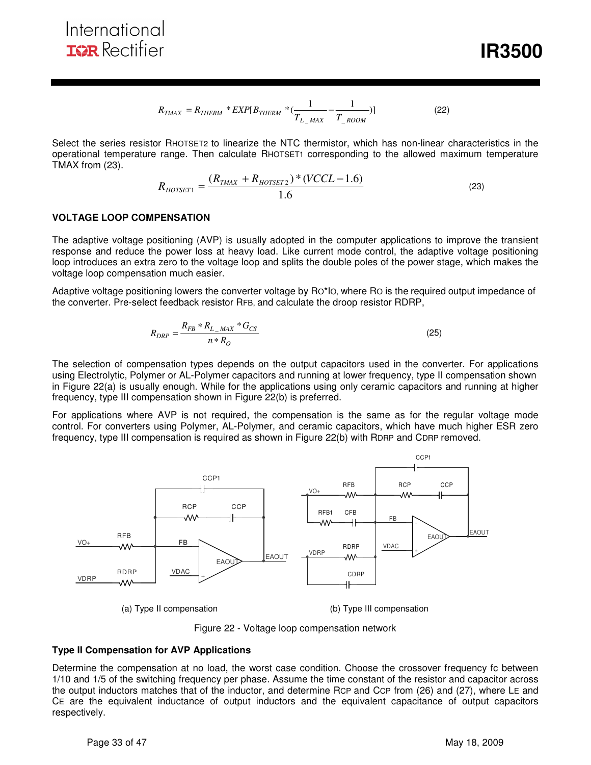$$R_{TMAX} = R_{THERM} * EXP[B_{THERM} * (\frac{1}{T_{L\_MAX}} - \frac{1}{T_{\_ROOM}})] \quad (22)$$

Select the series resistor RHOTSET2 to linearize the NTC thermistor, which has non-linear characteristics in the operational temperature range. Then calculate RHOTSET1 corresponding to the allowed maximum temperature TMAX from (23).

$$R_{HOTSET1} = \frac{(R_{TMAX} + R_{HOTSET2}) * (VCCL - 1.6)}{1.6} \quad (23)$$

### VOLTAGE LOOP COMPENSATION

The adaptive voltage positioning (AVP) is usually adopted in the computer applications to improve the transient response and reduce the power loss at heavy load. Like current mode control, the adaptive voltage positioning loop introduces an extra zero to the voltage loop and splits the double poles of the power stage, which makes the voltage loop compensation much easier.

Adaptive voltage positioning lowers the converter voltage by RO*IO, where RO is the required output impedance of the converter. Pre-select feedback resistor RFB, and calculate the droop resistor RDRP,

$$R_{DRP} = \frac{R_{FB} * R_{L\_MAX} * G_{CS}}{n * R_O} \quad (25)$$

The selection of compensation types depends on the output capacitors used in the converter. For applications using Electrolytic, Polymer or AL-Polymer capacitors and running at lower frequency, type II compensation shown in Figure 22(a) is usually enough. While for the applications using only ceramic capacitors and running at higher frequency, type III compensation shown in Figure 22(b) is preferred.

For applications where AVP is not required, the compensation is the same as for the regular voltage mode control. For converters using Polymer, AL-Polymer, and ceramic capacitors, which have much higher ESR zero frequency, type III compensation is required as shown in Figure 22(b) with RDRP and CDRP removed.

(a) Type II compensation

(b) Type III compensation

Figure 22 - Voltage loop compensation network

### Type II Compensation for AVP Applications

Determine the compensation at no load, the worst case condition. Choose the crossover frequency fc between 1/10 and 1/5 of the switching frequency per phase. Assume the time constant of the resistor and capacitor across the output inductors matches that of the inductor, and determine RCP and CCP from (26) and (27), where LE and CE are the equivalent inductance of output inductors and the equivalent capacitance of output capacitors respectively.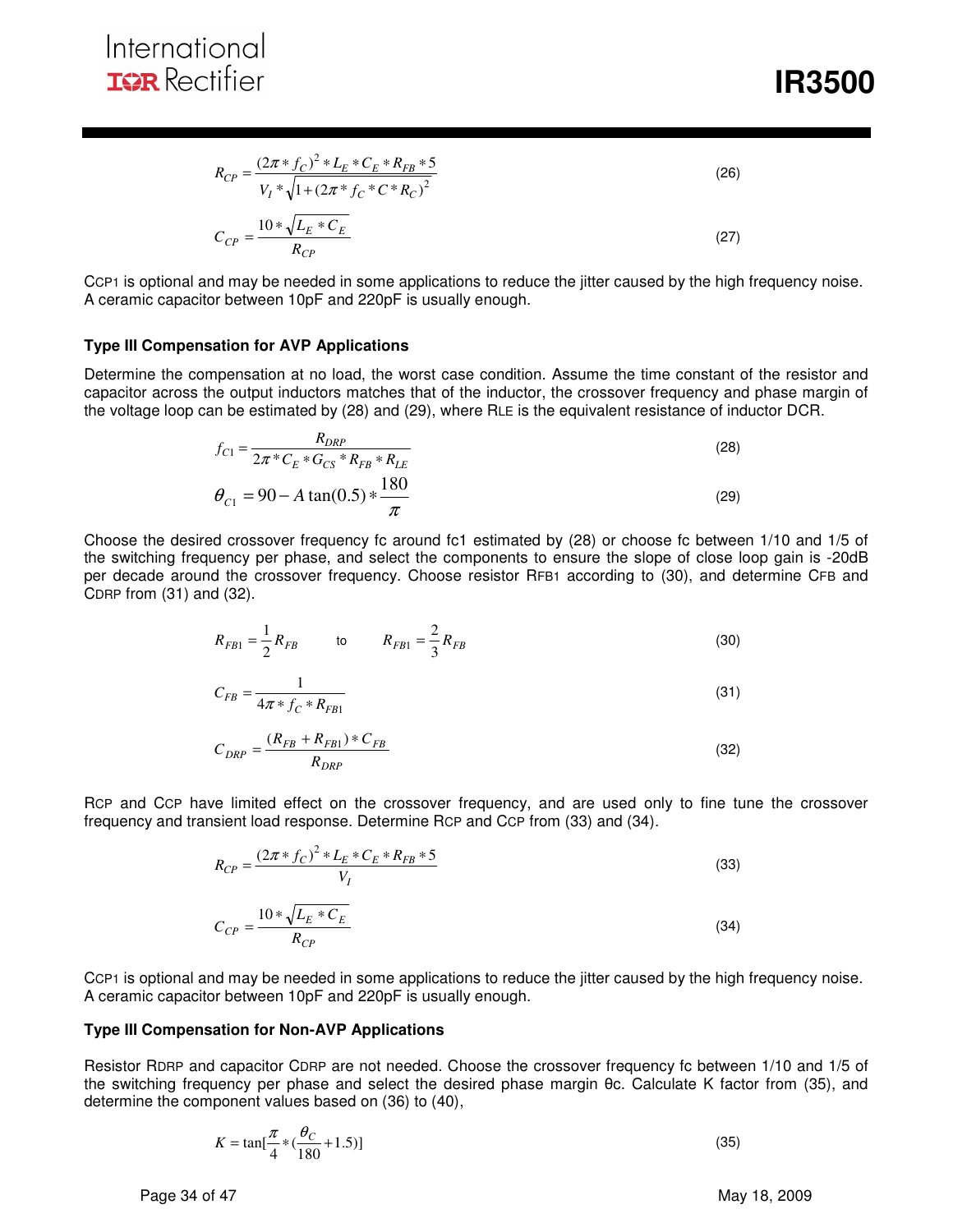$$R_{CP} = \frac{(2\pi * f_C)^2 * L_E * C_E * R_{FB} * 5}{V_I * \sqrt{1 + (2\pi * f_C * C * R_C)^2}} \tag{26}$$

$$C_{CP} = \frac{10 * \sqrt{L_E * C_E}}{R_{CP}} \tag{27}$$

$C_{CP1}$ is optional and may be needed in some applications to reduce the jitter caused by the high frequency noise. A ceramic capacitor between 10pF and 220pF is usually enough.

### Type III Compensation for AVP Applications

Determine the compensation at no load, the worst case condition. Assume the time constant of the resistor and capacitor across the output inductors matches that of the inductor, the crossover frequency and phase margin of the voltage loop can be estimated by (28) and (29), where $R_{LE}$ is the equivalent resistance of inductor DCR.

$$f_{C1} = \frac{R_{DRP}}{2\pi * C_E * G_{CS} * R_{FB} * R_{LE}} \tag{28}$$

$$\theta_{C1} = 90 - A\tan(0.5) * \frac{180}{\pi} \tag{29}$$

Choose the desired crossover frequency fc around fc1 estimated by (28) or choose fc between 1/10 and 1/5 of the switching frequency per phase, and select the components to ensure the slope of close loop gain is -20dB per decade around the crossover frequency. Choose resistor $R_{FB1}$ according to (30), and determine $C_{FB}$ and $C_{DRP}$ from (31) and (32).

$$R_{FB1} = \frac{1}{2} R_{FB} \quad \text{to} \quad R_{FB1} = \frac{2}{3} R_{FB} \tag{30}$$

$$C_{FB} = \frac{1}{4\pi * f_C * R_{FB1}} \tag{31}$$

$$C_{DRP} = \frac{(R_{FB} + R_{FB1}) * C_{FB}}{R_{DRP}} \tag{32}$$

$R_{CP}$ and $C_{CP}$ have limited effect on the crossover frequency, and are used only to fine tune the crossover frequency and transient load response. Determine $R_{CP}$ and $C_{CP}$ from (33) and (34).

$$R_{CP} = \frac{(2\pi * f_C)^2 * L_E * C_E * R_{FB} * 5}{V_I} \tag{33}$$

$$C_{CP} = \frac{10 * \sqrt{L_E * C_E}}{R_{CP}} \tag{34}$$

$C_{CP1}$ is optional and may be needed in some applications to reduce the jitter caused by the high frequency noise. A ceramic capacitor between 10pF and 220pF is usually enough.

### Type III Compensation for Non-AVP Applications

Resistor $R_{DRP}$ and capacitor $C_{DRP}$ are not needed. Choose the crossover frequency fc between 1/10 and 1/5 of the switching frequency per phase and select the desired phase margin θc. Calculate K factor from (35), and determine the component values based on (36) to (40),

$$K = \tan\left[\frac{\pi}{4} * \left(\frac{\theta_C}{180} + 1.5\right)\right] \tag{35}$$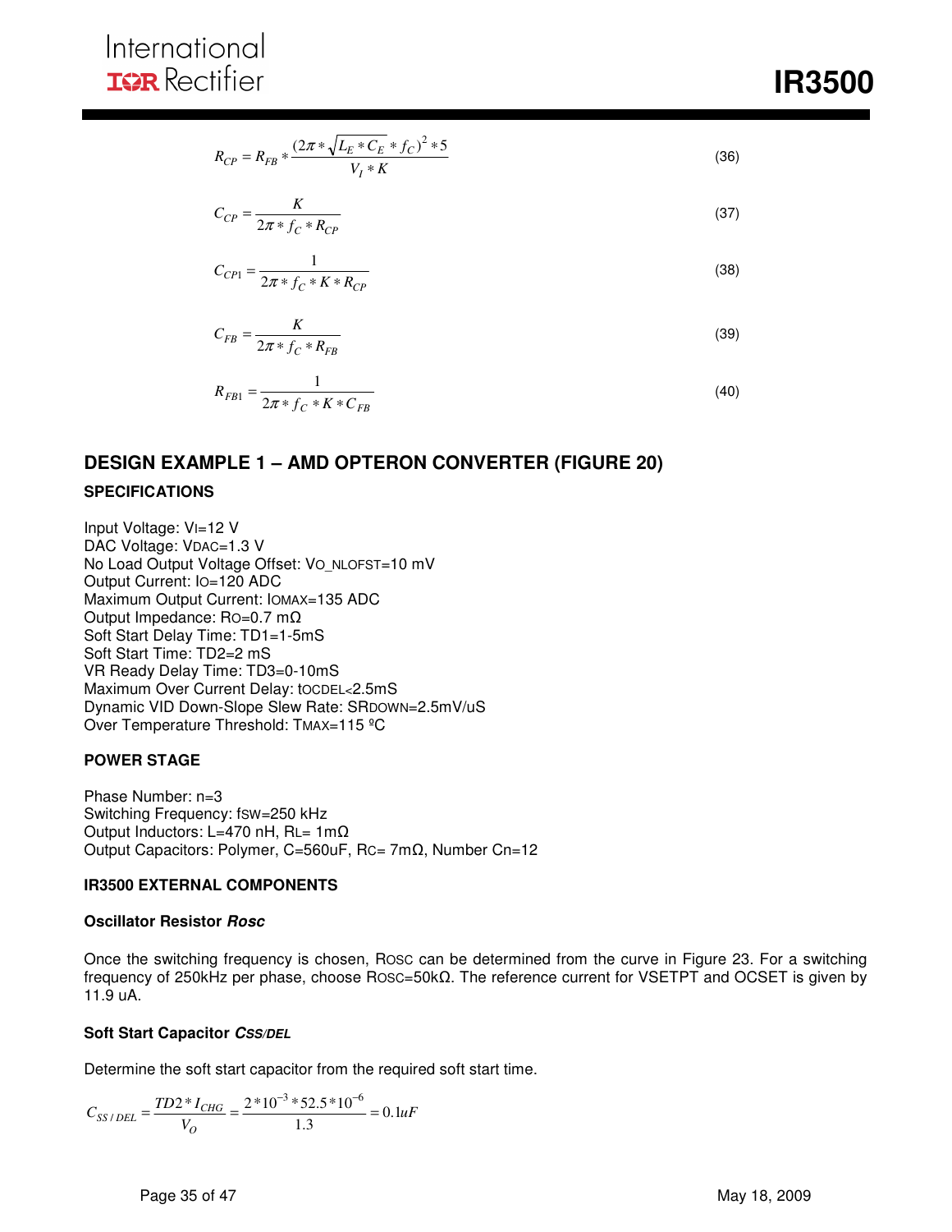$$R_{CP} = R_{FB} * \frac{(2\pi * \sqrt{L_E * C_E} * f_C)^2 * 5}{V_I * K} \tag{36}$$

$$C_{CP} = \frac{K}{2\pi * f_C * R_{CP}} \tag{37}$$

$$C_{CP1} = \frac{1}{2\pi * f_C * K * R_{CP}} \tag{38}$$

$$C_{FB} = \frac{K}{2\pi * f_C * R_{FB}} \tag{39}$$

$$R_{FB1} = \frac{1}{2\pi * f_C * K * C_{FB}} \tag{40}$$

## DESIGN EXAMPLE 1 – AMD OPTERON CONVERTER (FIGURE 20)

### SPECIFICATIONS

Input Voltage: $V_I$=12 V
DAC Voltage: $V_{DAC}$=1.3 V
No Load Output Voltage Offset: $V_{O\_NLOFST}$=10 mV
Output Current: $I_O$=120 ADC
Maximum Output Current: $I_{OMAX}$=135 ADC
Output Impedance: $R_O$=0.7 mΩ
Soft Start Delay Time: TD1=1-5mS
Soft Start Time: TD2=2 mS
VR Ready Delay Time: TD3=0-10mS
Maximum Over Current Delay: $t_{OCDEL}$<2.5mS
Dynamic VID Down-Slope Slew Rate: $SR_{DOWN}$=2.5mV/uS
Over Temperature Threshold: $T_{MAX}$=115 ºC

### POWER STAGE

Phase Number: n=3
Switching Frequency: $f_{SW}$=250 kHz
Output Inductors: L=470 nH, $R_L$= 1mΩ
Output Capacitors: Polymer, C=560uF, $R_C$= 7mΩ, Number Cn=12

### IR3500 EXTERNAL COMPONENTS

#### Oscillator Resistor *Rosc*

Once the switching frequency is chosen, $R_{OSC}$ can be determined from the curve in Figure 23. For a switching frequency of 250kHz per phase, choose $R_{OSC}$=50kΩ. The reference current for VSETPT and OCSET is given by 11.9 uA.

#### Soft Start Capacitor *$C_{SS/DEL}$*

Determine the soft start capacitor from the required soft start time.

$$C_{SS/DEL} = \frac{TD2 * I_{CHG}}{V_O} = \frac{2*10^{-3}*52.5*10^{-6}}{1.3} = 0.1uF$$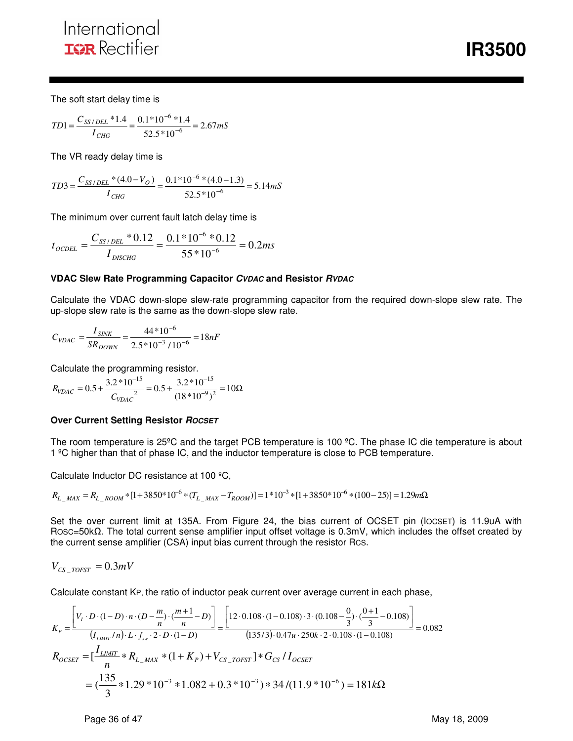The soft start delay time is

$$TD1 = \frac{C_{SS/DEL} * 1.4}{I_{CHG}} = \frac{0.1*10^{-6}*1.4}{52.5*10^{-6}} = 2.67mS$$

The VR ready delay time is

$$TD3 = \frac{C_{SS/DEL} * (4.0 - V_O)}{I_{CHG}} = \frac{0.1*10^{-6}*(4.0-1.3)}{52.5*10^{-6}} = 5.14mS$$

The minimum over current fault latch delay time is

$$t_{OCDEL} = \frac{C_{SS/DEL} * 0.12}{I_{DISCHG}} = \frac{0.1*10^{-6}*0.12}{55*10^{-6}} = 0.2ms$$

**VDAC Slew Rate Programming Capacitor *CVDAC* and Resistor *RVDAC***

Calculate the VDAC down-slope slew-rate programming capacitor from the required down-slope slew rate. The up-slope slew rate is the same as the down-slope slew rate.

$$C_{VDAC} = \frac{I_{SINK}}{SR_{DOWN}} = \frac{44*10^{-6}}{2.5*10^{-3}/10^{-6}} = 18nF$$

Calculate the programming resistor.

$$R_{VDAC} = 0.5 + \frac{3.2*10^{-15}}{C_{VDAC}^{2}} = 0.5 + \frac{3.2*10^{-15}}{(18*10^{-9})^2} = 10\Omega$$

**Over Current Setting Resistor *ROCSET***

The room temperature is 25ºC and the target PCB temperature is 100 ºC. The phase IC die temperature is about 1 ºC higher than that of phase IC, and the inductor temperature is close to PCB temperature.

Calculate Inductor DC resistance at 100 ºC,

$$R_{L\_MAX} = R_{L\_ROOM} * [1 + 3850*10^{-6} * (T_{L\_MAX} - T_{ROOM})] = 1*10^{-3} * [1 + 3850*10^{-6} * (100-25)] = 1.29m\Omega$$

Set the over current limit at 135A. From Figure 24, the bias current of OCSET pin ($I_{OCSET}$) is 11.9uA with $R_{OSC}$=50kΩ. The total current sense amplifier input offset voltage is 0.3mV, which includes the offset created by the current sense amplifier (CSA) input bias current through the resistor $R_{CS}$.

$$V_{CS\_TOFST} = 0.3mV$$

Calculate constant $K_P$, the ratio of inductor peak current over average current in each phase,

$$K_P = \frac{\left[V_I \cdot D \cdot (1-D) \cdot n \cdot (D - \frac{m}{n}) \cdot (\frac{m+1}{n} - D)\right]}{(I_{LIMIT}/n) \cdot L \cdot f_{sw} \cdot 2 \cdot D \cdot (1-D)} = \frac{\left[12 \cdot 0.108 \cdot (1-0.108) \cdot 3 \cdot (0.108 - \frac{0}{3}) \cdot (\frac{0+1}{3} - 0.108)\right]}{(135/3) \cdot 0.47u \cdot 250k \cdot 2 \cdot 0.108 \cdot (1-0.108)} = 0.082$$

$$R_{OCSET} = [\frac{I_{LIMIT}}{n} * R_{L\_MAX} * (1 + K_P) + V_{CS\_TOFST}] * G_{CS} / I_{OCSET}$$

$$= (\frac{135}{3} * 1.29*10^{-3} * 1.082 + 0.3*10^{-3}) * 34/(11.9*10^{-6}) = 181k\Omega$$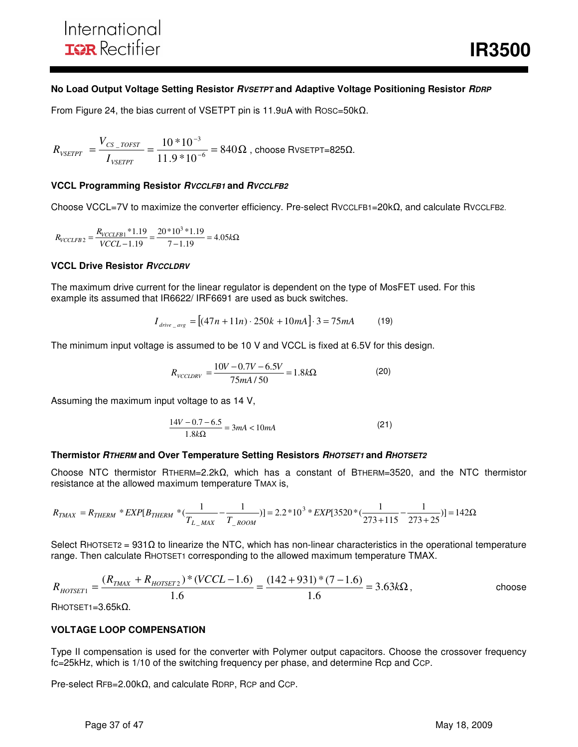### No Load Output Voltage Setting Resistor $R_{VSETPT}$ and Adaptive Voltage Positioning Resistor $R_{DRP}$

From Figure 24, the bias current of VSETPT pin is 11.9uA with $R_{OSC}$=50kΩ.

$$R_{VSETPT} = \frac{V_{CS\_TOFST}}{I_{VSETPT}} = \frac{10*10^{-3}}{11.9*10^{-6}} = 840\Omega$$ , choose $R_{VSETPT}$=825Ω.

### VCCL Programming Resistor $R_{VCCLFB1}$ and $R_{VCCLFB2}$

Choose VCCL=7V to maximize the converter efficiency. Pre-select $R_{VCCLFB1}$=20kΩ, and calculate $R_{VCCLFB2}$.

$$R_{VCCLFB2} = \frac{R_{VCCLFB1}*1.19}{VCCL-1.19} = \frac{20*10^3*1.19}{7-1.19} = 4.05k\Omega$$

### VCCL Drive Resistor $R_{VCCLDRV}$

The maximum drive current for the linear regulator is dependent on the type of MosFET used. For this example its assumed that IR6622/ IRF6691 are used as buck switches.

$$I_{drive\_avg} = \left[(47n + 11n)\cdot 250k + 10mA\right]\cdot 3 = 75mA \qquad (19)$$

The minimum input voltage is assumed to be 10 V and VCCL is fixed at 6.5V for this design.

$$R_{VCCLDRV} = \frac{10V - 0.7V - 6.5V}{75mA/50} = 1.8k\Omega \qquad (20)$$

Assuming the maximum input voltage to as 14 V,

$$\frac{14V - 0.7 - 6.5}{1.8k\Omega} = 3mA < 10mA \qquad (21)$$

### Thermistor $R_{THERM}$ and Over Temperature Setting Resistors $R_{HOTSET1}$ and $R_{HOTSET2}$

Choose NTC thermistor $R_{THERM}$=2.2kΩ, which has a constant of $B_{THERM}$=3520, and the NTC thermistor resistance at the allowed maximum temperature $T_{MAX}$ is,

$$R_{TMAX} = R_{THERM} * EXP[B_{THERM} * (\frac{1}{T_{L\_MAX}} - \frac{1}{T_{\_ROOM}})] = 2.2*10^3 * EXP[3520*(\frac{1}{273+115} - \frac{1}{273+25})] = 142\Omega$$

Select $R_{HOTSET2}$ = 931Ω to linearize the NTC, which has non-linear characteristics in the operational temperature range. Then calculate $R_{HOTSET1}$ corresponding to the allowed maximum temperature TMAX.

$$R_{HOTSET1} = \frac{(R_{TMAX} + R_{HOTSET2})*(VCCL-1.6)}{1.6} = \frac{(142+931)*(7-1.6)}{1.6} = 3.63k\Omega,$$ choose $R_{HOTSET1}$=3.65kΩ.

### VOLTAGE LOOP COMPENSATION

Type II compensation is used for the converter with Polymer output capacitors. Choose the crossover frequency fc=25kHz, which is 1/10 of the switching frequency per phase, and determine Rcp and $C_{CP}$.

Pre-select $R_{FB}$=2.00kΩ, and calculate $R_{DRP}$, $R_{CP}$ and $C_{CP}$.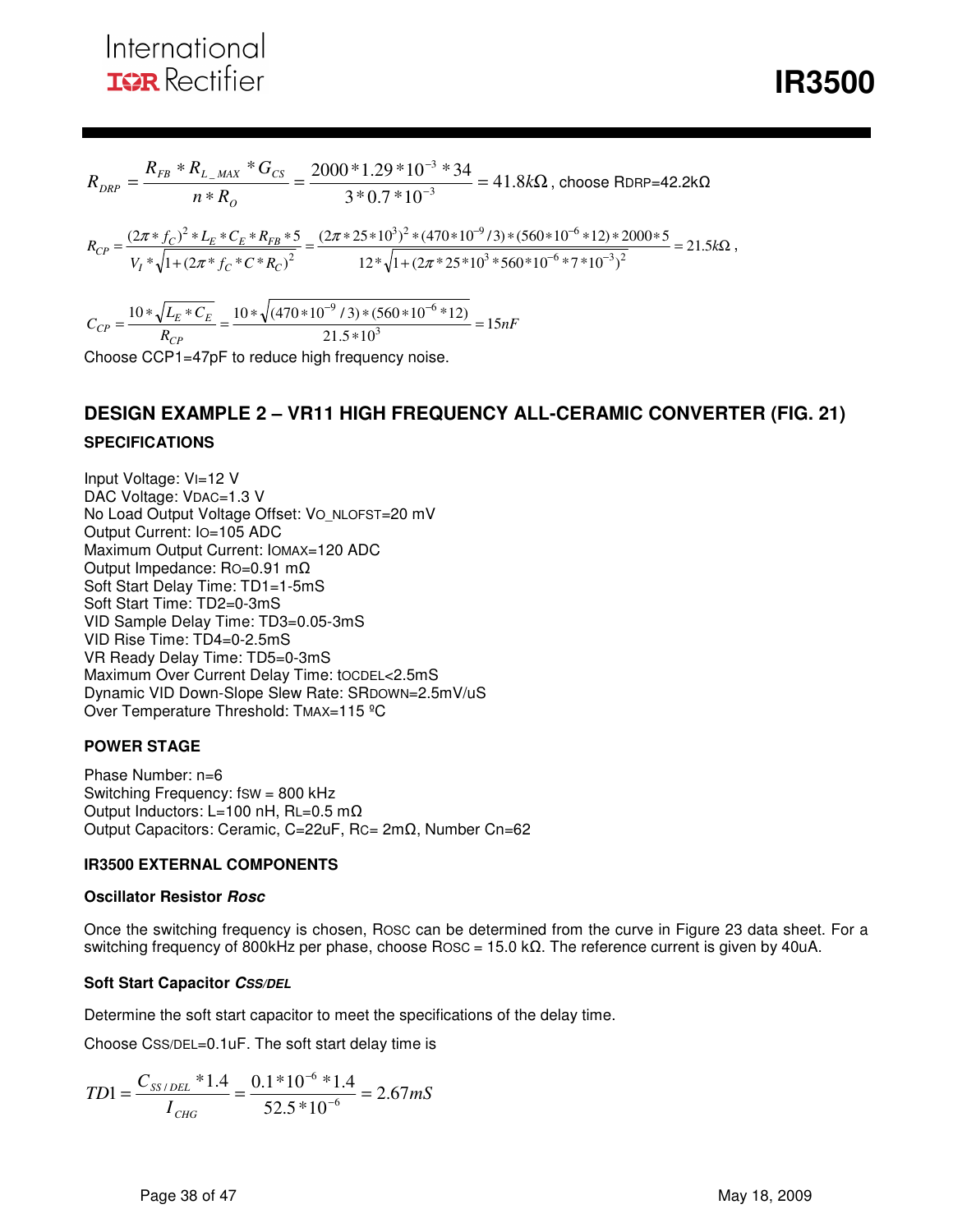$$R_{DRP} = \frac{R_{FB} * R_{L\_MAX} * G_{CS}}{n * R_O} = \frac{2000 * 1.29 * 10^{-3} * 34}{3 * 0.7 * 10^{-3}} = 41.8k\Omega$$, choose $R_{DRP}$=42.2kΩ

$$R_{CP} = \frac{(2\pi * f_C)^2 * L_E * C_E * R_{FB} * 5}{V_I * \sqrt{1 + (2\pi * f_C * C * R_C)^2}} = \frac{(2\pi * 25 * 10^3)^2 * (470 * 10^{-9} / 3) * (560 * 10^{-6} * 12) * 2000 * 5}{12 * \sqrt{1 + (2\pi * 25 * 10^3 * 560 * 10^{-6} * 7 * 10^{-3})^2}} = 21.5k\Omega,$$

$$C_{CP} = \frac{10 * \sqrt{L_E * C_E}}{R_{CP}} = \frac{10 * \sqrt{(470 * 10^{-9} / 3) * (560 * 10^{-6} * 12)}}{21.5 * 10^3} = 15nF$$

Choose CCP1=47pF to reduce high frequency noise.

## DESIGN EXAMPLE 2 – VR11 HIGH FREQUENCY ALL-CERAMIC CONVERTER (FIG. 21)

### SPECIFICATIONS

Input Voltage: $V_I$=12 V
DAC Voltage: $V_{DAC}$=1.3 V
No Load Output Voltage Offset: $V_{O\_NLOFST}$=20 mV
Output Current: $I_O$=105 ADC
Maximum Output Current: $I_{OMAX}$=120 ADC
Output Impedance: $R_O$=0.91 mΩ
Soft Start Delay Time: TD1=1-5mS
Soft Start Time: TD2=0-3mS
VID Sample Delay Time: TD3=0.05-3mS
VID Rise Time: TD4=0-2.5mS
VR Ready Delay Time: TD5=0-3mS
Maximum Over Current Delay Time: $t_{OCDEL}$<2.5mS
Dynamic VID Down-Slope Slew Rate: $SR_{DOWN}$=2.5mV/uS
Over Temperature Threshold: $T_{MAX}$=115 ºC

### POWER STAGE

Phase Number: n=6
Switching Frequency: $f_{SW}$ = 800 kHz
Output Inductors: L=100 nH, $R_L$=0.5 mΩ
Output Capacitors: Ceramic, C=22uF, $R_C$= 2mΩ, Number Cn=62

### IR3500 EXTERNAL COMPONENTS

#### Oscillator Resistor *Rosc*

Once the switching frequency is chosen, $R_{OSC}$ can be determined from the curve in Figure 23 data sheet. For a switching frequency of 800kHz per phase, choose $R_{OSC}$ = 15.0 kΩ. The reference current is given by 40uA.

#### Soft Start Capacitor *$C_{SS/DEL}$*

Determine the soft start capacitor to meet the specifications of the delay time.

Choose $C_{SS/DEL}$=0.1uF. The soft start delay time is

$$TD1 = \frac{C_{SS/DEL} * 1.4}{I_{CHG}} = \frac{0.1 * 10^{-6} * 1.4}{52.5 * 10^{-6}} = 2.67mS$$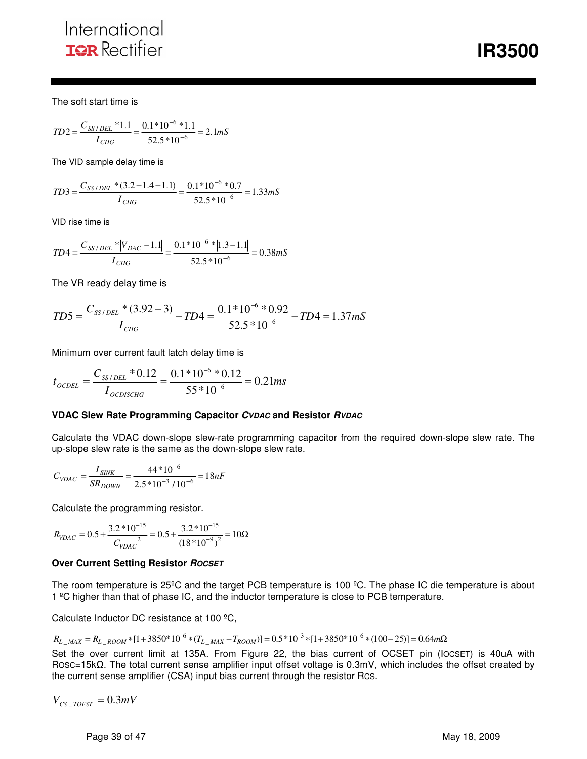The soft start time is

$$TD2 = \frac{C_{SS/DEL} * 1.1}{I_{CHG}} = \frac{0.1*10^{-6}*1.1}{52.5*10^{-6}} = 2.1mS$$

The VID sample delay time is

$$TD3 = \frac{C_{SS/DEL} * (3.2 - 1.4 - 1.1)}{I_{CHG}} = \frac{0.1*10^{-6}*0.7}{52.5*10^{-6}} = 1.33mS$$

VID rise time is

$$TD4 = \frac{C_{SS/DEL} * |V_{DAC} - 1.1|}{I_{CHG}} = \frac{0.1*10^{-6}*|1.3 - 1.1|}{52.5*10^{-6}} = 0.38mS$$

The VR ready delay time is

$$TD5 = \frac{C_{SS/DEL} * (3.92 - 3)}{I_{CHG}} - TD4 = \frac{0.1*10^{-6}*0.92}{52.5*10^{-6}} - TD4 = 1.37mS$$

Minimum over current fault latch delay time is

$$t_{OCDEL} = \frac{C_{SS/DEL} * 0.12}{I_{OCDISCHG}} = \frac{0.1*10^{-6}*0.12}{55*10^{-6}} = 0.21ms$$

**VDAC Slew Rate Programming Capacitor *$C_{VDAC}$* and Resistor *$R_{VDAC}$***

Calculate the VDAC down-slope slew-rate programming capacitor from the required down-slope slew rate. The up-slope slew rate is the same as the down-slope slew rate.

$$C_{VDAC} = \frac{I_{SINK}}{SR_{DOWN}} = \frac{44*10^{-6}}{2.5*10^{-3}/10^{-6}} = 18nF$$

Calculate the programming resistor.

$$R_{VDAC} = 0.5 + \frac{3.2*10^{-15}}{C_{VDAC}^{\,2}} = 0.5 + \frac{3.2*10^{-15}}{(18*10^{-9})^2} = 10\Omega$$

**Over Current Setting Resistor *$R_{OCSET}$***

The room temperature is 25ºC and the target PCB temperature is 100 ºC. The phase IC die temperature is about 1 ºC higher than that of phase IC, and the inductor temperature is close to PCB temperature.

Calculate Inductor DC resistance at 100 ºC,

$$R_{L\_MAX} = R_{L\_ROOM} * [1 + 3850*10^{-6} * (T_{L\_MAX} - T_{ROOM})] = 0.5*10^{-3} * [1 + 3850*10^{-6} * (100 - 25)] = 0.64m\Omega$$

Set the over current limit at 135A. From Figure 22, the bias current of OCSET pin ($I_{OCSET}$) is 40uA with $R_{OSC}$=15kΩ. The total current sense amplifier input offset voltage is 0.3mV, which includes the offset created by the current sense amplifier (CSA) input bias current through the resistor $R_{CS}$.

$$V_{CS\_TOFST} = 0.3mV$$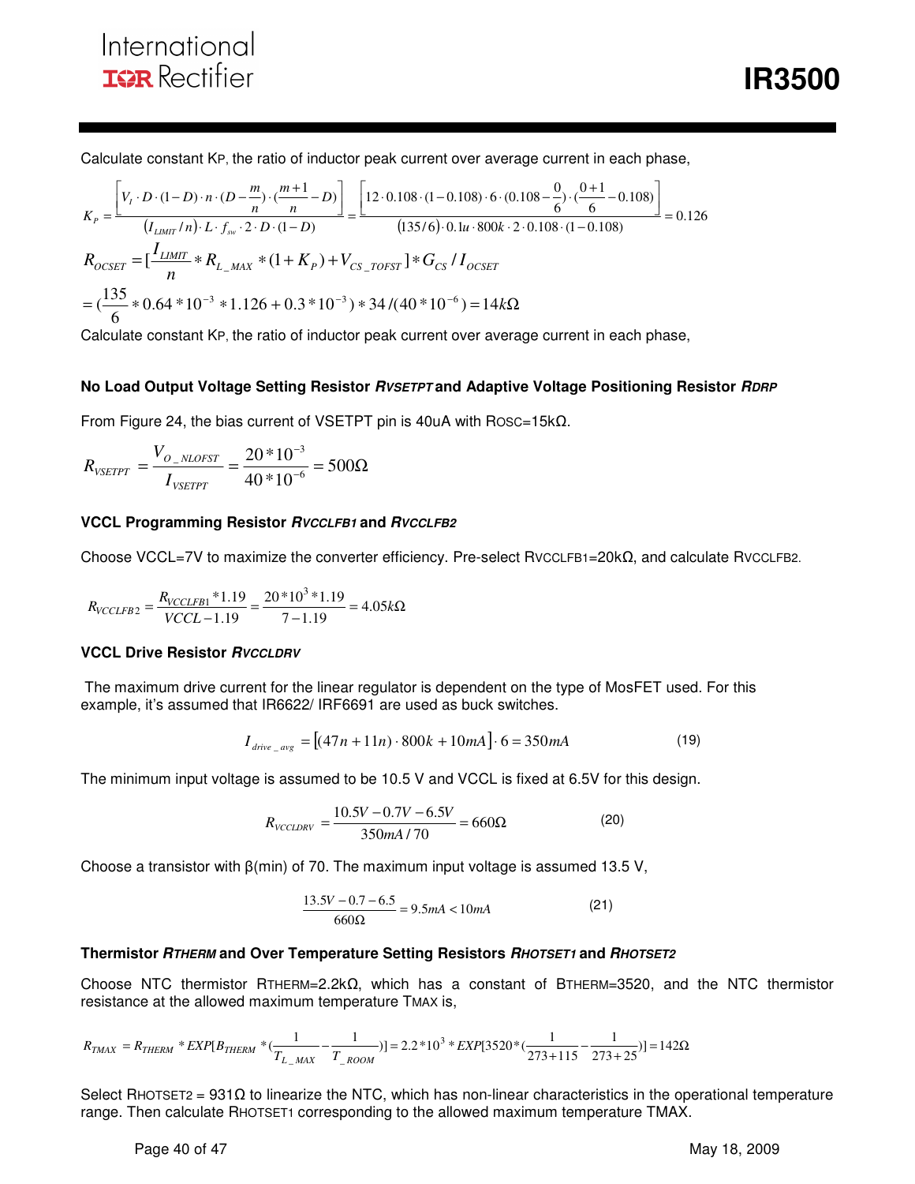Calculate constant $K_P$, the ratio of inductor peak current over average current in each phase,

$$K_P = \frac{\left[ V_I \cdot D \cdot (1-D) \cdot n \cdot (D - \frac{m}{n}) \cdot (\frac{m+1}{n} - D) \right]}{(I_{LIMIT}/n) \cdot L \cdot f_{sw} \cdot 2 \cdot D \cdot (1-D)} = \frac{\left[ 12 \cdot 0.108 \cdot (1-0.108) \cdot 6 \cdot (0.108 - \frac{0}{6}) \cdot (\frac{0+1}{6} - 0.108) \right]}{(135/6) \cdot 0.1u \cdot 800k \cdot 2 \cdot 0.108 \cdot (1-0.108)} = 0.126$$

$$R_{OCSET} = [\frac{I_{LIMIT}}{n} * R_{L\_MAX} * (1+K_P) + V_{CS\_TOFST}] * G_{CS} / I_{OCSET}$$

$$= (\frac{135}{6} * 0.64 * 10^{-3} * 1.126 + 0.3 * 10^{-3}) * 34 / (40 * 10^{-6}) = 14k\Omega$$

Calculate constant $K_P$, the ratio of inductor peak current over average current in each phase,

### No Load Output Voltage Setting Resistor $R_{VSETPT}$ and Adaptive Voltage Positioning Resistor $R_{DRP}$

From Figure 24, the bias current of VSETPT pin is 40uA with $R_{OSC}$=15kΩ.

$$R_{VSETPT} = \frac{V_{O\_NLOFST}}{I_{VSETPT}} = \frac{20*10^{-3}}{40*10^{-6}} = 500\Omega$$

### VCCL Programming Resistor $R_{VCCLFB1}$ and $R_{VCCLFB2}$

Choose VCCL=7V to maximize the converter efficiency. Pre-select $R_{VCCLFB1}$=20kΩ, and calculate $R_{VCCLFB2}$.

$$R_{VCCLFB2} = \frac{R_{VCCLFB1} * 1.19}{VCCL - 1.19} = \frac{20*10^3 * 1.19}{7-1.19} = 4.05k\Omega$$

### VCCL Drive Resistor $R_{VCCLDRV}$

The maximum drive current for the linear regulator is dependent on the type of MosFET used. For this example, it's assumed that IR6622/ IRF6691 are used as buck switches.

$$I_{drive\_avg} = \left[(47n + 11n) \cdot 800k + 10mA\right] \cdot 6 = 350mA \qquad (19)$$

The minimum input voltage is assumed to be 10.5 V and VCCL is fixed at 6.5V for this design.

$$R_{VCCLDRV} = \frac{10.5V - 0.7V - 6.5V}{350mA / 70} = 660\Omega \qquad (20)$$

Choose a transistor with β(min) of 70. The maximum input voltage is assumed 13.5 V,

$$\frac{13.5V - 0.7 - 6.5}{660\Omega} = 9.5mA < 10mA \qquad (21)$$

### Thermistor $R_{THERM}$ and Over Temperature Setting Resistors $R_{HOTSET1}$ and $R_{HOTSET2}$

Choose NTC thermistor $R_{THERM}$=2.2kΩ, which has a constant of $B_{THERM}$=3520, and the NTC thermistor resistance at the allowed maximum temperature $T_{MAX}$ is,

$$R_{TMAX} = R_{THERM} * EXP[B_{THERM} * (\frac{1}{T_{L\_MAX}} - \frac{1}{T_{\_ROOM}})] = 2.2*10^3 * EXP[3520 * (\frac{1}{273+115} - \frac{1}{273+25})] = 142\Omega$$

Select $R_{HOTSET2}$ = 931Ω to linearize the NTC, which has non-linear characteristics in the operational temperature range. Then calculate $R_{HOTSET1}$ corresponding to the allowed maximum temperature TMAX.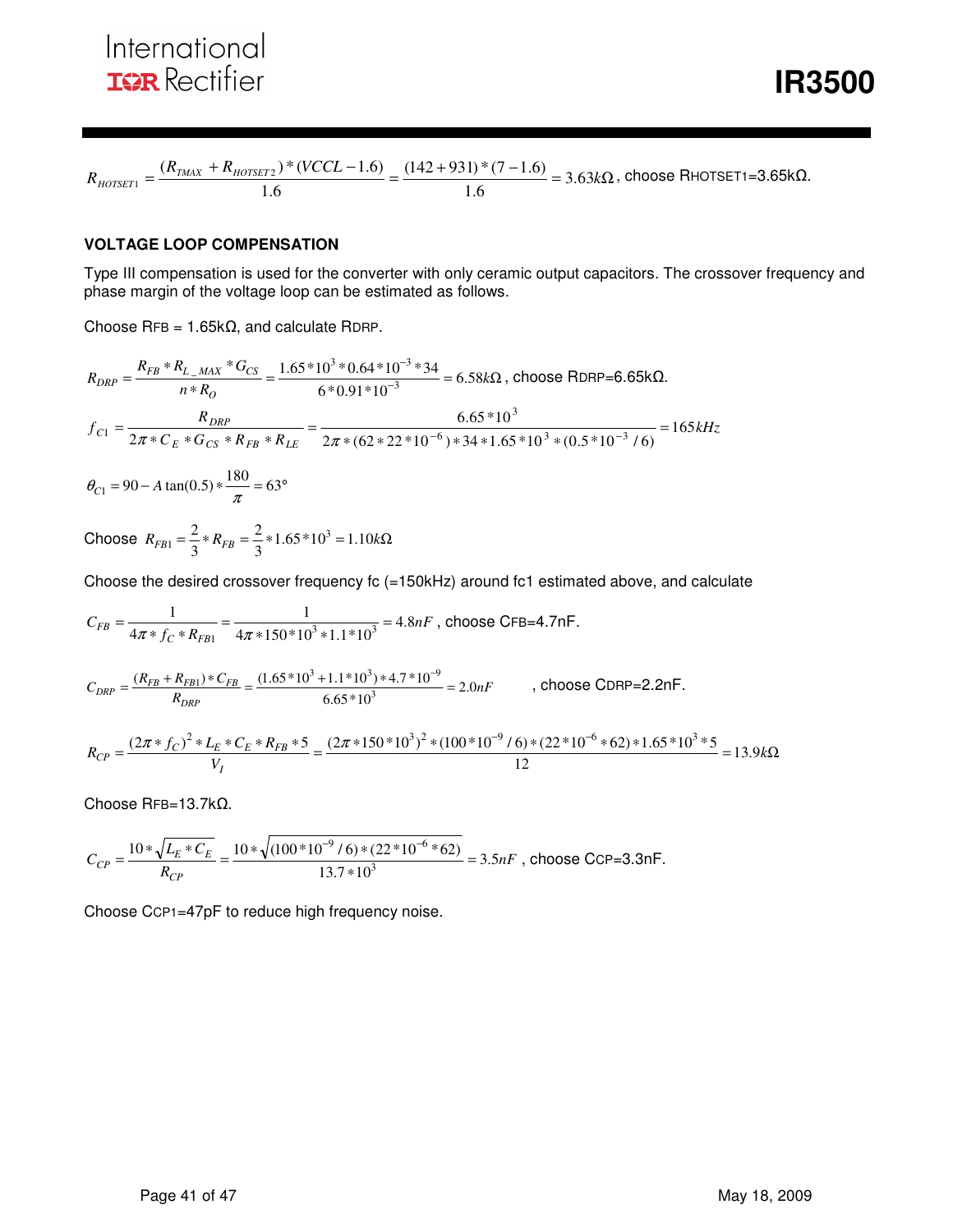$$R_{HOTSET1} = \frac{(R_{TMAX} + R_{HOTSET2})*(VCCL - 1.6)}{1.6} = \frac{(142+931)*(7-1.6)}{1.6} = 3.63k\Omega$$, choose RHOTSET1=3.65kΩ.

### VOLTAGE LOOP COMPENSATION

Type III compensation is used for the converter with only ceramic output capacitors. The crossover frequency and phase margin of the voltage loop can be estimated as follows.

Choose RFB = 1.65kΩ, and calculate RDRP.

$$R_{DRP} = \frac{R_{FB} * R_{L\_MAX} * G_{CS}}{n * R_O} = \frac{1.65*10^3 * 0.64*10^{-3} * 34}{6*0.91*10^{-3}} = 6.58k\Omega$$, choose RDRP=6.65kΩ.

$$f_{C1} = \frac{R_{DRP}}{2\pi * C_E * G_{CS} * R_{FB} * R_{LE}} = \frac{6.65*10^3}{2\pi*(62*22*10^{-6})*34*1.65*10^3*(0.5*10^{-3}/6)} = 165kHz$$

$$\theta_{C1} = 90 - A\tan(0.5)*\frac{180}{\pi} = 63°$$

Choose $R_{FB1} = \frac{2}{3}*R_{FB} = \frac{2}{3}*1.65*10^3 = 1.10k\Omega$

Choose the desired crossover frequency fc (=150kHz) around fc1 estimated above, and calculate

$$C_{FB} = \frac{1}{4\pi * f_C * R_{FB1}} = \frac{1}{4\pi*150*10^3*1.1*10^3} = 4.8nF$$, choose CFB=4.7nF.

$$C_{DRP} = \frac{(R_{FB}+R_{FB1})*C_{FB}}{R_{DRP}} = \frac{(1.65*10^3+1.1*10^3)*4.7*10^{-9}}{6.65*10^3} = 2.0nF$$, choose CDRP=2.2nF.

$$R_{CP} = \frac{(2\pi * f_C)^2 * L_E * C_E * R_{FB} * 5}{V_I} = \frac{(2\pi*150*10^3)^2*(100*10^{-9}/6)*(22*10^{-6}*62)*1.65*10^3*5}{12} = 13.9k\Omega$$

Choose RFB=13.7kΩ.

$$C_{CP} = \frac{10*\sqrt{L_E * C_E}}{R_{CP}} = \frac{10*\sqrt{(100*10^{-9}/6)*(22*10^{-6}*62)}}{13.7*10^3} = 3.5nF$$, choose CCP=3.3nF.

Choose CCP1=47pF to reduce high frequency noise.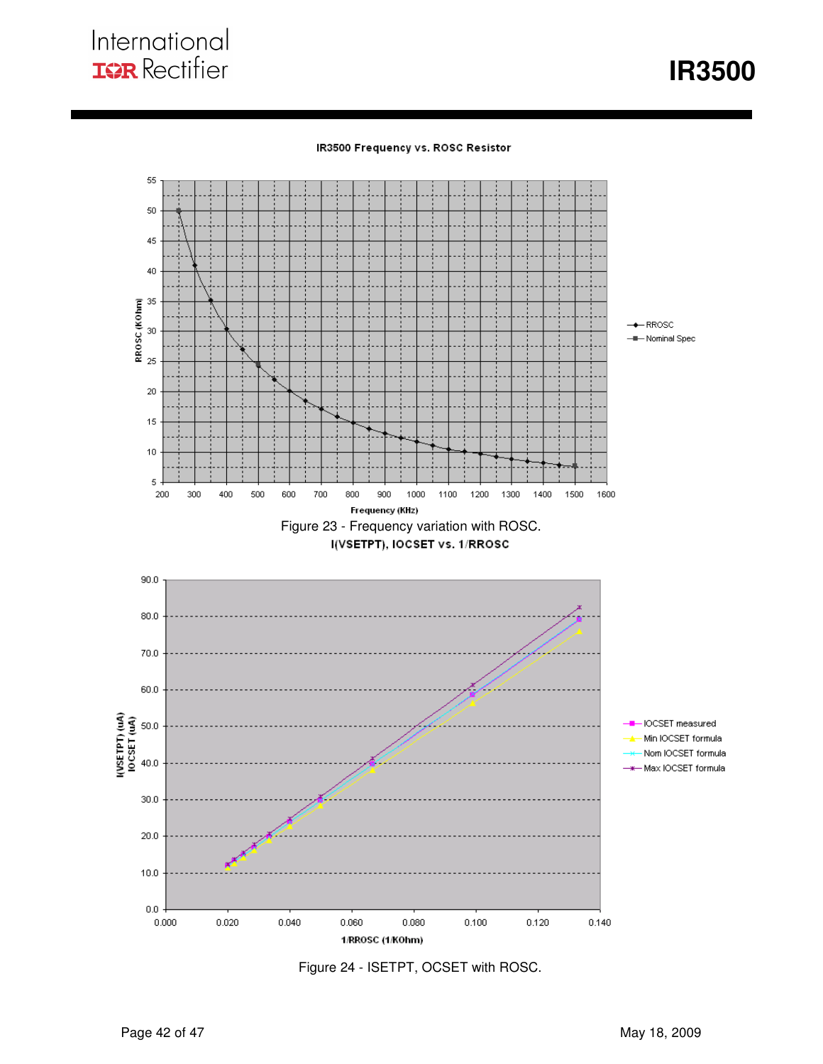**IR3500 Frequency vs. ROSC Resistor**

Figure 23 - Frequency variation with ROSC.

**I(VSETPT), IOCSET vs. 1/RROSC**

Figure 24 - ISETPT, OCSET with ROSC.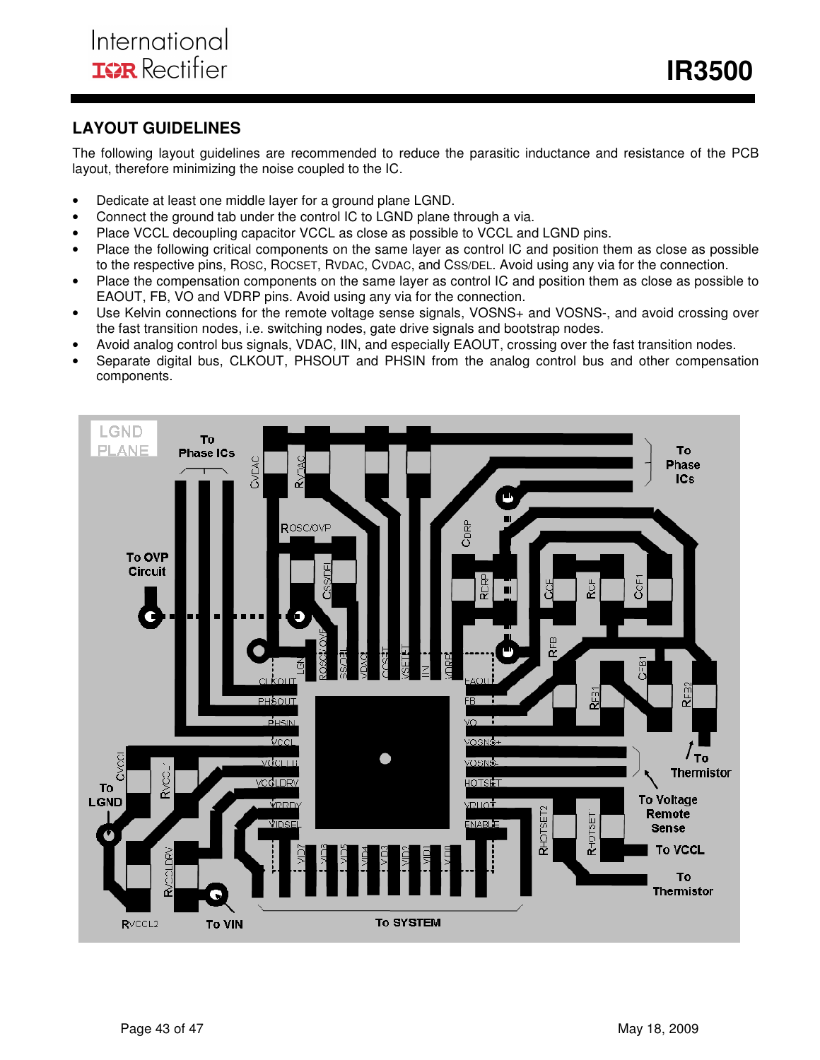## LAYOUT GUIDELINES

The following layout guidelines are recommended to reduce the parasitic inductance and resistance of the PCB layout, therefore minimizing the noise coupled to the IC.

- Dedicate at least one middle layer for a ground plane LGND.
- Connect the ground tab under the control IC to LGND plane through a via.
- Place VCCL decoupling capacitor VCCL as close as possible to VCCL and LGND pins.
- Place the following critical components on the same layer as control IC and position them as close as possible to the respective pins, $R_{OSC}$, $R_{OCSET}$, $R_{VDAC}$, $C_{VDAC}$, and $C_{SS/DEL}$. Avoid using any via for the connection.
- Place the compensation components on the same layer as control IC and position them as close as possible to EAOUT, FB, VO and VDRP pins. Avoid using any via for the connection.
- Use Kelvin connections for the remote voltage sense signals, VOSNS+ and VOSNS-, and avoid crossing over the fast transition nodes, i.e. switching nodes, gate drive signals and bootstrap nodes.
- Avoid analog control bus signals, VDAC, IIN, and especially EAOUT, crossing over the fast transition nodes.
- Separate digital bus, CLKOUT, PHSOUT and PHSIN from the analog control bus and other compensation components.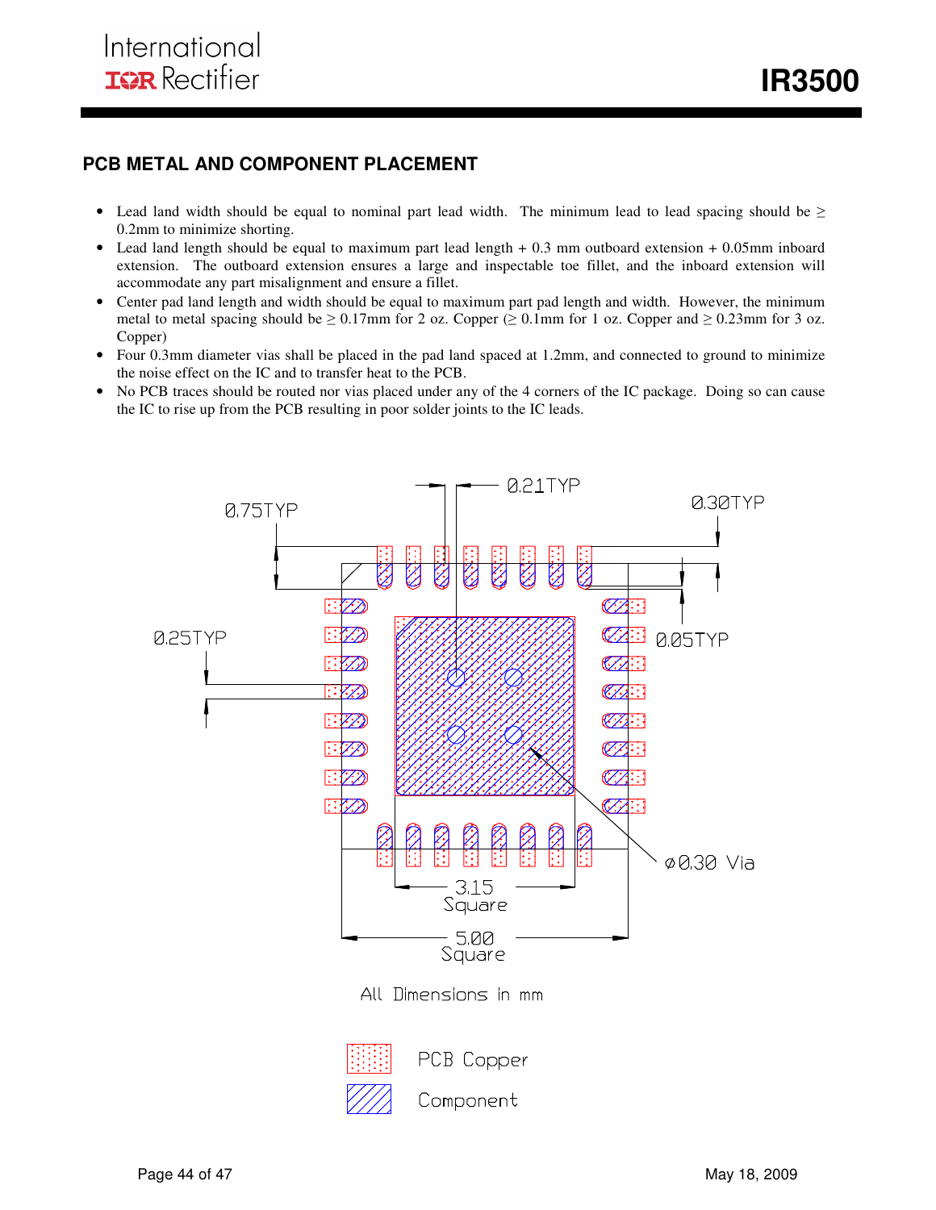## PCB METAL AND COMPONENT PLACEMENT

- Lead land width should be equal to nominal part lead width. The minimum lead to lead spacing should be ≥ 0.2mm to minimize shorting.
- Lead land length should be equal to maximum part lead length + 0.3 mm outboard extension + 0.05mm inboard extension. The outboard extension ensures a large and inspectable toe fillet, and the inboard extension will accommodate any part misalignment and ensure a fillet.
- Center pad land length and width should be equal to maximum part pad length and width. However, the minimum metal to metal spacing should be ≥ 0.17mm for 2 oz. Copper (≥ 0.1mm for 1 oz. Copper and ≥ 0.23mm for 3 oz. Copper)
- Four 0.3mm diameter vias shall be placed in the pad land spaced at 1.2mm, and connected to ground to minimize the noise effect on the IC and to transfer heat to the PCB.
- No PCB traces should be routed nor vias placed under any of the 4 corners of the IC package. Doing so can cause the IC to rise up from the PCB resulting in poor solder joints to the IC leads.

0.75TYP

0.21TYP

0.30TYP

0.25TYP

0.05TYP

ø0.30 Via

3.15 Square

5.00 Square

All Dimensions in mm

PCB Copper

Component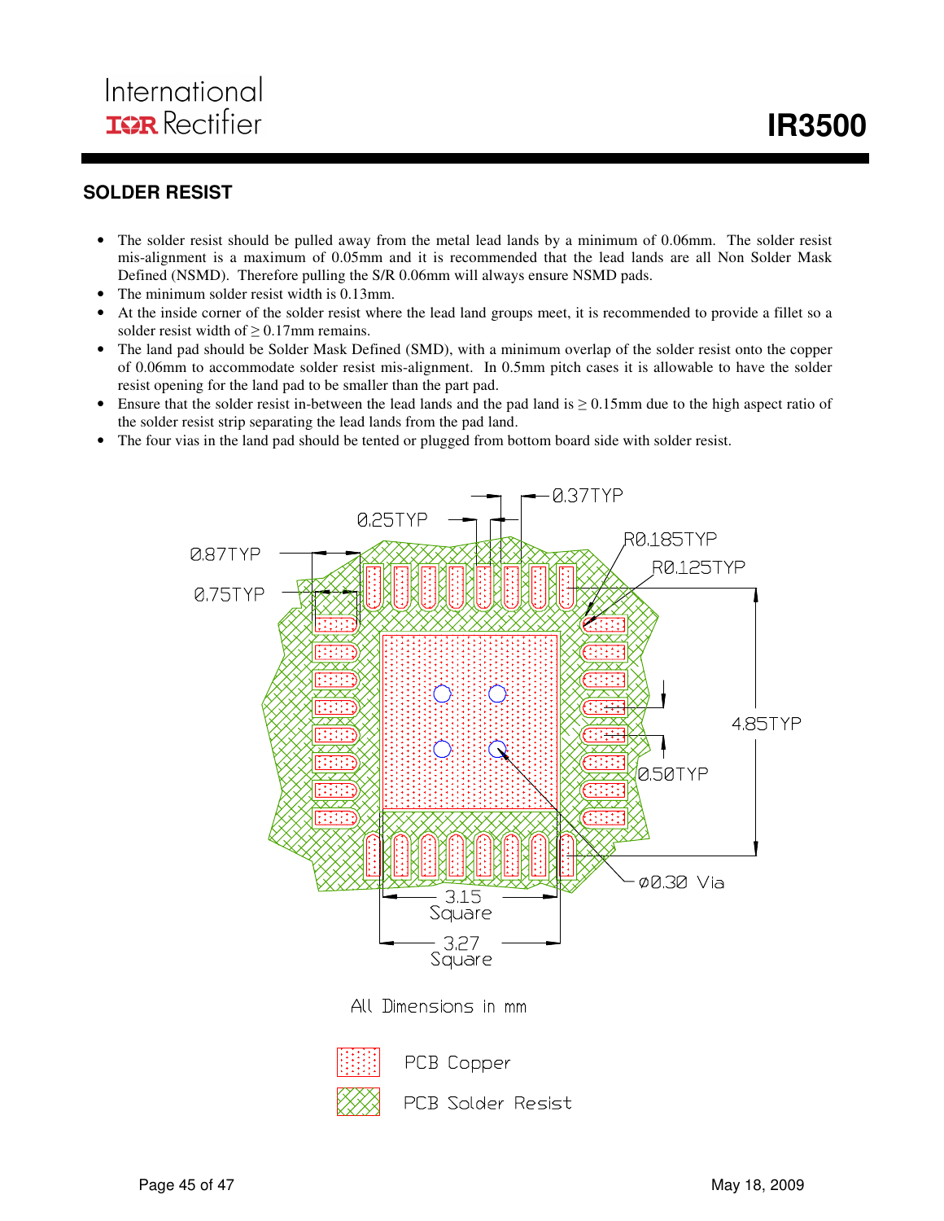## SOLDER RESIST

- The solder resist should be pulled away from the metal lead lands by a minimum of 0.06mm. The solder resist mis-alignment is a maximum of 0.05mm and it is recommended that the lead lands are all Non Solder Mask Defined (NSMD). Therefore pulling the S/R 0.06mm will always ensure NSMD pads.
- The minimum solder resist width is 0.13mm.
- At the inside corner of the solder resist where the lead land groups meet, it is recommended to provide a fillet so a solder resist width of ≥ 0.17mm remains.
- The land pad should be Solder Mask Defined (SMD), with a minimum overlap of the solder resist onto the copper of 0.06mm to accommodate solder resist mis-alignment. In 0.5mm pitch cases it is allowable to have the solder resist opening for the land pad to be smaller than the part pad.
- Ensure that the solder resist in-between the lead lands and the pad land is ≥ 0.15mm due to the high aspect ratio of the solder resist strip separating the lead lands from the pad land.
- The four vias in the land pad should be tented or plugged from bottom board side with solder resist.

0.25TYP
0.37TYP
0.87TYP
0.75TYP
R0.185TYP
R0.125TYP
4.85TYP
0.50TYP
ø0.30 Via
3.15 Square
3.27 Square

All Dimensions in mm

PCB Copper

PCB Solder Resist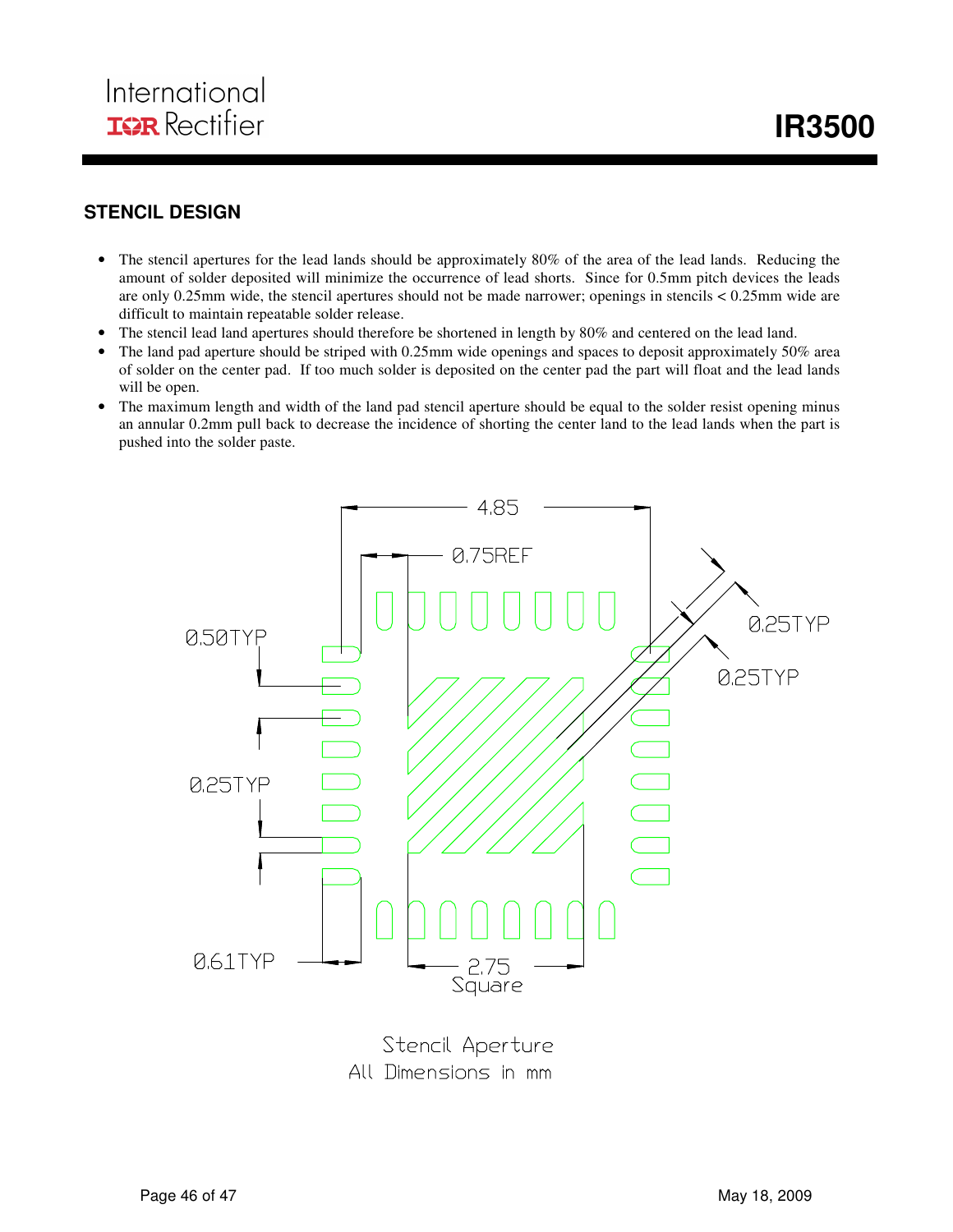## STENCIL DESIGN

- The stencil apertures for the lead lands should be approximately 80% of the area of the lead lands. Reducing the amount of solder deposited will minimize the occurrence of lead shorts. Since for 0.5mm pitch devices the leads are only 0.25mm wide, the stencil apertures should not be made narrower; openings in stencils < 0.25mm wide are difficult to maintain repeatable solder release.
- The stencil lead land apertures should therefore be shortened in length by 80% and centered on the lead land.
- The land pad aperture should be striped with 0.25mm wide openings and spaces to deposit approximately 50% area of solder on the center pad. If too much solder is deposited on the center pad the part will float and the lead lands will be open.
- The maximum length and width of the land pad stencil aperture should be equal to the solder resist opening minus an annular 0.2mm pull back to decrease the incidence of shorting the center land to the lead lands when the part is pushed into the solder paste.

4.85

0.75REF

0.50TYP

0.25TYP

0.25TYP

0.25TYP

0.61TYP

2.75 Square

Stencil Aperture
All Dimensions in mm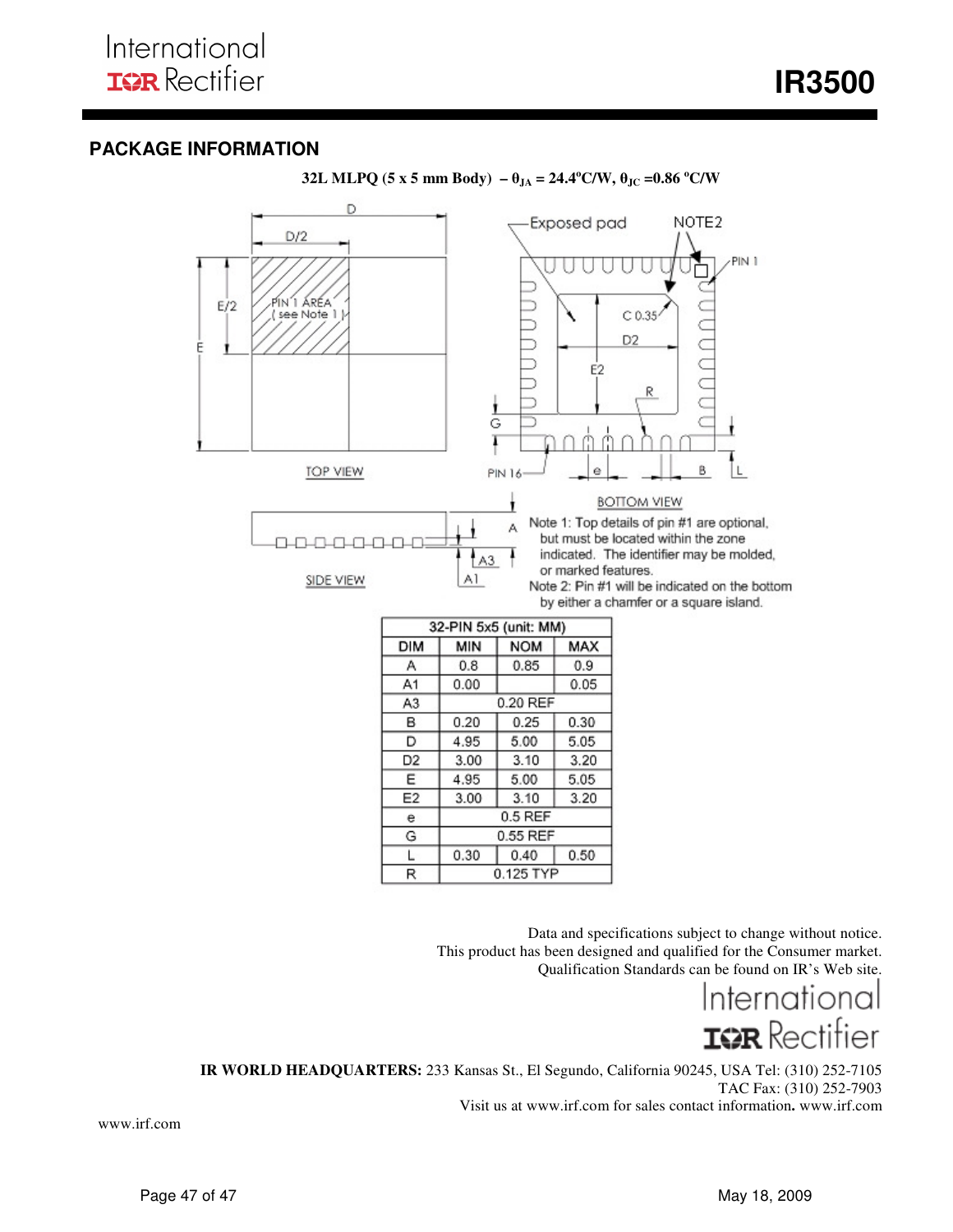## PACKAGE INFORMATION

**32L MLPQ (5 x 5 mm Body) – $\theta_{JA}$ = 24.4°C/W, $\theta_{JC}$ =0.86 °C/W**

D
D/2
E/2
E
PIN 1 AREA
( see Note 1 )
TOP VIEW
Exposed pad
NOTE2
PIN 1
C 0.35
D2
E2
R
G
PIN 16
e
B
L
BOTTOM VIEW
SIDE VIEW
A
A3
A1

Note 1: Top details of pin #1 are optional, but must be located within the zone indicated. The identifier may be molded, or marked features.

Note 2: Pin #1 will be indicated on the bottom by either a chamfer or a square island.

| 32-PIN 5x5 (unit: MM) | | | |
|---|---|---|---|
| DIM | MIN | NOM | MAX |
| A | 0.8 | 0.85 | 0.9 |
| A1 | 0.00 | | 0.05 |
| A3 | 0.20 REF | | |
| B | 0.20 | 0.25 | 0.30 |
| D | 4.95 | 5.00 | 5.05 |
| D2 | 3.00 | 3.10 | 3.20 |
| E | 4.95 | 5.00 | 5.05 |
| E2 | 3.00 | 3.10 | 3.20 |
| e | 0.5 REF | | |
| G | 0.55 REF | | |
| L | 0.30 | 0.40 | 0.50 |
| R | 0.125 TYP | | |

Data and specifications subject to change without notice.
This product has been designed and qualified for the Consumer market.
Qualification Standards can be found on IR's Web site.

International
IOR Rectifier

**IR WORLD HEADQUARTERS:** 233 Kansas St., El Segundo, California 90245, USA Tel: (310) 252-7105
TAC Fax: (310) 252-7903
Visit us at www.irf.com for sales contact information**.** www.irf.com

www.irf.com